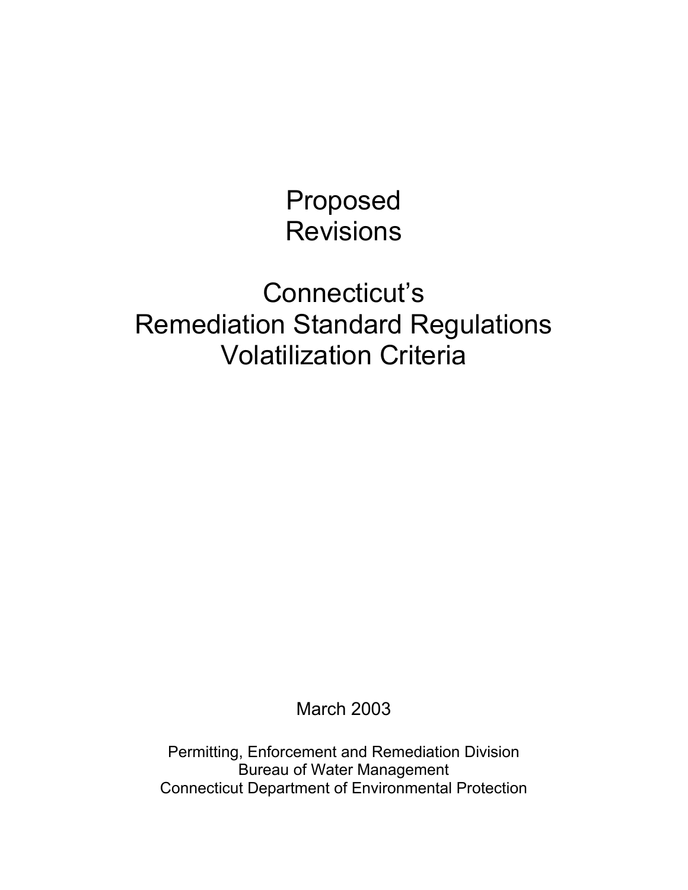# Proposed Revisions

# Connecticut's Remediation Standard Regulations Volatilization Criteria

March 2003

Permitting, Enforcement and Remediation Division
Bureau of Water Management
Connecticut Department of Environmental Protection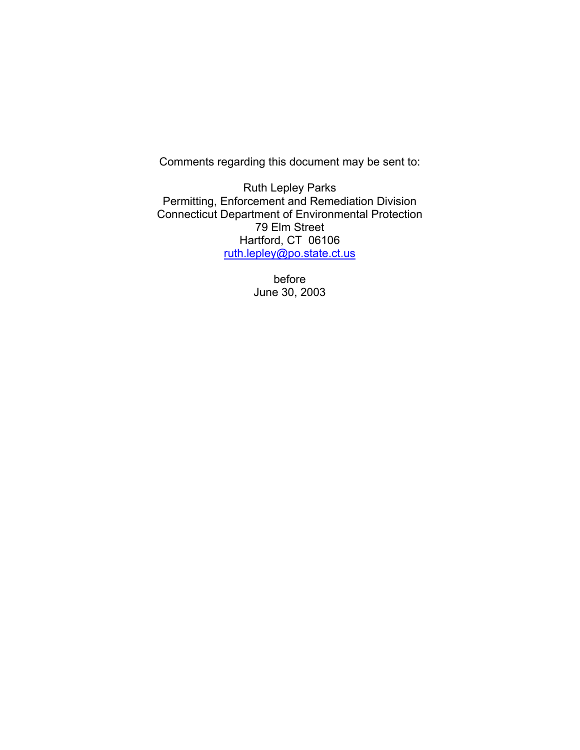Comments regarding this document may be sent to:

Ruth Lepley Parks
Permitting, Enforcement and Remediation Division
Connecticut Department of Environmental Protection
79 Elm Street
Hartford, CT 06106
ruth.lepley@po.state.ct.us

before
June 30, 2003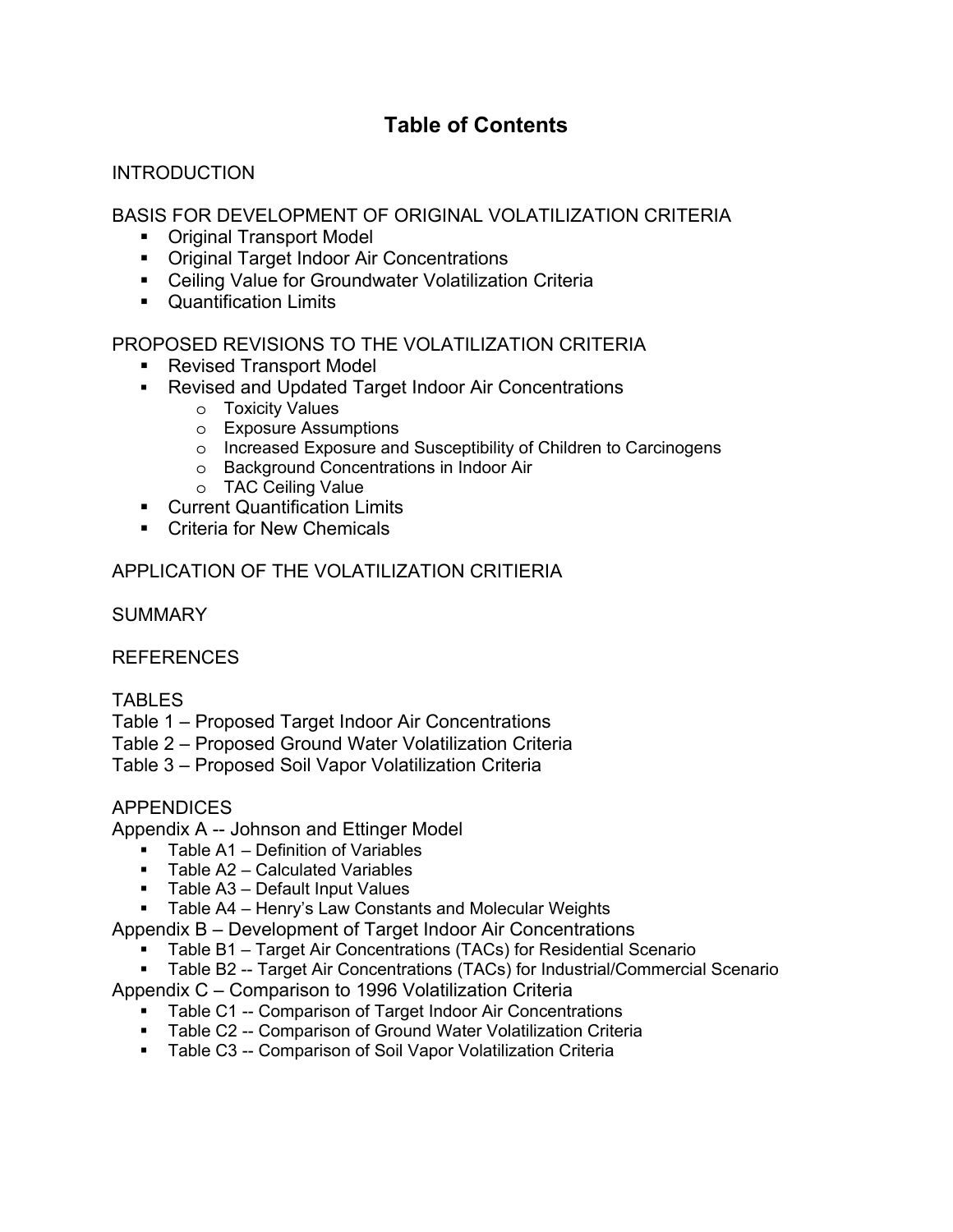# Table of Contents

INTRODUCTION

BASIS FOR DEVELOPMENT OF ORIGINAL VOLATILIZATION CRITERIA

- Original Transport Model
- Original Target Indoor Air Concentrations
- Ceiling Value for Groundwater Volatilization Criteria
- Quantification Limits

PROPOSED REVISIONS TO THE VOLATILIZATION CRITERIA

- Revised Transport Model
- Revised and Updated Target Indoor Air Concentrations
    - Toxicity Values
    - Exposure Assumptions
    - Increased Exposure and Susceptibility of Children to Carcinogens
    - Background Concentrations in Indoor Air
    - TAC Ceiling Value
- Current Quantification Limits
- Criteria for New Chemicals

APPLICATION OF THE VOLATILIZATION CRITIERIA

SUMMARY

REFERENCES

TABLES

Table 1 – Proposed Target Indoor Air Concentrations

Table 2 – Proposed Ground Water Volatilization Criteria

Table 3 – Proposed Soil Vapor Volatilization Criteria

APPENDICES

Appendix A -- Johnson and Ettinger Model

- Table A1 – Definition of Variables
- Table A2 – Calculated Variables
- Table A3 – Default Input Values
- Table A4 – Henry's Law Constants and Molecular Weights

Appendix B – Development of Target Indoor Air Concentrations

- Table B1 – Target Air Concentrations (TACs) for Residential Scenario
- Table B2 -- Target Air Concentrations (TACs) for Industrial/Commercial Scenario

Appendix C – Comparison to 1996 Volatilization Criteria

- Table C1 -- Comparison of Target Indoor Air Concentrations
- Table C2 -- Comparison of Ground Water Volatilization Criteria
- Table C3 -- Comparison of Soil Vapor Volatilization Criteria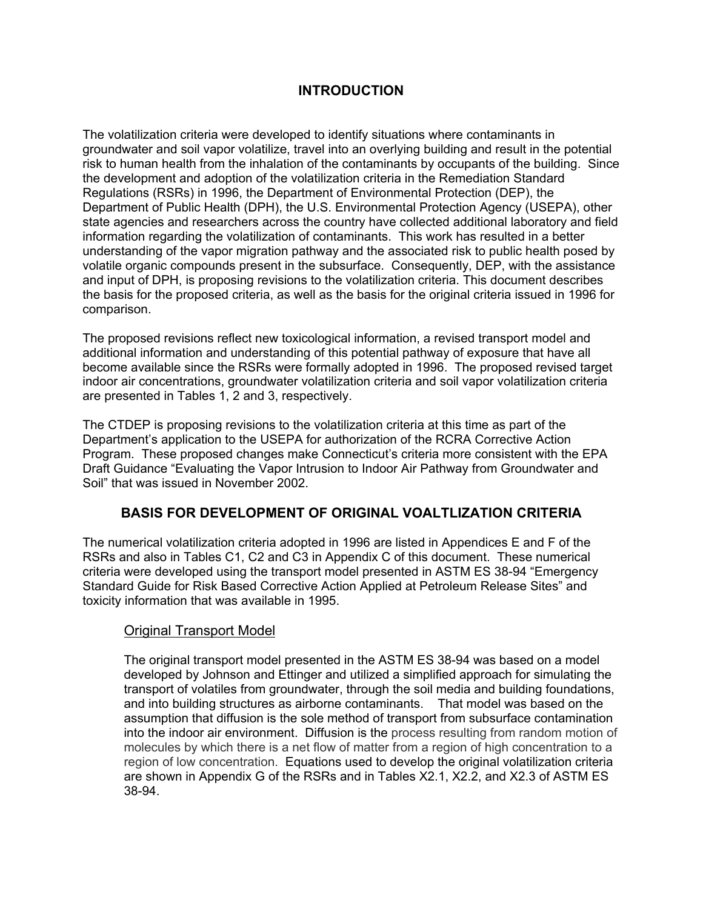# INTRODUCTION

The volatilization criteria were developed to identify situations where contaminants in groundwater and soil vapor volatilize, travel into an overlying building and result in the potential risk to human health from the inhalation of the contaminants by occupants of the building. Since the development and adoption of the volatilization criteria in the Remediation Standard Regulations (RSRs) in 1996, the Department of Environmental Protection (DEP), the Department of Public Health (DPH), the U.S. Environmental Protection Agency (USEPA), other state agencies and researchers across the country have collected additional laboratory and field information regarding the volatilization of contaminants. This work has resulted in a better understanding of the vapor migration pathway and the associated risk to public health posed by volatile organic compounds present in the subsurface. Consequently, DEP, with the assistance and input of DPH, is proposing revisions to the volatilization criteria. This document describes the basis for the proposed criteria, as well as the basis for the original criteria issued in 1996 for comparison.

The proposed revisions reflect new toxicological information, a revised transport model and additional information and understanding of this potential pathway of exposure that have all become available since the RSRs were formally adopted in 1996. The proposed revised target indoor air concentrations, groundwater volatilization criteria and soil vapor volatilization criteria are presented in Tables 1, 2 and 3, respectively.

The CTDEP is proposing revisions to the volatilization criteria at this time as part of the Department's application to the USEPA for authorization of the RCRA Corrective Action Program. These proposed changes make Connecticut's criteria more consistent with the EPA Draft Guidance "Evaluating the Vapor Intrusion to Indoor Air Pathway from Groundwater and Soil" that was issued in November 2002.

## BASIS FOR DEVELOPMENT OF ORIGINAL VOALTLIZATION CRITERIA

The numerical volatilization criteria adopted in 1996 are listed in Appendices E and F of the RSRs and also in Tables C1, C2 and C3 in Appendix C of this document. These numerical criteria were developed using the transport model presented in ASTM ES 38-94 "Emergency Standard Guide for Risk Based Corrective Action Applied at Petroleum Release Sites" and toxicity information that was available in 1995.

### Original Transport Model

The original transport model presented in the ASTM ES 38-94 was based on a model developed by Johnson and Ettinger and utilized a simplified approach for simulating the transport of volatiles from groundwater, through the soil media and building foundations, and into building structures as airborne contaminants. That model was based on the assumption that diffusion is the sole method of transport from subsurface contamination into the indoor air environment. Diffusion is the process resulting from random motion of molecules by which there is a net flow of matter from a region of high concentration to a region of low concentration. Equations used to develop the original volatilization criteria are shown in Appendix G of the RSRs and in Tables X2.1, X2.2, and X2.3 of ASTM ES 38-94.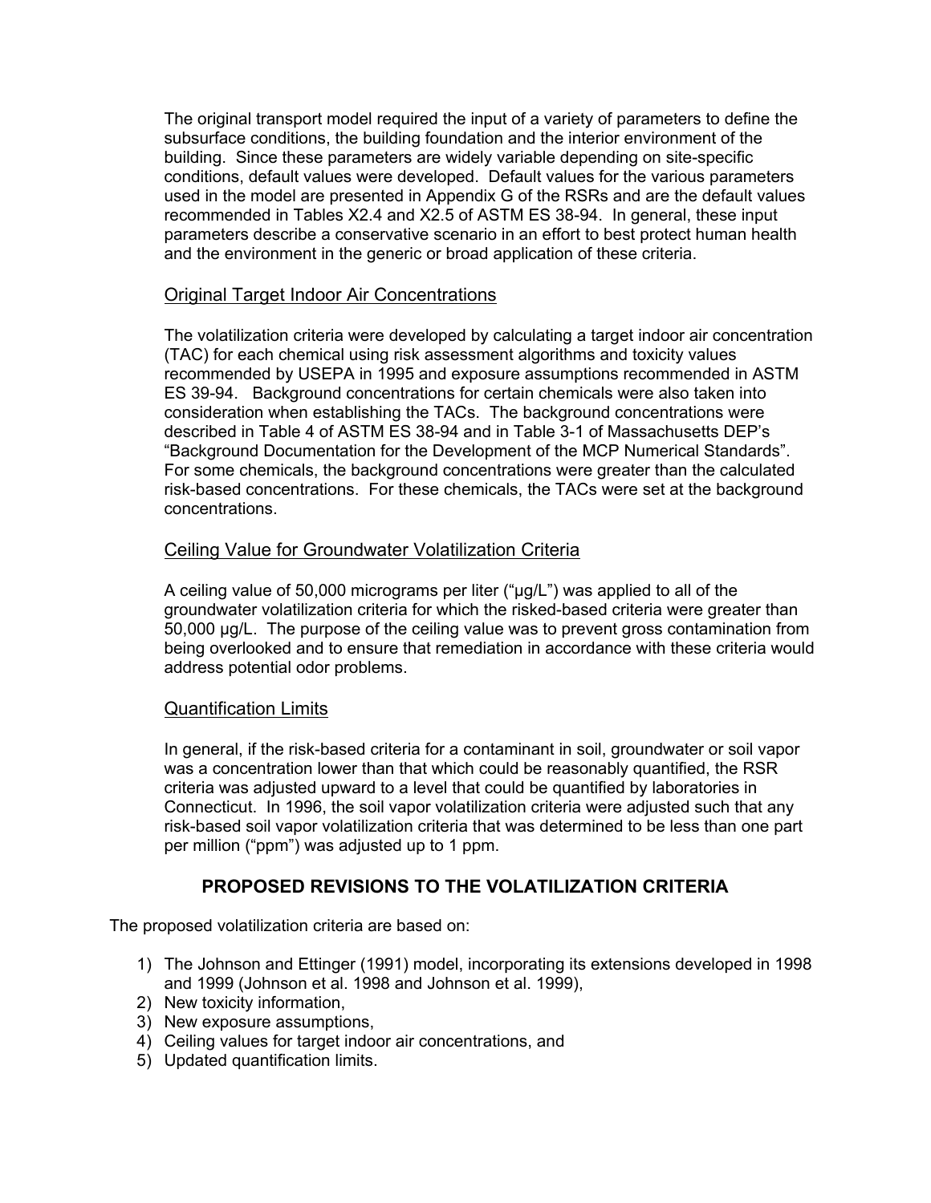The original transport model required the input of a variety of parameters to define the subsurface conditions, the building foundation and the interior environment of the building. Since these parameters are widely variable depending on site-specific conditions, default values were developed. Default values for the various parameters used in the model are presented in Appendix G of the RSRs and are the default values recommended in Tables X2.4 and X2.5 of ASTM ES 38-94. In general, these input parameters describe a conservative scenario in an effort to best protect human health and the environment in the generic or broad application of these criteria.

### Original Target Indoor Air Concentrations

The volatilization criteria were developed by calculating a target indoor air concentration (TAC) for each chemical using risk assessment algorithms and toxicity values recommended by USEPA in 1995 and exposure assumptions recommended in ASTM ES 39-94. Background concentrations for certain chemicals were also taken into consideration when establishing the TACs. The background concentrations were described in Table 4 of ASTM ES 38-94 and in Table 3-1 of Massachusetts DEP's "Background Documentation for the Development of the MCP Numerical Standards". For some chemicals, the background concentrations were greater than the calculated risk-based concentrations. For these chemicals, the TACs were set at the background concentrations.

### Ceiling Value for Groundwater Volatilization Criteria

A ceiling value of 50,000 micrograms per liter ("µg/L") was applied to all of the groundwater volatilization criteria for which the risked-based criteria were greater than 50,000 µg/L. The purpose of the ceiling value was to prevent gross contamination from being overlooked and to ensure that remediation in accordance with these criteria would address potential odor problems.

### Quantification Limits

In general, if the risk-based criteria for a contaminant in soil, groundwater or soil vapor was a concentration lower than that which could be reasonably quantified, the RSR criteria was adjusted upward to a level that could be quantified by laboratories in Connecticut. In 1996, the soil vapor volatilization criteria were adjusted such that any risk-based soil vapor volatilization criteria that was determined to be less than one part per million ("ppm") was adjusted up to 1 ppm.

## PROPOSED REVISIONS TO THE VOLATILIZATION CRITERIA

The proposed volatilization criteria are based on:

1) The Johnson and Ettinger (1991) model, incorporating its extensions developed in 1998 and 1999 (Johnson et al. 1998 and Johnson et al. 1999),
2) New toxicity information,
3) New exposure assumptions,
4) Ceiling values for target indoor air concentrations, and
5) Updated quantification limits.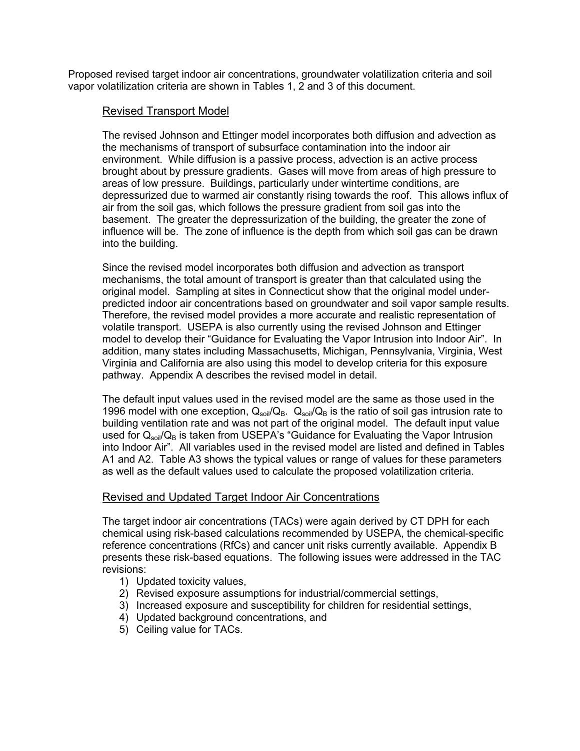Proposed revised target indoor air concentrations, groundwater volatilization criteria and soil vapor volatilization criteria are shown in Tables 1, 2 and 3 of this document.

## Revised Transport Model

The revised Johnson and Ettinger model incorporates both diffusion and advection as the mechanisms of transport of subsurface contamination into the indoor air environment. While diffusion is a passive process, advection is an active process brought about by pressure gradients. Gases will move from areas of high pressure to areas of low pressure. Buildings, particularly under wintertime conditions, are depressurized due to warmed air constantly rising towards the roof. This allows influx of air from the soil gas, which follows the pressure gradient from soil gas into the basement. The greater the depressurization of the building, the greater the zone of influence will be. The zone of influence is the depth from which soil gas can be drawn into the building.

Since the revised model incorporates both diffusion and advection as transport mechanisms, the total amount of transport is greater than that calculated using the original model. Sampling at sites in Connecticut show that the original model under-predicted indoor air concentrations based on groundwater and soil vapor sample results. Therefore, the revised model provides a more accurate and realistic representation of volatile transport. USEPA is also currently using the revised Johnson and Ettinger model to develop their "Guidance for Evaluating the Vapor Intrusion into Indoor Air". In addition, many states including Massachusetts, Michigan, Pennsylvania, Virginia, West Virginia and California are also using this model to develop criteria for this exposure pathway. Appendix A describes the revised model in detail.

The default input values used in the revised model are the same as those used in the 1996 model with one exception, $Q_{soil}/Q_B$. $Q_{soil}/Q_B$ is the ratio of soil gas intrusion rate to building ventilation rate and was not part of the original model. The default input value used for $Q_{soil}/Q_B$ is taken from USEPA's "Guidance for Evaluating the Vapor Intrusion into Indoor Air". All variables used in the revised model are listed and defined in Tables A1 and A2. Table A3 shows the typical values or range of values for these parameters as well as the default values used to calculate the proposed volatilization criteria.

## Revised and Updated Target Indoor Air Concentrations

The target indoor air concentrations (TACs) were again derived by CT DPH for each chemical using risk-based calculations recommended by USEPA, the chemical-specific reference concentrations (RfCs) and cancer unit risks currently available. Appendix B presents these risk-based equations. The following issues were addressed in the TAC revisions:

1) Updated toxicity values,
2) Revised exposure assumptions for industrial/commercial settings,
3) Increased exposure and susceptibility for children for residential settings,
4) Updated background concentrations, and
5) Ceiling value for TACs.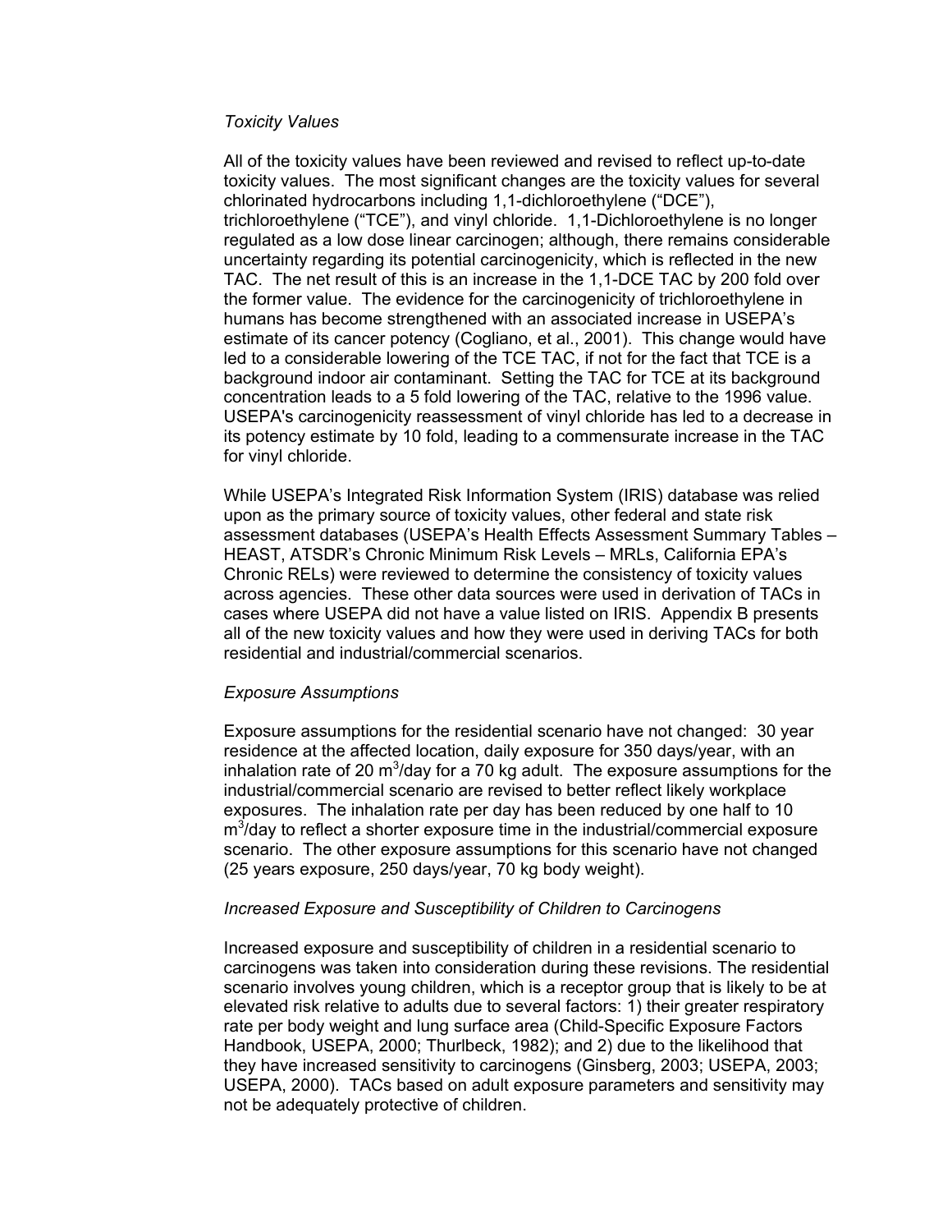*Toxicity Values*

All of the toxicity values have been reviewed and revised to reflect up-to-date toxicity values. The most significant changes are the toxicity values for several chlorinated hydrocarbons including 1,1-dichloroethylene ("DCE"), trichloroethylene ("TCE"), and vinyl chloride. 1,1-Dichloroethylene is no longer regulated as a low dose linear carcinogen; although, there remains considerable uncertainty regarding its potential carcinogenicity, which is reflected in the new TAC. The net result of this is an increase in the 1,1-DCE TAC by 200 fold over the former value. The evidence for the carcinogenicity of trichloroethylene in humans has become strengthened with an associated increase in USEPA's estimate of its cancer potency (Cogliano, et al., 2001). This change would have led to a considerable lowering of the TCE TAC, if not for the fact that TCE is a background indoor air contaminant. Setting the TAC for TCE at its background concentration leads to a 5 fold lowering of the TAC, relative to the 1996 value. USEPA's carcinogenicity reassessment of vinyl chloride has led to a decrease in its potency estimate by 10 fold, leading to a commensurate increase in the TAC for vinyl chloride.

While USEPA's Integrated Risk Information System (IRIS) database was relied upon as the primary source of toxicity values, other federal and state risk assessment databases (USEPA's Health Effects Assessment Summary Tables – HEAST, ATSDR's Chronic Minimum Risk Levels – MRLs, California EPA's Chronic RELs) were reviewed to determine the consistency of toxicity values across agencies. These other data sources were used in derivation of TACs in cases where USEPA did not have a value listed on IRIS. Appendix B presents all of the new toxicity values and how they were used in deriving TACs for both residential and industrial/commercial scenarios.

*Exposure Assumptions*

Exposure assumptions for the residential scenario have not changed: 30 year residence at the affected location, daily exposure for 350 days/year, with an inhalation rate of 20 $m^3$/day for a 70 kg adult. The exposure assumptions for the industrial/commercial scenario are revised to better reflect likely workplace exposures. The inhalation rate per day has been reduced by one half to 10 $m^3$/day to reflect a shorter exposure time in the industrial/commercial exposure scenario. The other exposure assumptions for this scenario have not changed (25 years exposure, 250 days/year, 70 kg body weight).

*Increased Exposure and Susceptibility of Children to Carcinogens*

Increased exposure and susceptibility of children in a residential scenario to carcinogens was taken into consideration during these revisions. The residential scenario involves young children, which is a receptor group that is likely to be at elevated risk relative to adults due to several factors: 1) their greater respiratory rate per body weight and lung surface area (Child-Specific Exposure Factors Handbook, USEPA, 2000; Thurlbeck, 1982); and 2) due to the likelihood that they have increased sensitivity to carcinogens (Ginsberg, 2003; USEPA, 2003; USEPA, 2000). TACs based on adult exposure parameters and sensitivity may not be adequately protective of children.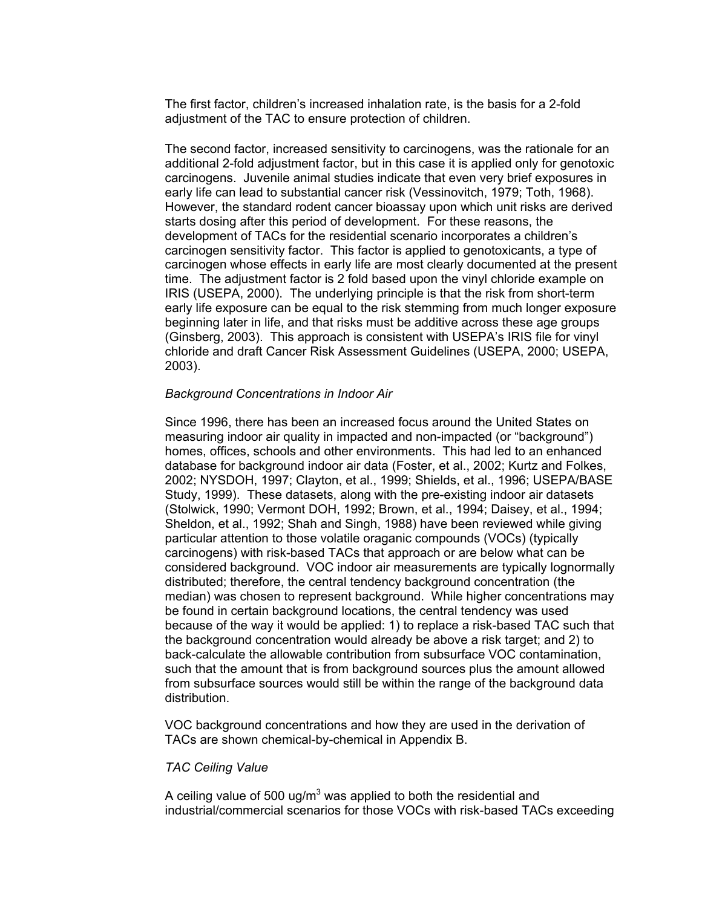The first factor, children's increased inhalation rate, is the basis for a 2-fold adjustment of the TAC to ensure protection of children.

The second factor, increased sensitivity to carcinogens, was the rationale for an additional 2-fold adjustment factor, but in this case it is applied only for genotoxic carcinogens. Juvenile animal studies indicate that even very brief exposures in early life can lead to substantial cancer risk (Vessinovitch, 1979; Toth, 1968). However, the standard rodent cancer bioassay upon which unit risks are derived starts dosing after this period of development. For these reasons, the development of TACs for the residential scenario incorporates a children's carcinogen sensitivity factor. This factor is applied to genotoxicants, a type of carcinogen whose effects in early life are most clearly documented at the present time. The adjustment factor is 2 fold based upon the vinyl chloride example on IRIS (USEPA, 2000). The underlying principle is that the risk from short-term early life exposure can be equal to the risk stemming from much longer exposure beginning later in life, and that risks must be additive across these age groups (Ginsberg, 2003). This approach is consistent with USEPA's IRIS file for vinyl chloride and draft Cancer Risk Assessment Guidelines (USEPA, 2000; USEPA, 2003).

*Background Concentrations in Indoor Air*

Since 1996, there has been an increased focus around the United States on measuring indoor air quality in impacted and non-impacted (or "background") homes, offices, schools and other environments. This had led to an enhanced database for background indoor air data (Foster, et al., 2002; Kurtz and Folkes, 2002; NYSDOH, 1997; Clayton, et al., 1999; Shields, et al., 1996; USEPA/BASE Study, 1999). These datasets, along with the pre-existing indoor air datasets (Stolwick, 1990; Vermont DOH, 1992; Brown, et al., 1994; Daisey, et al., 1994; Sheldon, et al., 1992; Shah and Singh, 1988) have been reviewed while giving particular attention to those volatile oraganic compounds (VOCs) (typically carcinogens) with risk-based TACs that approach or are below what can be considered background. VOC indoor air measurements are typically lognormally distributed; therefore, the central tendency background concentration (the median) was chosen to represent background. While higher concentrations may be found in certain background locations, the central tendency was used because of the way it would be applied: 1) to replace a risk-based TAC such that the background concentration would already be above a risk target; and 2) to back-calculate the allowable contribution from subsurface VOC contamination, such that the amount that is from background sources plus the amount allowed from subsurface sources would still be within the range of the background data distribution.

VOC background concentrations and how they are used in the derivation of TACs are shown chemical-by-chemical in Appendix B.

*TAC Ceiling Value*

A ceiling value of 500 ug/m$^3$ was applied to both the residential and industrial/commercial scenarios for those VOCs with risk-based TACs exceeding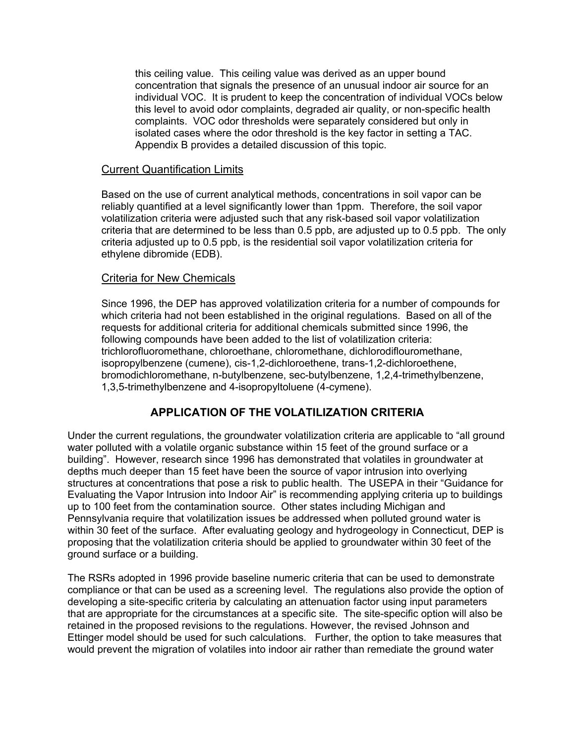this ceiling value. This ceiling value was derived as an upper bound concentration that signals the presence of an unusual indoor air source for an individual VOC. It is prudent to keep the concentration of individual VOCs below this level to avoid odor complaints, degraded air quality, or non-specific health complaints. VOC odor thresholds were separately considered but only in isolated cases where the odor threshold is the key factor in setting a TAC. Appendix B provides a detailed discussion of this topic.

Current Quantification Limits

Based on the use of current analytical methods, concentrations in soil vapor can be reliably quantified at a level significantly lower than 1ppm. Therefore, the soil vapor volatilization criteria were adjusted such that any risk-based soil vapor volatilization criteria that are determined to be less than 0.5 ppb, are adjusted up to 0.5 ppb. The only criteria adjusted up to 0.5 ppb, is the residential soil vapor volatilization criteria for ethylene dibromide (EDB).

Criteria for New Chemicals

Since 1996, the DEP has approved volatilization criteria for a number of compounds for which criteria had not been established in the original regulations. Based on all of the requests for additional criteria for additional chemicals submitted since 1996, the following compounds have been added to the list of volatilization criteria: trichlorofluoromethane, chloroethane, chloromethane, dichlorodiflouromethane, isopropylbenzene (cumene), cis-1,2-dichloroethene, trans-1,2-dichloroethene, bromodichloromethane, n-butylbenzene, sec-butylbenzene, 1,2,4-trimethylbenzene, 1,3,5-trimethylbenzene and 4-isopropyltoluene (4-cymene).

## APPLICATION OF THE VOLATILIZATION CRITERIA

Under the current regulations, the groundwater volatilization criteria are applicable to "all ground water polluted with a volatile organic substance within 15 feet of the ground surface or a building". However, research since 1996 has demonstrated that volatiles in groundwater at depths much deeper than 15 feet have been the source of vapor intrusion into overlying structures at concentrations that pose a risk to public health. The USEPA in their "Guidance for Evaluating the Vapor Intrusion into Indoor Air" is recommending applying criteria up to buildings up to 100 feet from the contamination source. Other states including Michigan and Pennsylvania require that volatilization issues be addressed when polluted ground water is within 30 feet of the surface. After evaluating geology and hydrogeology in Connecticut, DEP is proposing that the volatilization criteria should be applied to groundwater within 30 feet of the ground surface or a building.

The RSRs adopted in 1996 provide baseline numeric criteria that can be used to demonstrate compliance or that can be used as a screening level. The regulations also provide the option of developing a site-specific criteria by calculating an attenuation factor using input parameters that are appropriate for the circumstances at a specific site. The site-specific option will also be retained in the proposed revisions to the regulations. However, the revised Johnson and Ettinger model should be used for such calculations. Further, the option to take measures that would prevent the migration of volatiles into indoor air rather than remediate the ground water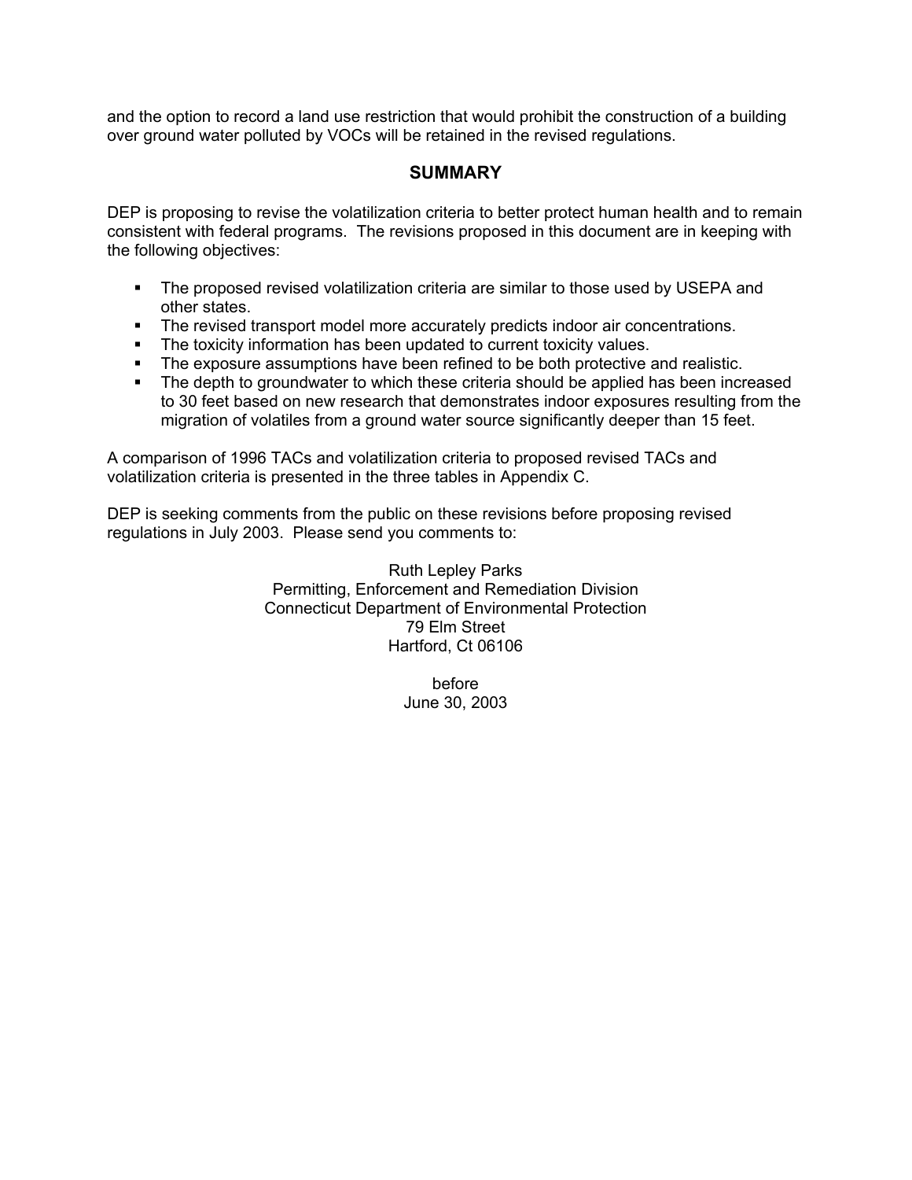and the option to record a land use restriction that would prohibit the construction of a building over ground water polluted by VOCs will be retained in the revised regulations.

## SUMMARY

DEP is proposing to revise the volatilization criteria to better protect human health and to remain consistent with federal programs. The revisions proposed in this document are in keeping with the following objectives:

- The proposed revised volatilization criteria are similar to those used by USEPA and other states.
- The revised transport model more accurately predicts indoor air concentrations.
- The toxicity information has been updated to current toxicity values.
- The exposure assumptions have been refined to be both protective and realistic.
- The depth to groundwater to which these criteria should be applied has been increased to 30 feet based on new research that demonstrates indoor exposures resulting from the migration of volatiles from a ground water source significantly deeper than 15 feet.

A comparison of 1996 TACs and volatilization criteria to proposed revised TACs and volatilization criteria is presented in the three tables in Appendix C.

DEP is seeking comments from the public on these revisions before proposing revised regulations in July 2003. Please send you comments to:

Ruth Lepley Parks
Permitting, Enforcement and Remediation Division
Connecticut Department of Environmental Protection
79 Elm Street
Hartford, Ct 06106

before
June 30, 2003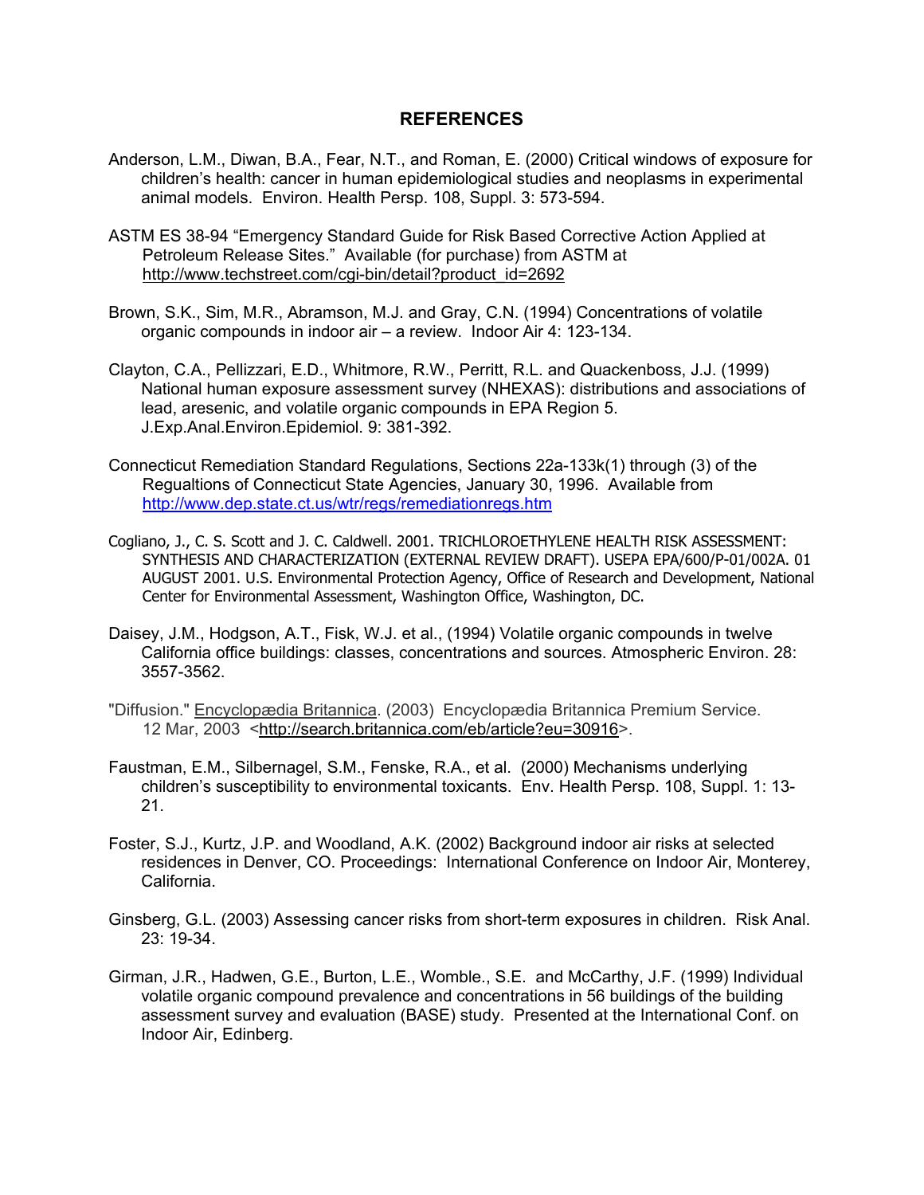# REFERENCES

Anderson, L.M., Diwan, B.A., Fear, N.T., and Roman, E. (2000) Critical windows of exposure for children's health: cancer in human epidemiological studies and neoplasms in experimental animal models. Environ. Health Persp. 108, Suppl. 3: 573-594.

ASTM ES 38-94 "Emergency Standard Guide for Risk Based Corrective Action Applied at Petroleum Release Sites." Available (for purchase) from ASTM at http://www.techstreet.com/cgi-bin/detail?product_id=2692

Brown, S.K., Sim, M.R., Abramson, M.J. and Gray, C.N. (1994) Concentrations of volatile organic compounds in indoor air – a review. Indoor Air 4: 123-134.

Clayton, C.A., Pellizzari, E.D., Whitmore, R.W., Perritt, R.L. and Quackenboss, J.J. (1999) National human exposure assessment survey (NHEXAS): distributions and associations of lead, aresenic, and volatile organic compounds in EPA Region 5. J.Exp.Anal.Environ.Epidemiol. 9: 381-392.

Connecticut Remediation Standard Regulations, Sections 22a-133k(1) through (3) of the Regualtions of Connecticut State Agencies, January 30, 1996. Available from http://www.dep.state.ct.us/wtr/regs/remediationregs.htm

Cogliano, J., C. S. Scott and J. C. Caldwell. 2001. TRICHLOROETHYLENE HEALTH RISK ASSESSMENT: SYNTHESIS AND CHARACTERIZATION (EXTERNAL REVIEW DRAFT). USEPA EPA/600/P-01/002A. 01 AUGUST 2001. U.S. Environmental Protection Agency, Office of Research and Development, National Center for Environmental Assessment, Washington Office, Washington, DC.

Daisey, J.M., Hodgson, A.T., Fisk, W.J. et al., (1994) Volatile organic compounds in twelve California office buildings: classes, concentrations and sources. Atmospheric Environ. 28: 3557-3562.

"Diffusion." Encyclopædia Britannica. (2003) Encyclopædia Britannica Premium Service. 12 Mar, 2003 <http://search.britannica.com/eb/article?eu=30916>.

Faustman, E.M., Silbernagel, S.M., Fenske, R.A., et al. (2000) Mechanisms underlying children's susceptibility to environmental toxicants. Env. Health Persp. 108, Suppl. 1: 13-21.

Foster, S.J., Kurtz, J.P. and Woodland, A.K. (2002) Background indoor air risks at selected residences in Denver, CO. Proceedings: International Conference on Indoor Air, Monterey, California.

Ginsberg, G.L. (2003) Assessing cancer risks from short-term exposures in children. Risk Anal. 23: 19-34.

Girman, J.R., Hadwen, G.E., Burton, L.E., Womble., S.E. and McCarthy, J.F. (1999) Individual volatile organic compound prevalence and concentrations in 56 buildings of the building assessment survey and evaluation (BASE) study. Presented at the International Conf. on Indoor Air, Edinberg.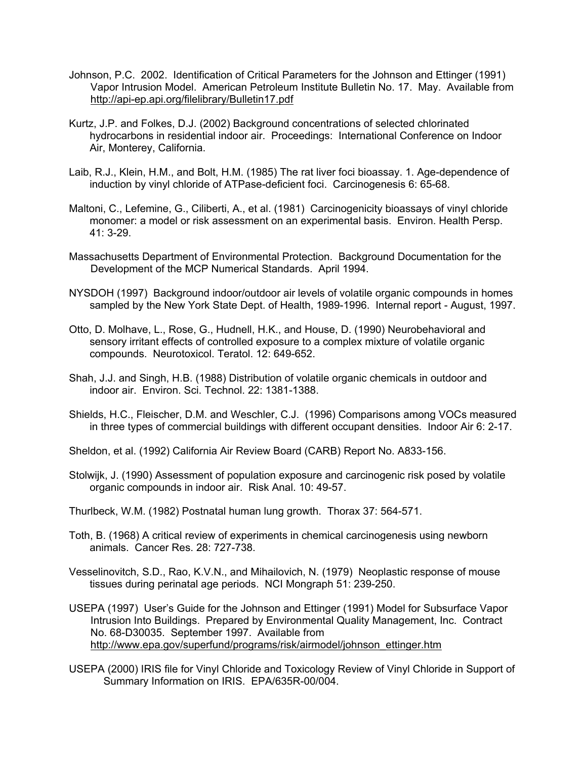Johnson, P.C. 2002. Identification of Critical Parameters for the Johnson and Ettinger (1991) Vapor Intrusion Model. American Petroleum Institute Bulletin No. 17. May. Available from http://api-ep.api.org/filelibrary/Bulletin17.pdf

Kurtz, J.P. and Folkes, D.J. (2002) Background concentrations of selected chlorinated hydrocarbons in residential indoor air. Proceedings: International Conference on Indoor Air, Monterey, California.

Laib, R.J., Klein, H.M., and Bolt, H.M. (1985) The rat liver foci bioassay. 1. Age-dependence of induction by vinyl chloride of ATPase-deficient foci. Carcinogenesis 6: 65-68.

Maltoni, C., Lefemine, G., Ciliberti, A., et al. (1981) Carcinogenicity bioassays of vinyl chloride monomer: a model or risk assessment on an experimental basis. Environ. Health Persp. 41: 3-29.

Massachusetts Department of Environmental Protection. Background Documentation for the Development of the MCP Numerical Standards. April 1994.

NYSDOH (1997) Background indoor/outdoor air levels of volatile organic compounds in homes sampled by the New York State Dept. of Health, 1989-1996. Internal report - August, 1997.

Otto, D. Molhave, L., Rose, G., Hudnell, H.K., and House, D. (1990) Neurobehavioral and sensory irritant effects of controlled exposure to a complex mixture of volatile organic compounds. Neurotoxicol. Teratol. 12: 649-652.

Shah, J.J. and Singh, H.B. (1988) Distribution of volatile organic chemicals in outdoor and indoor air. Environ. Sci. Technol. 22: 1381-1388.

Shields, H.C., Fleischer, D.M. and Weschler, C.J. (1996) Comparisons among VOCs measured in three types of commercial buildings with different occupant densities. Indoor Air 6: 2-17.

Sheldon, et al. (1992) California Air Review Board (CARB) Report No. A833-156.

Stolwijk, J. (1990) Assessment of population exposure and carcinogenic risk posed by volatile organic compounds in indoor air. Risk Anal. 10: 49-57.

Thurlbeck, W.M. (1982) Postnatal human lung growth. Thorax 37: 564-571.

Toth, B. (1968) A critical review of experiments in chemical carcinogenesis using newborn animals. Cancer Res. 28: 727-738.

Vesselinovitch, S.D., Rao, K.V.N., and Mihailovich, N. (1979) Neoplastic response of mouse tissues during perinatal age periods. NCI Mongraph 51: 239-250.

USEPA (1997) User's Guide for the Johnson and Ettinger (1991) Model for Subsurface Vapor Intrusion Into Buildings. Prepared by Environmental Quality Management, Inc. Contract No. 68-D30035. September 1997. Available from http://www.epa.gov/superfund/programs/risk/airmodel/johnson_ettinger.htm

USEPA (2000) IRIS file for Vinyl Chloride and Toxicology Review of Vinyl Chloride in Support of Summary Information on IRIS. EPA/635R-00/004.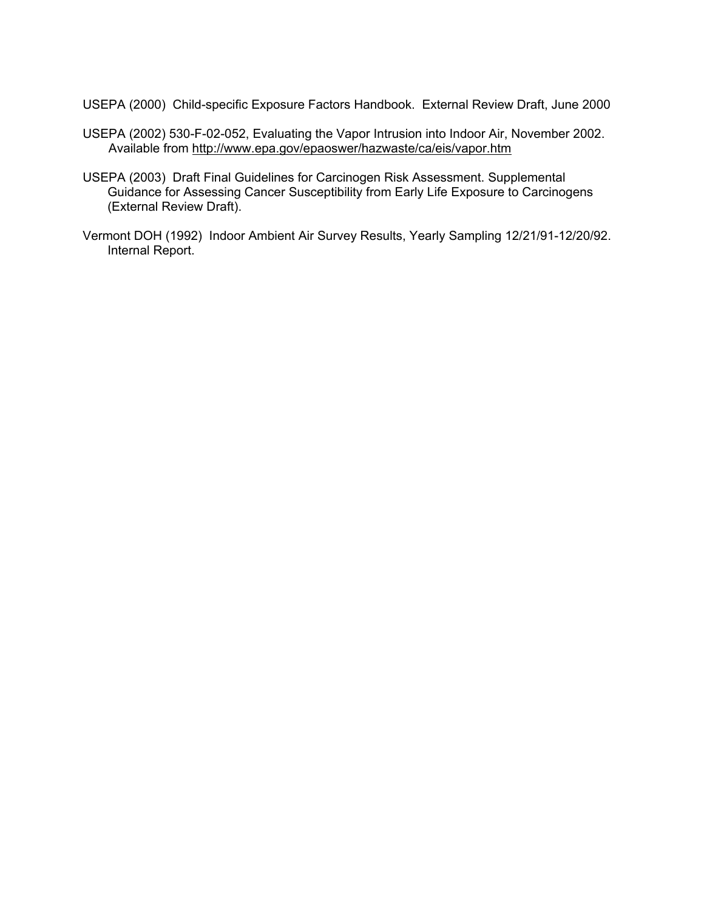USEPA (2000) Child-specific Exposure Factors Handbook. External Review Draft, June 2000

USEPA (2002) 530-F-02-052, Evaluating the Vapor Intrusion into Indoor Air, November 2002. Available from http://www.epa.gov/epaoswer/hazwaste/ca/eis/vapor.htm

USEPA (2003) Draft Final Guidelines for Carcinogen Risk Assessment. Supplemental Guidance for Assessing Cancer Susceptibility from Early Life Exposure to Carcinogens (External Review Draft).

Vermont DOH (1992) Indoor Ambient Air Survey Results, Yearly Sampling 12/21/91-12/20/92. Internal Report.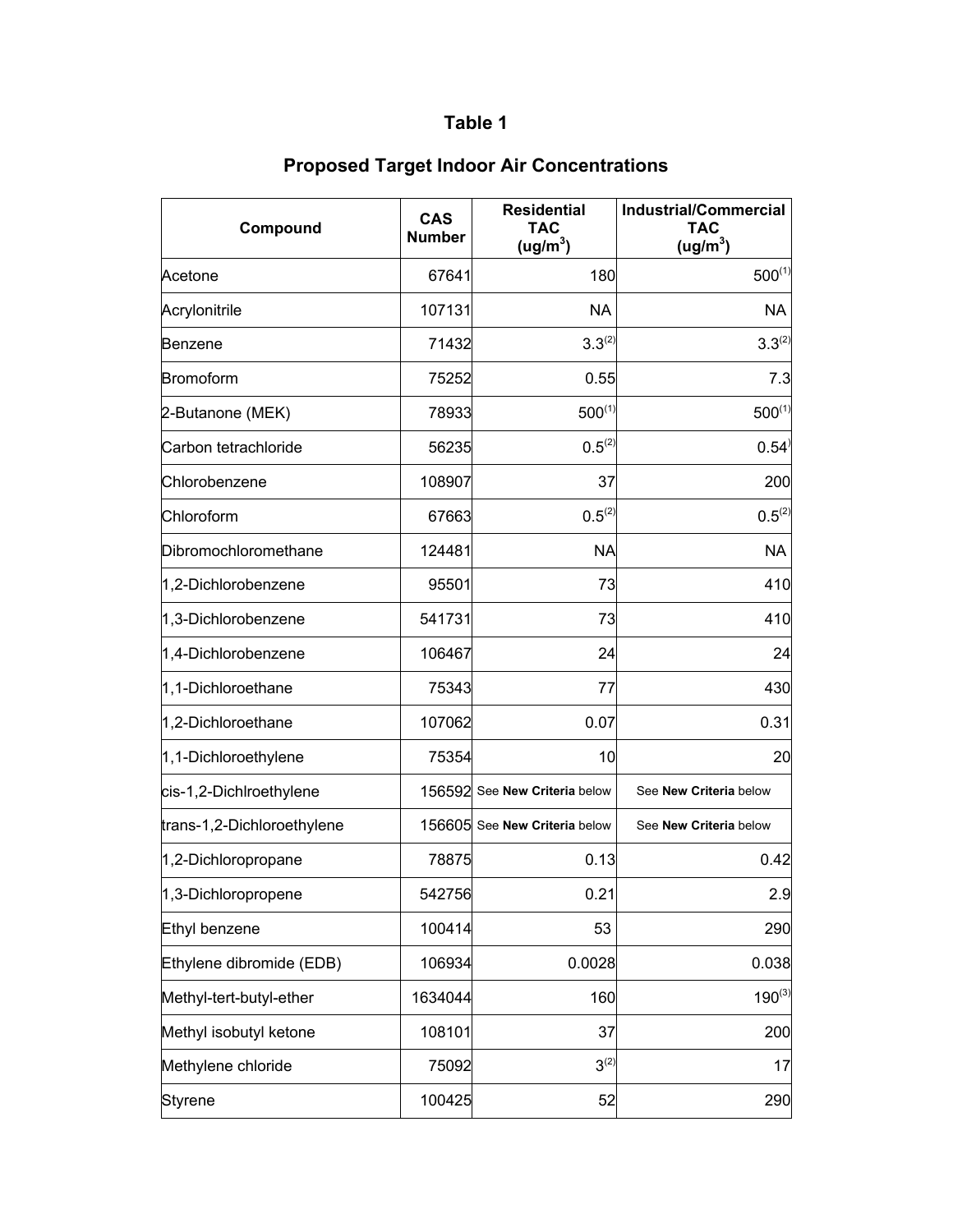# Table 1

## Proposed Target Indoor Air Concentrations

| Compound | CAS Number | Residential TAC (ug/m$^3$) | Industrial/Commercial TAC (ug/m$^3$) |
|---|---|---|---|
| Acetone | 67641 | 180 | 500(1) |
| Acrylonitrile | 107131 | NA | NA |
| Benzene | 71432 | 3.3(2) | 3.3(2) |
| Bromoform | 75252 | 0.55 | 7.3 |
| 2-Butanone (MEK) | 78933 | 500(1) | 500(1) |
| Carbon tetrachloride | 56235 | 0.5(2) | 0.54) |
| Chlorobenzene | 108907 | 37 | 200 |
| Chloroform | 67663 | 0.5(2) | 0.5(2) |
| Dibromochloromethane | 124481 | NA | NA |
| 1,2-Dichlorobenzene | 95501 | 73 | 410 |
| 1,3-Dichlorobenzene | 541731 | 73 | 410 |
| 1,4-Dichlorobenzene | 106467 | 24 | 24 |
| 1,1-Dichloroethane | 75343 | 77 | 430 |
| 1,2-Dichloroethane | 107062 | 0.07 | 0.31 |
| 1,1-Dichloroethylene | 75354 | 10 | 20 |
| cis-1,2-Dichlroethylene | 156592 | See **New Criteria** below | See **New Criteria** below |
| trans-1,2-Dichloroethylene | 156605 | See **New Criteria** below | See **New Criteria** below |
| 1,2-Dichloropropane | 78875 | 0.13 | 0.42 |
| 1,3-Dichloropropene | 542756 | 0.21 | 2.9 |
| Ethyl benzene | 100414 | 53 | 290 |
| Ethylene dibromide (EDB) | 106934 | 0.0028 | 0.038 |
| Methyl-tert-butyl-ether | 1634044 | 160 | 190(3) |
| Methyl isobutyl ketone | 108101 | 37 | 200 |
| Methylene chloride | 75092 | 3(2) | 17 |
| Styrene | 100425 | 52 | 290 |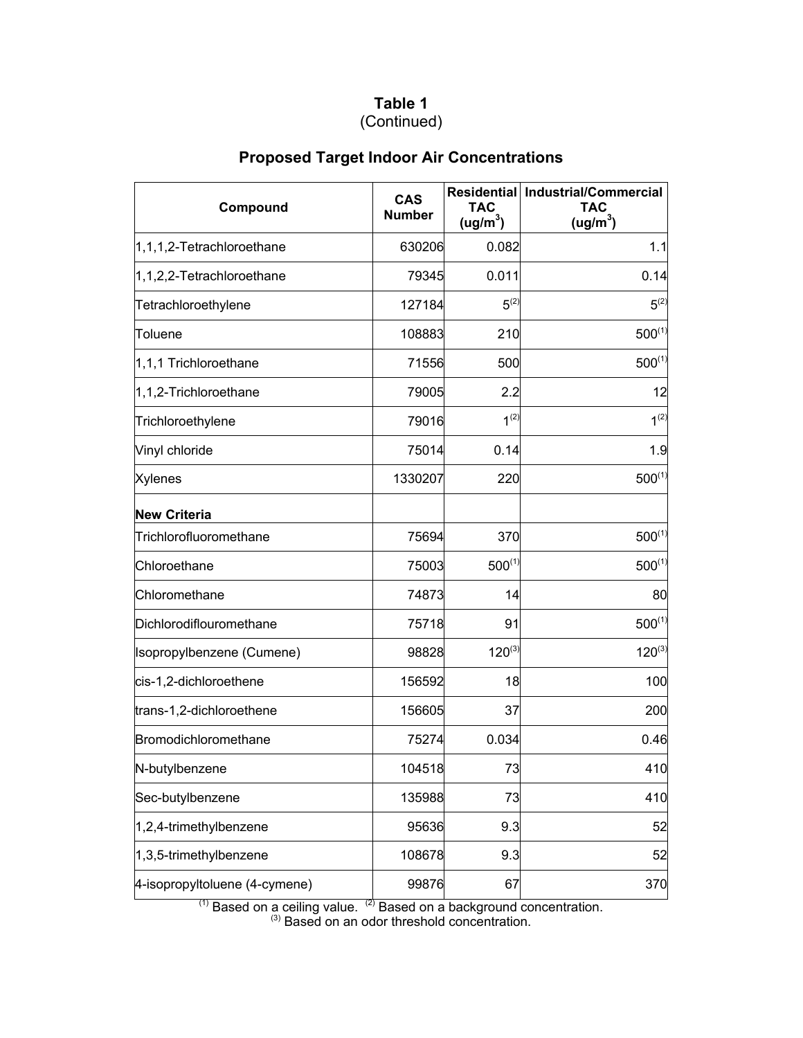# Table 1
(Continued)

## Proposed Target Indoor Air Concentrations

| Compound | CAS Number | Residential TAC ($ug/m^3$) | Industrial/Commercial TAC ($ug/m^3$) |
|---|---|---|---|
| 1,1,1,2-Tetrachloroethane | 630206 | 0.082 | 1.1 |
| 1,1,2,2-Tetrachloroethane | 79345 | 0.011 | 0.14 |
| Tetrachloroethylene | 127184 | 5(2) | 5(2) |
| Toluene | 108883 | 210 | 500(1) |
| 1,1,1 Trichloroethane | 71556 | 500 | 500(1) |
| 1,1,2-Trichloroethane | 79005 | 2.2 | 12 |
| Trichloroethylene | 79016 | 1(2) | 1(2) |
| Vinyl chloride | 75014 | 0.14 | 1.9 |
| Xylenes | 1330207 | 220 | 500(1) |
| **New Criteria** | | | |
| Trichlorofluoromethane | 75694 | 370 | 500(1) |
| Chloroethane | 75003 | 500(1) | 500(1) |
| Chloromethane | 74873 | 14 | 80 |
| Dichlorodiflouromethane | 75718 | 91 | 500(1) |
| Isopropylbenzene (Cumene) | 98828 | 120(3) | 120(3) |
| cis-1,2-dichloroethene | 156592 | 18 | 100 |
| trans-1,2-dichloroethene | 156605 | 37 | 200 |
| Bromodichloromethane | 75274 | 0.034 | 0.46 |
| N-butylbenzene | 104518 | 73 | 410 |
| Sec-butylbenzene | 135988 | 73 | 410 |
| 1,2,4-trimethylbenzene | 95636 | 9.3 | 52 |
| 1,3,5-trimethylbenzene | 108678 | 9.3 | 52 |
| 4-isopropyltoluene (4-cymene) | 99876 | 67 | 370 |

(1) Based on a ceiling value. (2) Based on a background concentration.
(3) Based on an odor threshold concentration.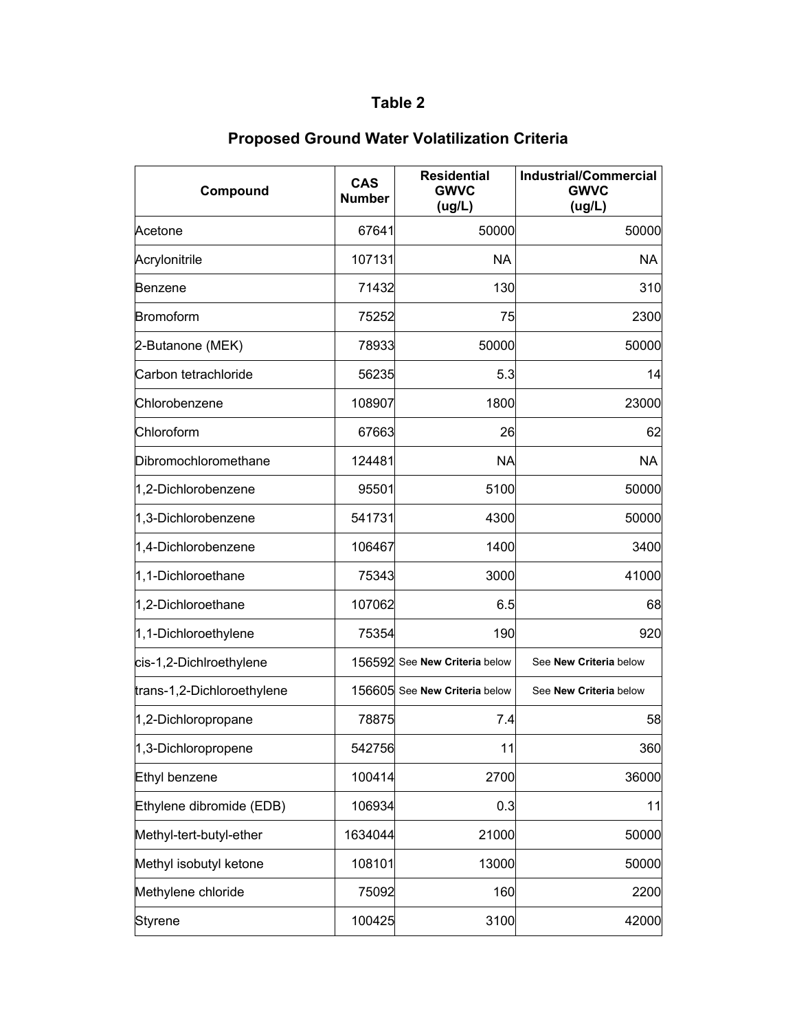# Table 2

## Proposed Ground Water Volatilization Criteria

| Compound | CAS Number | Residential GWVC (ug/L) | Industrial/Commercial GWVC (ug/L) |
|---|---|---|---|
| Acetone | 67641 | 50000 | 50000 |
| Acrylonitrile | 107131 | NA | NA |
| Benzene | 71432 | 130 | 310 |
| Bromoform | 75252 | 75 | 2300 |
| 2-Butanone (MEK) | 78933 | 50000 | 50000 |
| Carbon tetrachloride | 56235 | 5.3 | 14 |
| Chlorobenzene | 108907 | 1800 | 23000 |
| Chloroform | 67663 | 26 | 62 |
| Dibromochloromethane | 124481 | NA | NA |
| 1,2-Dichlorobenzene | 95501 | 5100 | 50000 |
| 1,3-Dichlorobenzene | 541731 | 4300 | 50000 |
| 1,4-Dichlorobenzene | 106467 | 1400 | 3400 |
| 1,1-Dichloroethane | 75343 | 3000 | 41000 |
| 1,2-Dichloroethane | 107062 | 6.5 | 68 |
| 1,1-Dichloroethylene | 75354 | 190 | 920 |
| cis-1,2-Dichlroethylene | 156592 | See **New Criteria** below | See **New Criteria** below |
| trans-1,2-Dichloroethylene | 156605 | See **New Criteria** below | See **New Criteria** below |
| 1,2-Dichloropropane | 78875 | 7.4 | 58 |
| 1,3-Dichloropropene | 542756 | 11 | 360 |
| Ethyl benzene | 100414 | 2700 | 36000 |
| Ethylene dibromide (EDB) | 106934 | 0.3 | 11 |
| Methyl-tert-butyl-ether | 1634044 | 21000 | 50000 |
| Methyl isobutyl ketone | 108101 | 13000 | 50000 |
| Methylene chloride | 75092 | 160 | 2200 |
| Styrene | 100425 | 3100 | 42000 |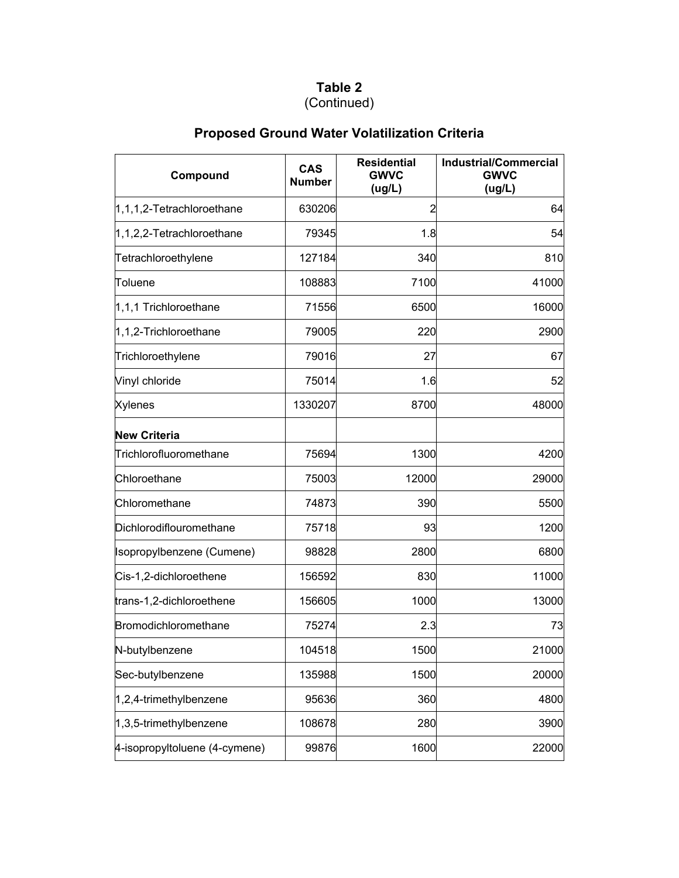**Table 2**
(Continued)

**Proposed Ground Water Volatilization Criteria**

| Compound | CAS Number | Residential GWVC (ug/L) | Industrial/Commercial GWVC (ug/L) |
|---|---|---|---|
| 1,1,1,2-Tetrachloroethane | 630206 | 2 | 64 |
| 1,1,2,2-Tetrachloroethane | 79345 | 1.8 | 54 |
| Tetrachloroethylene | 127184 | 340 | 810 |
| Toluene | 108883 | 7100 | 41000 |
| 1,1,1 Trichloroethane | 71556 | 6500 | 16000 |
| 1,1,2-Trichloroethane | 79005 | 220 | 2900 |
| Trichloroethylene | 79016 | 27 | 67 |
| Vinyl chloride | 75014 | 1.6 | 52 |
| Xylenes | 1330207 | 8700 | 48000 |
| **New Criteria** | | | |
| Trichlorofluoromethane | 75694 | 1300 | 4200 |
| Chloroethane | 75003 | 12000 | 29000 |
| Chloromethane | 74873 | 390 | 5500 |
| Dichlorodiflouromethane | 75718 | 93 | 1200 |
| Isopropylbenzene (Cumene) | 98828 | 2800 | 6800 |
| Cis-1,2-dichloroethene | 156592 | 830 | 11000 |
| trans-1,2-dichloroethene | 156605 | 1000 | 13000 |
| Bromodichloromethane | 75274 | 2.3 | 73 |
| N-butylbenzene | 104518 | 1500 | 21000 |
| Sec-butylbenzene | 135988 | 1500 | 20000 |
| 1,2,4-trimethylbenzene | 95636 | 360 | 4800 |
| 1,3,5-trimethylbenzene | 108678 | 280 | 3900 |
| 4-isopropyltoluene (4-cymene) | 99876 | 1600 | 22000 |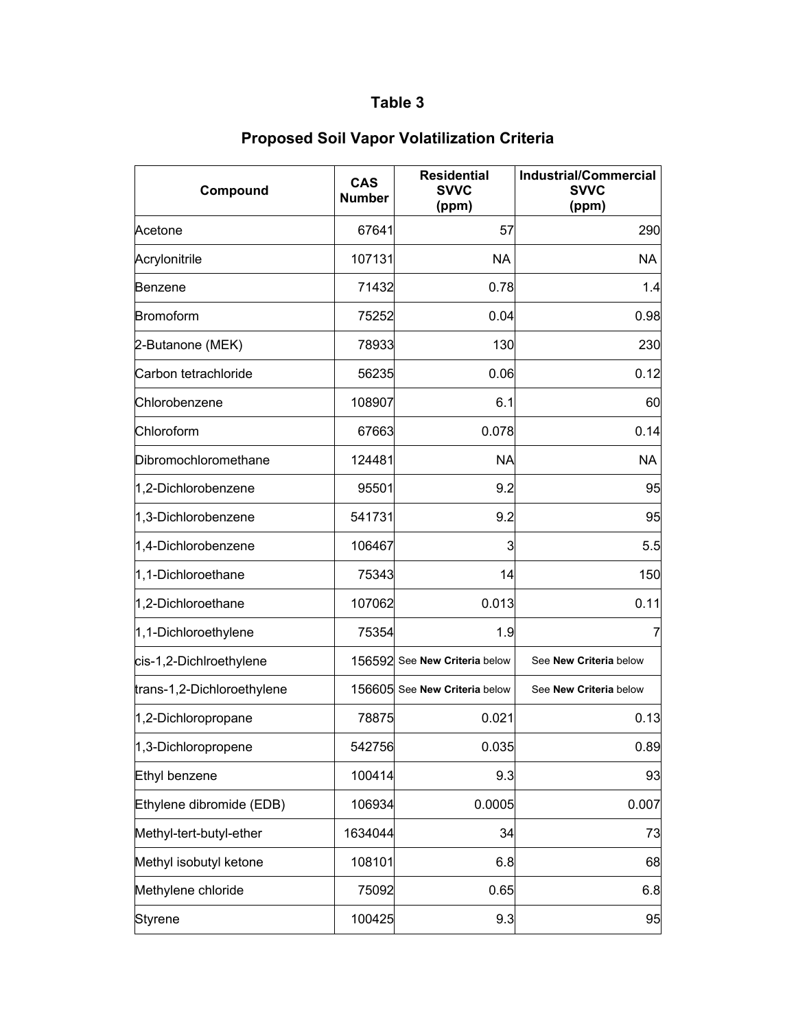# Table 3

## Proposed Soil Vapor Volatilization Criteria

| Compound | CAS Number | Residential SVVC (ppm) | Industrial/Commercial SVVC (ppm) |
|---|---|---|---|
| Acetone | 67641 | 57 | 290 |
| Acrylonitrile | 107131 | NA | NA |
| Benzene | 71432 | 0.78 | 1.4 |
| Bromoform | 75252 | 0.04 | 0.98 |
| 2-Butanone (MEK) | 78933 | 130 | 230 |
| Carbon tetrachloride | 56235 | 0.06 | 0.12 |
| Chlorobenzene | 108907 | 6.1 | 60 |
| Chloroform | 67663 | 0.078 | 0.14 |
| Dibromochloromethane | 124481 | NA | NA |
| 1,2-Dichlorobenzene | 95501 | 9.2 | 95 |
| 1,3-Dichlorobenzene | 541731 | 9.2 | 95 |
| 1,4-Dichlorobenzene | 106467 | 3 | 5.5 |
| 1,1-Dichloroethane | 75343 | 14 | 150 |
| 1,2-Dichloroethane | 107062 | 0.013 | 0.11 |
| 1,1-Dichloroethylene | 75354 | 1.9 | 7 |
| cis-1,2-Dichlroethylene | 156592 | See **New Criteria** below | See **New Criteria** below |
| trans-1,2-Dichloroethylene | 156605 | See **New Criteria** below | See **New Criteria** below |
| 1,2-Dichloropropane | 78875 | 0.021 | 0.13 |
| 1,3-Dichloropropene | 542756 | 0.035 | 0.89 |
| Ethyl benzene | 100414 | 9.3 | 93 |
| Ethylene dibromide (EDB) | 106934 | 0.0005 | 0.007 |
| Methyl-tert-butyl-ether | 1634044 | 34 | 73 |
| Methyl isobutyl ketone | 108101 | 6.8 | 68 |
| Methylene chloride | 75092 | 0.65 | 6.8 |
| Styrene | 100425 | 9.3 | 95 |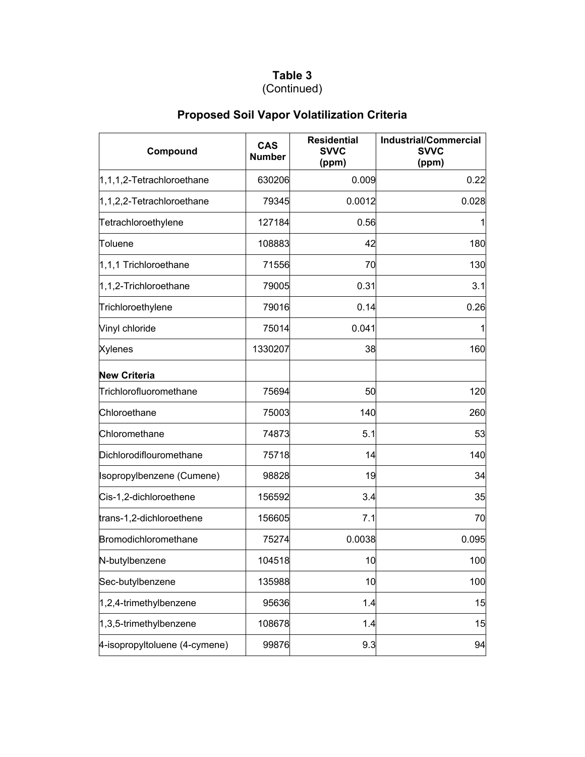**Table 3**
(Continued)

## Proposed Soil Vapor Volatilization Criteria

| Compound | CAS Number | Residential SVVC (ppm) | Industrial/Commercial SVVC (ppm) |
|---|---|---|---|
| 1,1,1,2-Tetrachloroethane | 630206 | 0.009 | 0.22 |
| 1,1,2,2-Tetrachloroethane | 79345 | 0.0012 | 0.028 |
| Tetrachloroethylene | 127184 | 0.56 | 1 |
| Toluene | 108883 | 42 | 180 |
| 1,1,1 Trichloroethane | 71556 | 70 | 130 |
| 1,1,2-Trichloroethane | 79005 | 0.31 | 3.1 |
| Trichloroethylene | 79016 | 0.14 | 0.26 |
| Vinyl chloride | 75014 | 0.041 | 1 |
| Xylenes | 1330207 | 38 | 160 |
| **New Criteria** | | | |
| Trichlorofluoromethane | 75694 | 50 | 120 |
| Chloroethane | 75003 | 140 | 260 |
| Chloromethane | 74873 | 5.1 | 53 |
| Dichlorodiflouromethane | 75718 | 14 | 140 |
| Isopropylbenzene (Cumene) | 98828 | 19 | 34 |
| Cis-1,2-dichloroethene | 156592 | 3.4 | 35 |
| trans-1,2-dichloroethene | 156605 | 7.1 | 70 |
| Bromodichloromethane | 75274 | 0.0038 | 0.095 |
| N-butylbenzene | 104518 | 10 | 100 |
| Sec-butylbenzene | 135988 | 10 | 100 |
| 1,2,4-trimethylbenzene | 95636 | 1.4 | 15 |
| 1,3,5-trimethylbenzene | 108678 | 1.4 | 15 |
| 4-isopropyltoluene (4-cymene) | 99876 | 9.3 | 94 |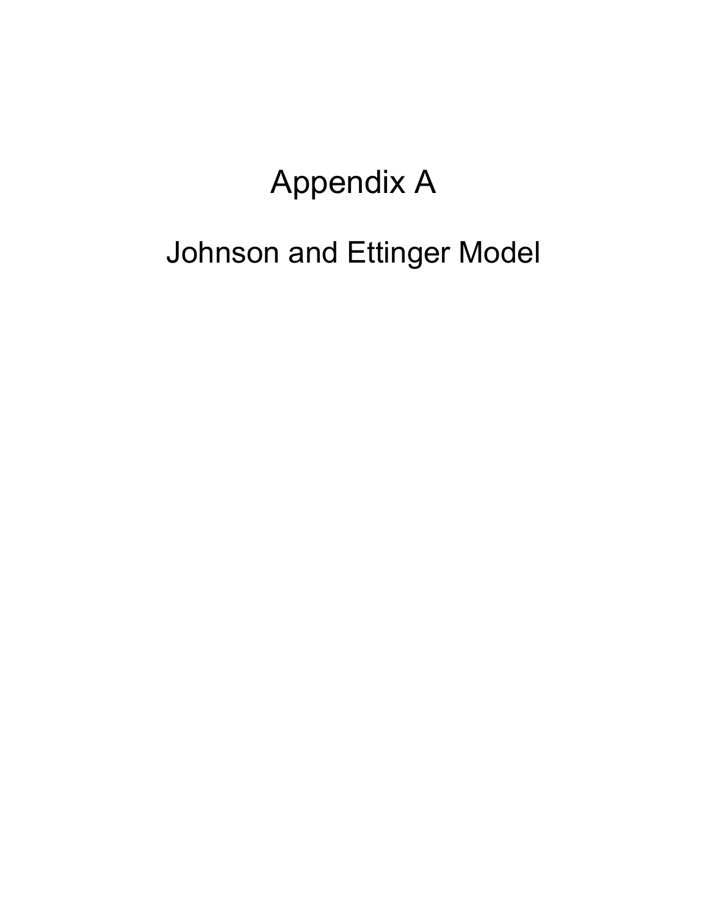# Appendix A

## Johnson and Ettinger Model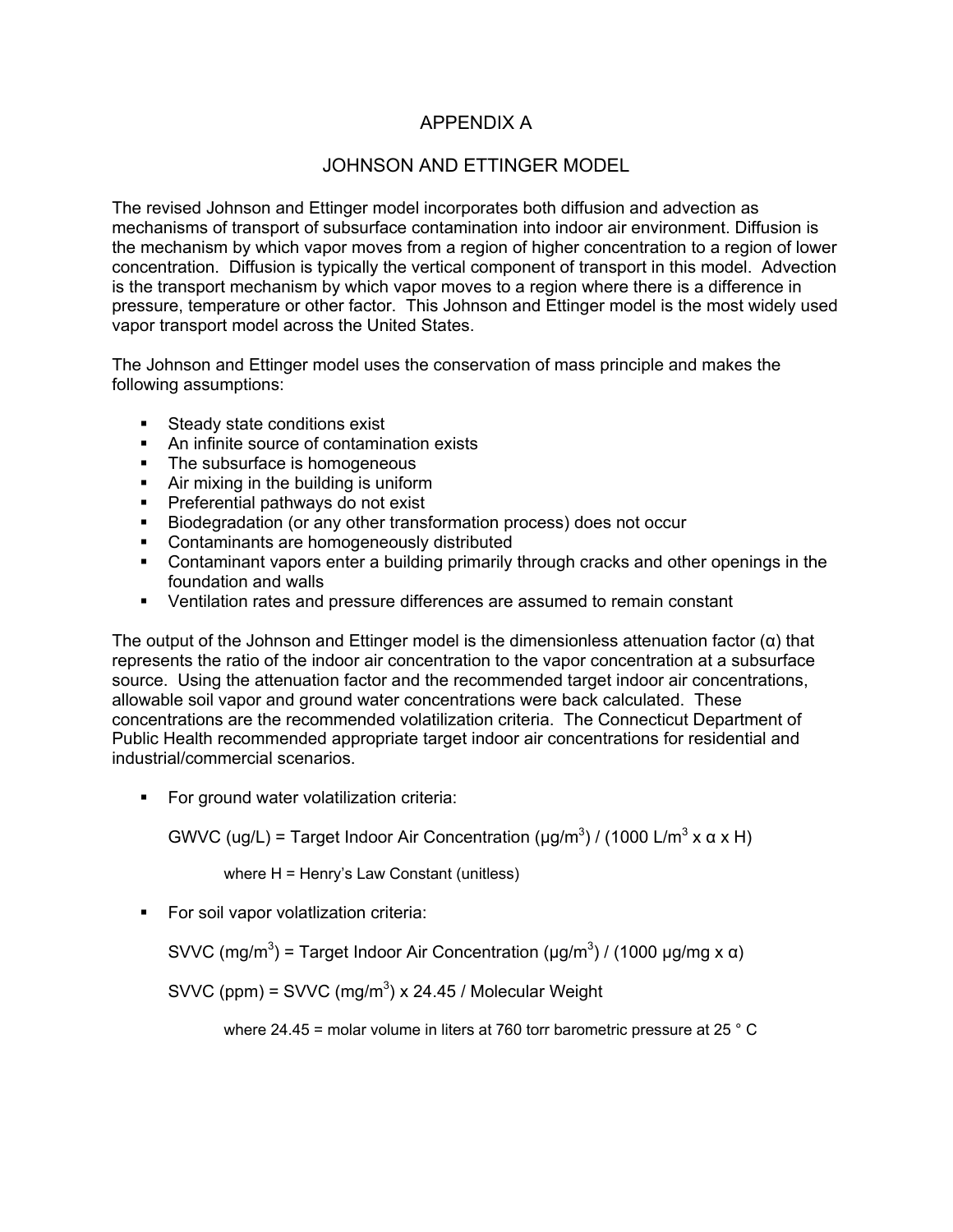# APPENDIX A

## JOHNSON AND ETTINGER MODEL

The revised Johnson and Ettinger model incorporates both diffusion and advection as mechanisms of transport of subsurface contamination into indoor air environment. Diffusion is the mechanism by which vapor moves from a region of higher concentration to a region of lower concentration. Diffusion is typically the vertical component of transport in this model. Advection is the transport mechanism by which vapor moves to a region where there is a difference in pressure, temperature or other factor. This Johnson and Ettinger model is the most widely used vapor transport model across the United States.

The Johnson and Ettinger model uses the conservation of mass principle and makes the following assumptions:

- Steady state conditions exist
- An infinite source of contamination exists
- The subsurface is homogeneous
- Air mixing in the building is uniform
- Preferential pathways do not exist
- Biodegradation (or any other transformation process) does not occur
- Contaminants are homogeneously distributed
- Contaminant vapors enter a building primarily through cracks and other openings in the foundation and walls
- Ventilation rates and pressure differences are assumed to remain constant

The output of the Johnson and Ettinger model is the dimensionless attenuation factor (α) that represents the ratio of the indoor air concentration to the vapor concentration at a subsurface source. Using the attenuation factor and the recommended target indoor air concentrations, allowable soil vapor and ground water concentrations were back calculated. These concentrations are the recommended volatilization criteria. The Connecticut Department of Public Health recommended appropriate target indoor air concentrations for residential and industrial/commercial scenarios.

- For ground water volatilization criteria:

  GWVC (ug/L) = Target Indoor Air Concentration (μg/m$^3$) / (1000 L/m$^3$ x α x H)

  where H = Henry's Law Constant (unitless)

- For soil vapor volatlization criteria:

  SVVC (mg/m$^3$) = Target Indoor Air Concentration (μg/m$^3$) / (1000 μg/mg x α)

  SVVC (ppm) = SVVC (mg/m$^3$) x 24.45 / Molecular Weight

  where 24.45 = molar volume in liters at 760 torr barometric pressure at 25 ° C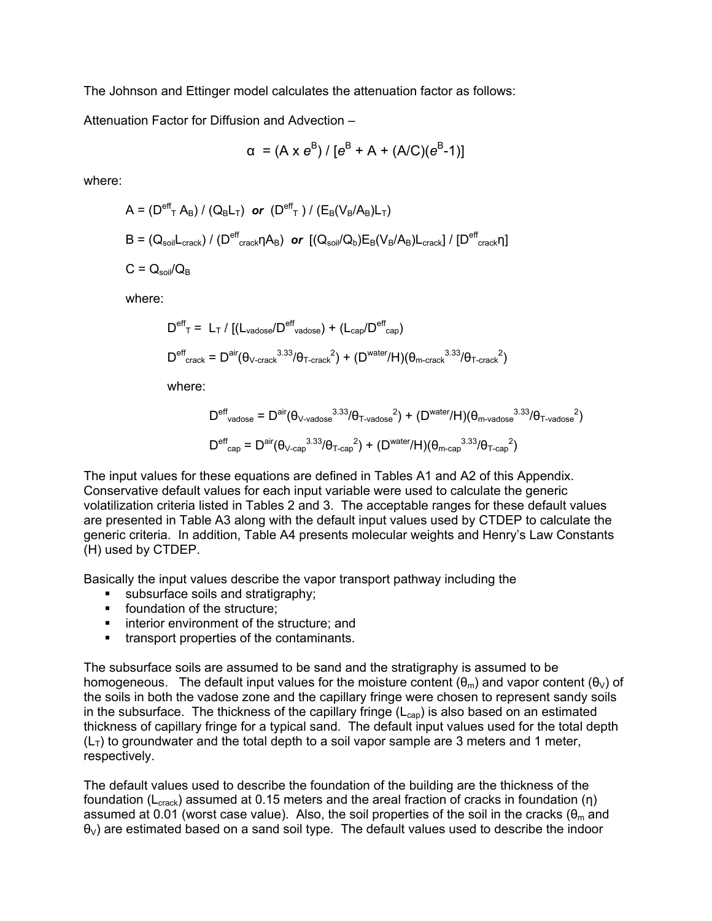The Johnson and Ettinger model calculates the attenuation factor as follows:

Attenuation Factor for Diffusion and Advection –

$$\alpha = (A \times e^{B}) / [e^{B} + A + (A/C)(e^{B}-1)]$$

where:

$$A = (D^{eff}_{T} A_{B}) / (Q_{B}L_{T}) \;\; \textit{\textbf{or}} \;\; (D^{eff}_{T}) / (E_{B}(V_{B}/A_{B})L_{T})$$

$$B = (Q_{soil}L_{crack}) / (D^{eff}_{crack}\eta A_{B}) \;\; \textit{\textbf{or}} \;\; [(Q_{soil}/Q_{b})E_{B}(V_{B}/A_{B})L_{crack}] / [D^{eff}_{crack}\eta]$$

$$C = Q_{soil}/Q_{B}$$

where:

$$D^{eff}_{T} = L_{T} / [(L_{vadose}/D^{eff}_{vadose}) + (L_{cap}/D^{eff}_{cap})$$

$$D^{eff}_{crack} = D^{air}(\theta_{V\text{-}crack}^{3.33}/\theta_{T\text{-}crack}^{2}) + (D^{water}/H)(\theta_{m\text{-}crack}^{3.33}/\theta_{T\text{-}crack}^{2})$$

where:

$$D^{eff}_{vadose} = D^{air}(\theta_{V\text{-}vadose}^{3.33}/\theta_{T\text{-}vadose}^{2}) + (D^{water}/H)(\theta_{m\text{-}vadose}^{3.33}/\theta_{T\text{-}vadose}^{2})$$

$$D^{eff}_{cap} = D^{air}(\theta_{V\text{-}cap}^{3.33}/\theta_{T\text{-}cap}^{2}) + (D^{water}/H)(\theta_{m\text{-}cap}^{3.33}/\theta_{T\text{-}cap}^{2})$$

The input values for these equations are defined in Tables A1 and A2 of this Appendix. Conservative default values for each input variable were used to calculate the generic volatilization criteria listed in Tables 2 and 3. The acceptable ranges for these default values are presented in Table A3 along with the default input values used by CTDEP to calculate the generic criteria. In addition, Table A4 presents molecular weights and Henry's Law Constants (H) used by CTDEP.

Basically the input values describe the vapor transport pathway including the

- subsurface soils and stratigraphy;
- foundation of the structure;
- interior environment of the structure; and
- transport properties of the contaminants.

The subsurface soils are assumed to be sand and the stratigraphy is assumed to be homogeneous. The default input values for the moisture content ($\theta_m$) and vapor content ($\theta_V$) of the soils in both the vadose zone and the capillary fringe were chosen to represent sandy soils in the subsurface. The thickness of the capillary fringe ($L_{cap}$) is also based on an estimated thickness of capillary fringe for a typical sand. The default input values used for the total depth ($L_T$) to groundwater and the total depth to a soil vapor sample are 3 meters and 1 meter, respectively.

The default values used to describe the foundation of the building are the thickness of the foundation ($L_{crack}$) assumed at 0.15 meters and the areal fraction of cracks in foundation ($\eta$) assumed at 0.01 (worst case value). Also, the soil properties of the soil in the cracks ($\theta_m$ and $\theta_V$) are estimated based on a sand soil type. The default values used to describe the indoor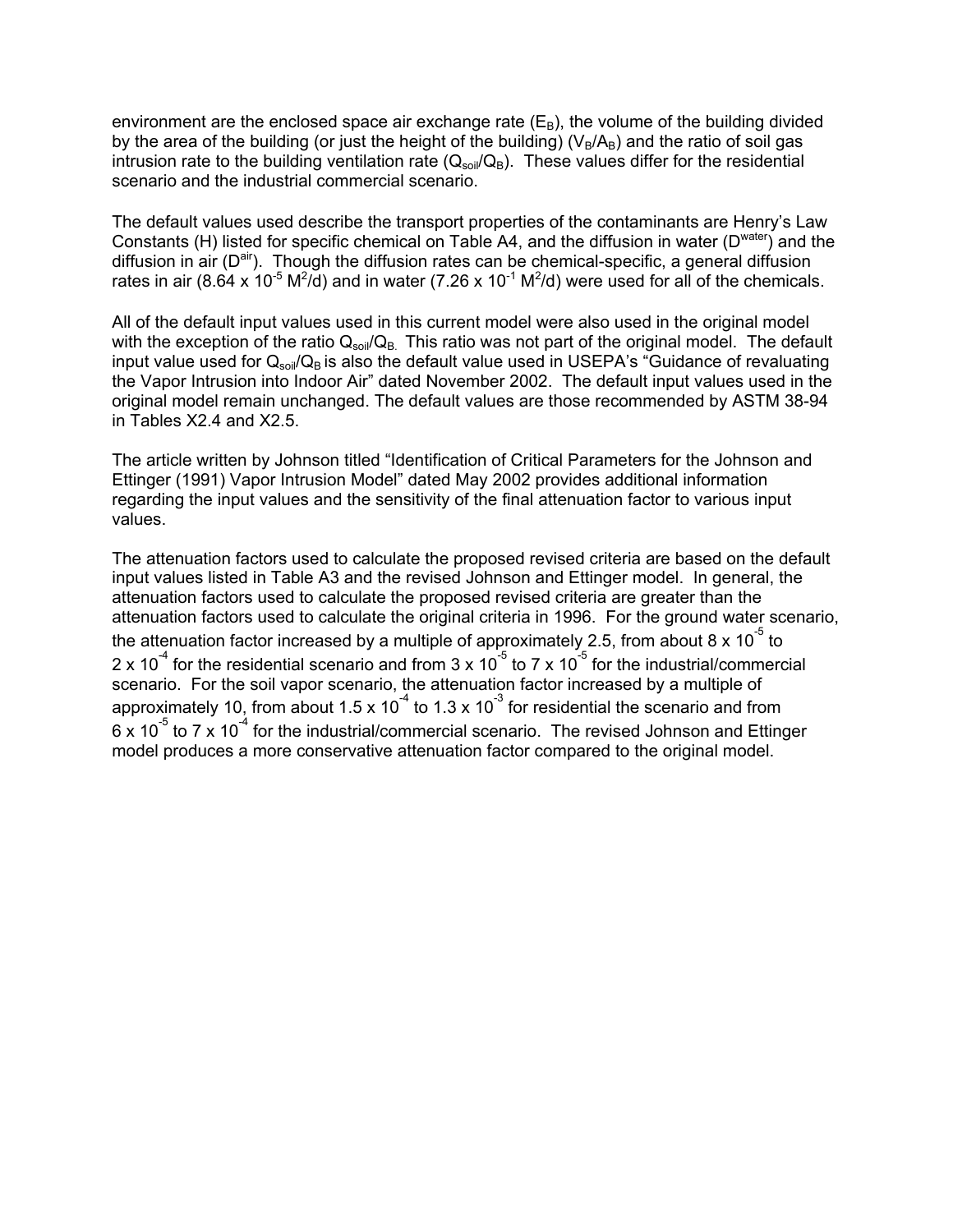environment are the enclosed space air exchange rate ($E_B$), the volume of the building divided by the area of the building (or just the height of the building) ($V_B/A_B$) and the ratio of soil gas intrusion rate to the building ventilation rate ($Q_{soil}/Q_B$). These values differ for the residential scenario and the industrial commercial scenario.

The default values used describe the transport properties of the contaminants are Henry's Law Constants (H) listed for specific chemical on Table A4, and the diffusion in water ($D^{water}$) and the diffusion in air ($D^{air}$). Though the diffusion rates can be chemical-specific, a general diffusion rates in air ($8.64 \times 10^{-5}$ $M^2$/d) and in water ($7.26 \times 10^{-1}$ $M^2$/d) were used for all of the chemicals.

All of the default input values used in this current model were also used in the original model with the exception of the ratio $Q_{soil}/Q_B$. This ratio was not part of the original model. The default input value used for $Q_{soil}/Q_B$ is also the default value used in USEPA's "Guidance of revaluating the Vapor Intrusion into Indoor Air" dated November 2002. The default input values used in the original model remain unchanged. The default values are those recommended by ASTM 38-94 in Tables X2.4 and X2.5.

The article written by Johnson titled "Identification of Critical Parameters for the Johnson and Ettinger (1991) Vapor Intrusion Model" dated May 2002 provides additional information regarding the input values and the sensitivity of the final attenuation factor to various input values.

The attenuation factors used to calculate the proposed revised criteria are based on the default input values listed in Table A3 and the revised Johnson and Ettinger model. In general, the attenuation factors used to calculate the proposed revised criteria are greater than the attenuation factors used to calculate the original criteria in 1996. For the ground water scenario, the attenuation factor increased by a multiple of approximately 2.5, from about $8 \times 10^{-5}$ to $2 \times 10^{-4}$ for the residential scenario and from $3 \times 10^{-5}$ to $7 \times 10^{-5}$ for the industrial/commercial scenario. For the soil vapor scenario, the attenuation factor increased by a multiple of approximately 10, from about $1.5 \times 10^{-4}$ to $1.3 \times 10^{-3}$ for residential the scenario and from $6 \times 10^{-5}$ to $7 \times 10^{-4}$ for the industrial/commercial scenario. The revised Johnson and Ettinger model produces a more conservative attenuation factor compared to the original model.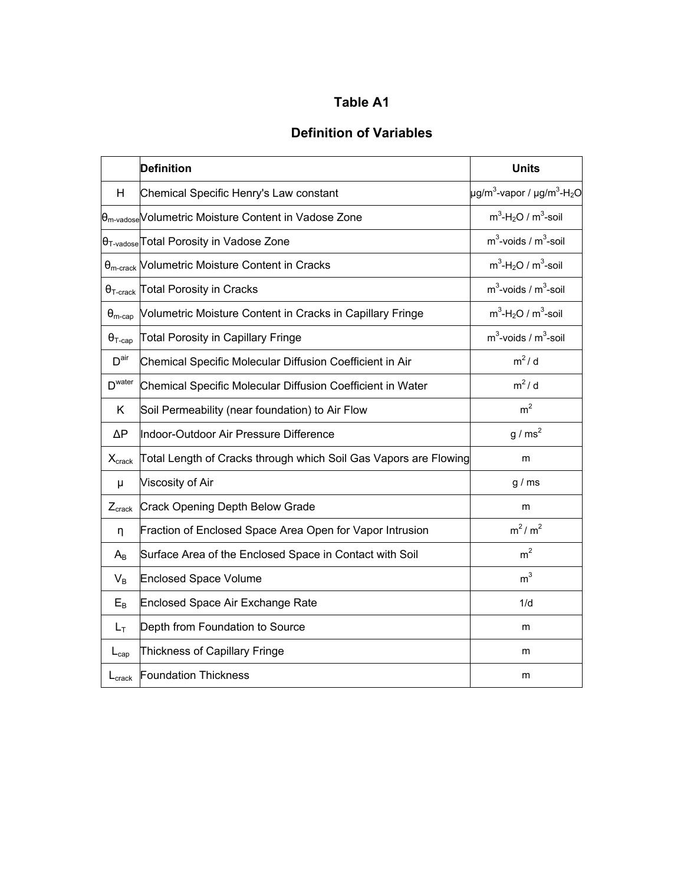# Table A1

## Definition of Variables

| | Definition | Units |
|---|---|---|
| $H$ | Chemical Specific Henry's Law constant | $\mu g/m^3$-vapor / $\mu g/m^3$-$H_2O$ |
| $\theta_{m\text{-}vadose}$ | Volumetric Moisture Content in Vadose Zone | $m^3$-$H_2O$ / $m^3$-soil |
| $\theta_{T\text{-}vadose}$ | Total Porosity in Vadose Zone | $m^3$-voids / $m^3$-soil |
| $\theta_{m\text{-}crack}$ | Volumetric Moisture Content in Cracks | $m^3$-$H_2O$ / $m^3$-soil |
| $\theta_{T\text{-}crack}$ | Total Porosity in Cracks | $m^3$-voids / $m^3$-soil |
| $\theta_{m\text{-}cap}$ | Volumetric Moisture Content in Cracks in Capillary Fringe | $m^3$-$H_2O$ / $m^3$-soil |
| $\theta_{T\text{-}cap}$ | Total Porosity in Capillary Fringe | $m^3$-voids / $m^3$-soil |
| $D^{air}$ | Chemical Specific Molecular Diffusion Coefficient in Air | $m^2$ / d |
| $D^{water}$ | Chemical Specific Molecular Diffusion Coefficient in Water | $m^2$ / d |
| $K$ | Soil Permeability (near foundation) to Air Flow | $m^2$ |
| $\Delta P$ | Indoor-Outdoor Air Pressure Difference | g / $ms^2$ |
| $X_{crack}$ | Total Length of Cracks through which Soil Gas Vapors are Flowing | m |
| $\mu$ | Viscosity of Air | g / ms |
| $Z_{crack}$ | Crack Opening Depth Below Grade | m |
| $\eta$ | Fraction of Enclosed Space Area Open for Vapor Intrusion | $m^2$ / $m^2$ |
| $A_B$ | Surface Area of the Enclosed Space in Contact with Soil | $m^2$ |
| $V_B$ | Enclosed Space Volume | $m^3$ |
| $E_B$ | Enclosed Space Air Exchange Rate | 1/d |
| $L_T$ | Depth from Foundation to Source | m |
| $L_{cap}$ | Thickness of Capillary Fringe | m |
| $L_{crack}$ | Foundation Thickness | m |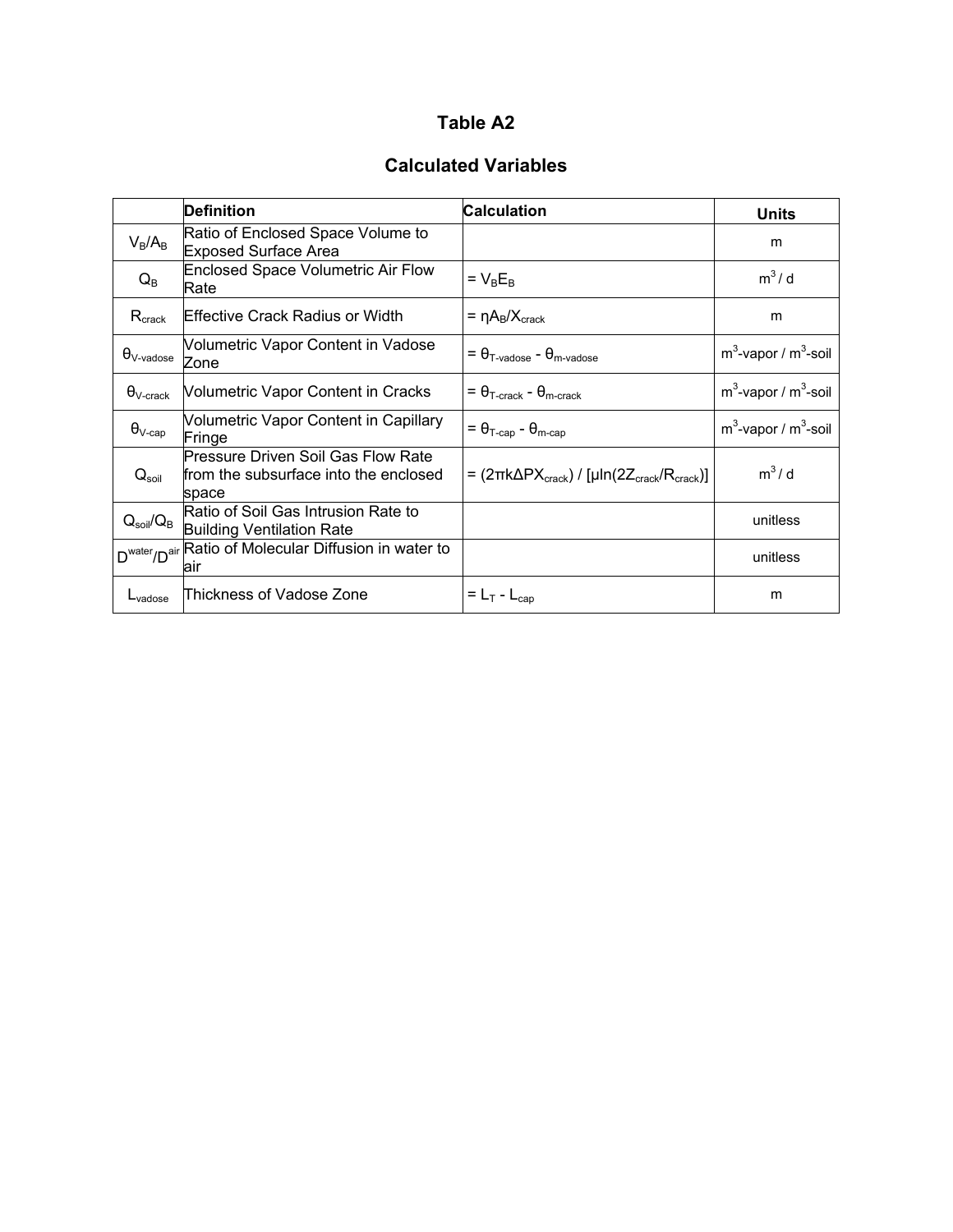# Table A2

## Calculated Variables

| | Definition | Calculation | Units |
|---|---|---|---|
| $V_B/A_B$ | Ratio of Enclosed Space Volume to Exposed Surface Area | | m |
| $Q_B$ | Enclosed Space Volumetric Air Flow Rate | $= V_B E_B$ | $m^3$ / d |
| $R_{crack}$ | Effective Crack Radius or Width | $= \eta A_B / X_{crack}$ | m |
| $\theta_{V\text{-}vadose}$ | Volumetric Vapor Content in Vadose Zone | $= \theta_{T\text{-}vadose} - \theta_{m\text{-}vadose}$ | $m^3$-vapor / $m^3$-soil |
| $\theta_{V\text{-}crack}$ | Volumetric Vapor Content in Cracks | $= \theta_{T\text{-}crack} - \theta_{m\text{-}crack}$ | $m^3$-vapor / $m^3$-soil |
| $\theta_{V\text{-}cap}$ | Volumetric Vapor Content in Capillary Fringe | $= \theta_{T\text{-}cap} - \theta_{m\text{-}cap}$ | $m^3$-vapor / $m^3$-soil |
| $Q_{soil}$ | Pressure Driven Soil Gas Flow Rate from the subsurface into the enclosed space | $= (2\pi k \Delta P X_{crack}) / [\mu \ln(2Z_{crack}/R_{crack})]$ | $m^3$ / d |
| $Q_{soil}/Q_B$ | Ratio of Soil Gas Intrusion Rate to Building Ventilation Rate | | unitless |
| $D^{water}/D^{air}$ | Ratio of Molecular Diffusion in water to air | | unitless |
| $L_{vadose}$ | Thickness of Vadose Zone | $= L_T - L_{cap}$ | m |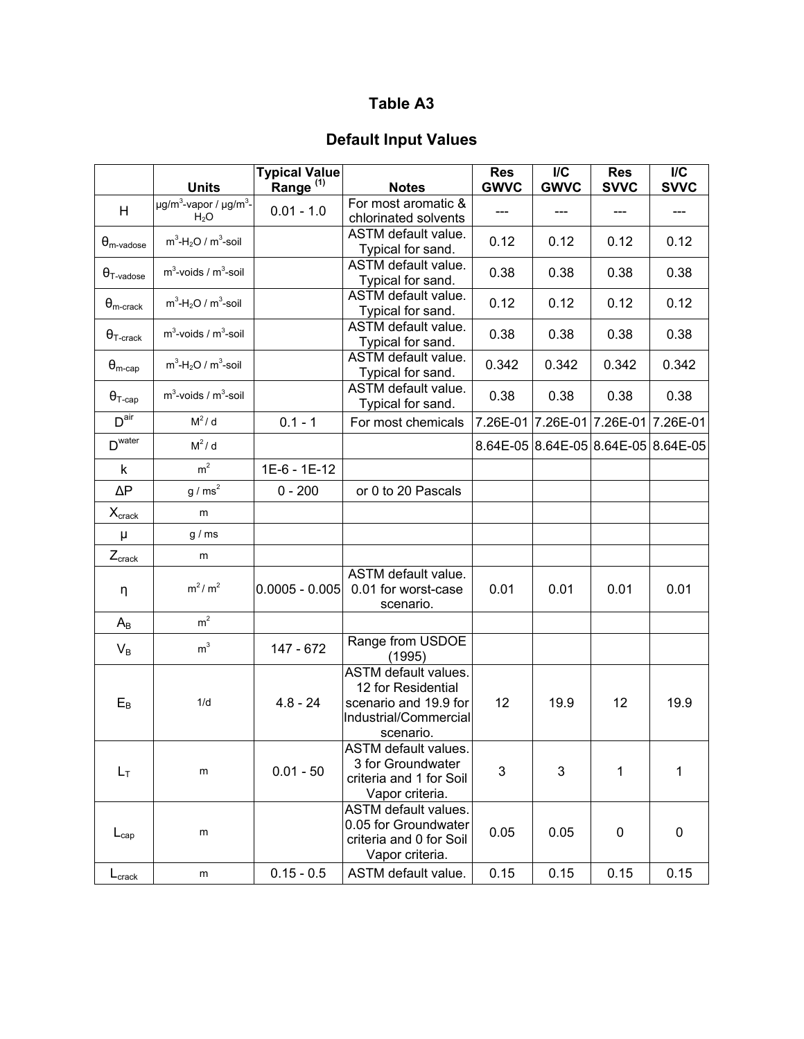# Table A3

## Default Input Values

|  | Units | Typical Value Range [1] | Notes | Res GWVC | I/C GWVC | Res SVVC | I/C SVVC |
|---|---|---|---|---|---|---|---|
| H | $\mu g/m^3$-vapor / $\mu g/m^3$-$H_2O$ | 0.01 - 1.0 | For most aromatic & chlorinated solvents | --- | --- | --- | --- |
| $\theta_{m\text{-vadose}}$ | $m^3$-$H_2O$ / $m^3$-soil |  | ASTM default value. Typical for sand. | 0.12 | 0.12 | 0.12 | 0.12 |
| $\theta_{T\text{-vadose}}$ | $m^3$-voids / $m^3$-soil |  | ASTM default value. Typical for sand. | 0.38 | 0.38 | 0.38 | 0.38 |
| $\theta_{m\text{-crack}}$ | $m^3$-$H_2O$ / $m^3$-soil |  | ASTM default value. Typical for sand. | 0.12 | 0.12 | 0.12 | 0.12 |
| $\theta_{T\text{-crack}}$ | $m^3$-voids / $m^3$-soil |  | ASTM default value. Typical for sand. | 0.38 | 0.38 | 0.38 | 0.38 |
| $\theta_{m\text{-cap}}$ | $m^3$-$H_2O$ / $m^3$-soil |  | ASTM default value. Typical for sand. | 0.342 | 0.342 | 0.342 | 0.342 |
| $\theta_{T\text{-cap}}$ | $m^3$-voids / $m^3$-soil |  | ASTM default value. Typical for sand. | 0.38 | 0.38 | 0.38 | 0.38 |
| $D^{air}$ | $M^2$ / d | 0.1 - 1 | For most chemicals | 7.26E-01 | 7.26E-01 | 7.26E-01 | 7.26E-01 |
| $D^{water}$ | $M^2$ / d |  |  | 8.64E-05 | 8.64E-05 | 8.64E-05 | 8.64E-05 |
| k | $m^2$ | 1E-6 - 1E-12 |  |  |  |  |  |
| $\Delta P$ | g / $ms^2$ | 0 - 200 | or 0 to 20 Pascals |  |  |  |  |
| $X_{crack}$ | m |  |  |  |  |  |  |
| $\mu$ | g / ms |  |  |  |  |  |  |
| $Z_{crack}$ | m |  |  |  |  |  |  |
| $\eta$ | $m^2$ / $m^2$ | 0.0005 - 0.005 | ASTM default value. 0.01 for worst-case scenario. | 0.01 | 0.01 | 0.01 | 0.01 |
| $A_B$ | $m^2$ |  |  |  |  |  |  |
| $V_B$ | $m^3$ | 147 - 672 | Range from USDOE (1995) |  |  |  |  |
| $E_B$ | 1/d | 4.8 - 24 | ASTM default values. 12 for Residential scenario and 19.9 for Industrial/Commercial scenario. | 12 | 19.9 | 12 | 19.9 |
| $L_T$ | m | 0.01 - 50 | ASTM default values. 3 for Groundwater criteria and 1 for Soil Vapor criteria. | 3 | 3 | 1 | 1 |
| $L_{cap}$ | m |  | ASTM default values. 0.05 for Groundwater criteria and 0 for Soil Vapor criteria. | 0.05 | 0.05 | 0 | 0 |
| $L_{crack}$ | m | 0.15 - 0.5 | ASTM default value. | 0.15 | 0.15 | 0.15 | 0.15 |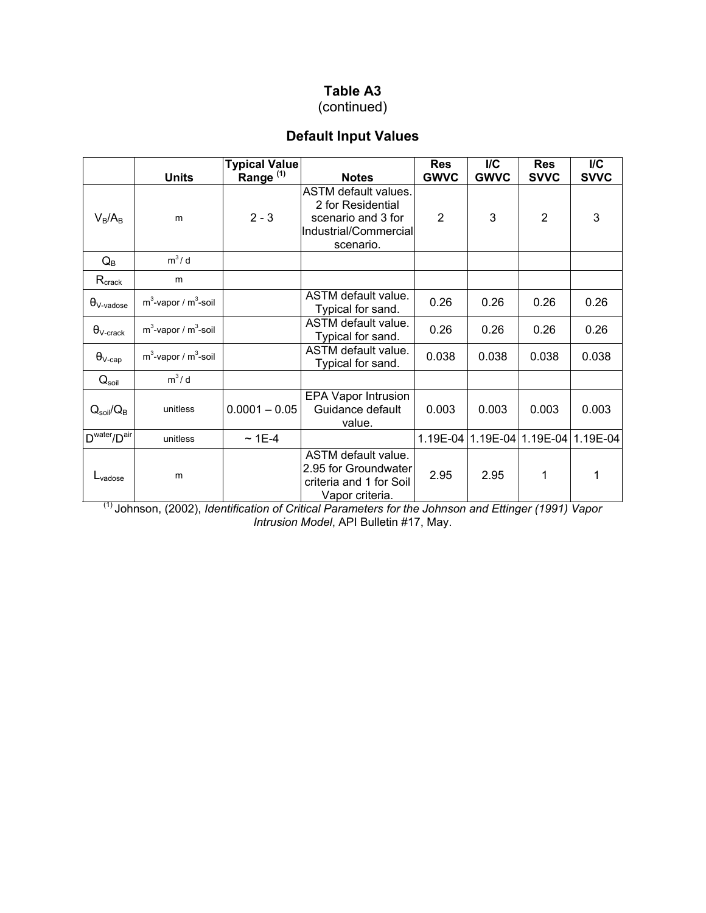# Table A3

(continued)

## Default Input Values

| | Units | Typical Value Range [1] | Notes | Res GWVC | I/C GWVC | Res SVVC | I/C SVVC |
|---|---|---|---|---|---|---|---|
| $V_B/A_B$ | m | 2 - 3 | ASTM default values. 2 for Residential scenario and 3 for Industrial/Commercial scenario. | 2 | 3 | 2 | 3 |
| $Q_B$ | $m^3$ / d | | | | | | |
| $R_{crack}$ | m | | | | | | |
| $\theta_{V\text{-}vadose}$ | $m^3$-vapor / $m^3$-soil | | ASTM default value. Typical for sand. | 0.26 | 0.26 | 0.26 | 0.26 |
| $\theta_{V\text{-}crack}$ | $m^3$-vapor / $m^3$-soil | | ASTM default value. Typical for sand. | 0.26 | 0.26 | 0.26 | 0.26 |
| $\theta_{V\text{-}cap}$ | $m^3$-vapor / $m^3$-soil | | ASTM default value. Typical for sand. | 0.038 | 0.038 | 0.038 | 0.038 |
| $Q_{soil}$ | $m^3$ / d | | | | | | |
| $Q_{soil}/Q_B$ | unitless | 0.0001 – 0.05 | EPA Vapor Intrusion Guidance default value. | 0.003 | 0.003 | 0.003 | 0.003 |
| $D^{water}/D^{air}$ | unitless | ~ 1E-4 | | 1.19E-04 | 1.19E-04 | 1.19E-04 | 1.19E-04 |
| $L_{vadose}$ | m | | ASTM default value. 2.95 for Groundwater criteria and 1 for Soil Vapor criteria. | 2.95 | 2.95 | 1 | 1 |

[1] Johnson, (2002), *Identification of Critical Parameters for the Johnson and Ettinger (1991) Vapor Intrusion Model*, API Bulletin #17, May.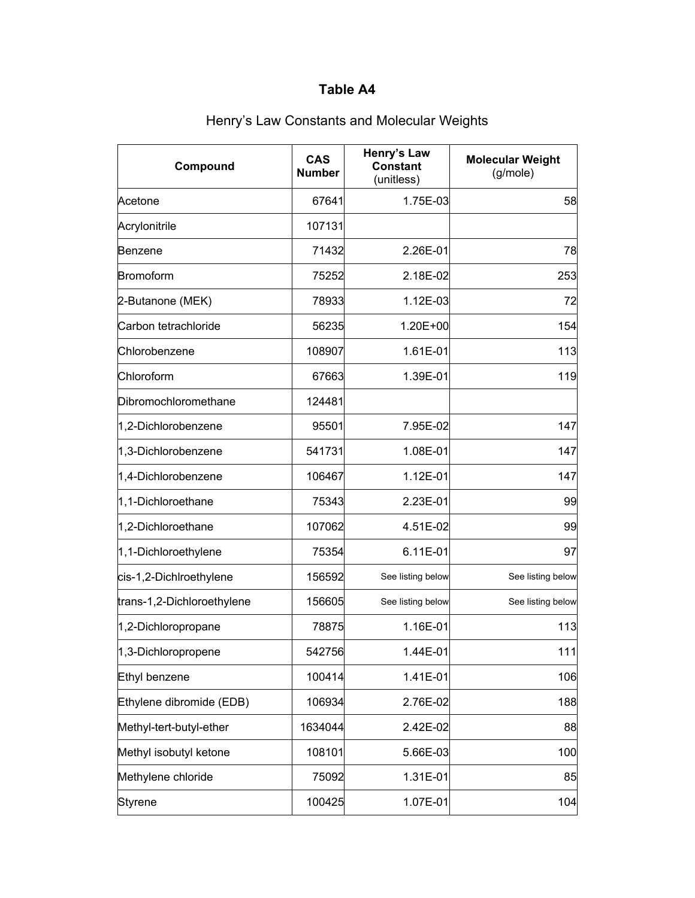# Table A4

## Henry's Law Constants and Molecular Weights

| Compound | CAS Number | Henry's Law Constant (unitless) | Molecular Weight (g/mole) |
|---|---|---|---|
| Acetone | 67641 | 1.75E-03 | 58 |
| Acrylonitrile | 107131 | | |
| Benzene | 71432 | 2.26E-01 | 78 |
| Bromoform | 75252 | 2.18E-02 | 253 |
| 2-Butanone (MEK) | 78933 | 1.12E-03 | 72 |
| Carbon tetrachloride | 56235 | 1.20E+00 | 154 |
| Chlorobenzene | 108907 | 1.61E-01 | 113 |
| Chloroform | 67663 | 1.39E-01 | 119 |
| Dibromochloromethane | 124481 | | |
| 1,2-Dichlorobenzene | 95501 | 7.95E-02 | 147 |
| 1,3-Dichlorobenzene | 541731 | 1.08E-01 | 147 |
| 1,4-Dichlorobenzene | 106467 | 1.12E-01 | 147 |
| 1,1-Dichloroethane | 75343 | 2.23E-01 | 99 |
| 1,2-Dichloroethane | 107062 | 4.51E-02 | 99 |
| 1,1-Dichloroethylene | 75354 | 6.11E-01 | 97 |
| cis-1,2-Dichlroethylene | 156592 | See listing below | See listing below |
| trans-1,2-Dichloroethylene | 156605 | See listing below | See listing below |
| 1,2-Dichloropropane | 78875 | 1.16E-01 | 113 |
| 1,3-Dichloropropene | 542756 | 1.44E-01 | 111 |
| Ethyl benzene | 100414 | 1.41E-01 | 106 |
| Ethylene dibromide (EDB) | 106934 | 2.76E-02 | 188 |
| Methyl-tert-butyl-ether | 1634044 | 2.42E-02 | 88 |
| Methyl isobutyl ketone | 108101 | 5.66E-03 | 100 |
| Methylene chloride | 75092 | 1.31E-01 | 85 |
| Styrene | 100425 | 1.07E-01 | 104 |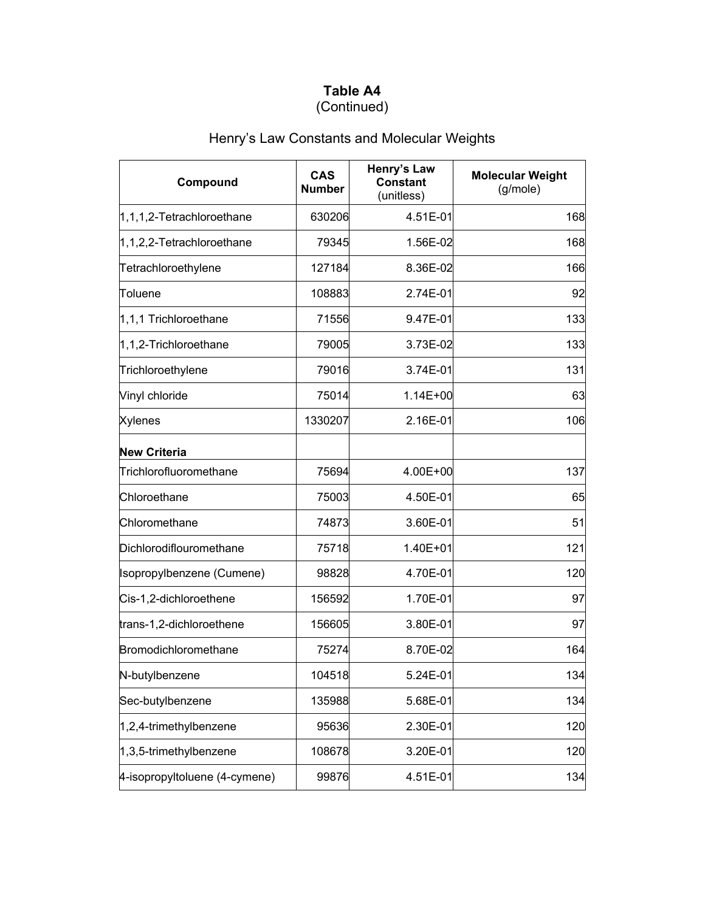**Table A4**
(Continued)

Henry's Law Constants and Molecular Weights

| Compound | CAS Number | Henry's Law Constant (unitless) | Molecular Weight (g/mole) |
|---|---|---|---|
| 1,1,1,2-Tetrachloroethane | 630206 | 4.51E-01 | 168 |
| 1,1,2,2-Tetrachloroethane | 79345 | 1.56E-02 | 168 |
| Tetrachloroethylene | 127184 | 8.36E-02 | 166 |
| Toluene | 108883 | 2.74E-01 | 92 |
| 1,1,1 Trichloroethane | 71556 | 9.47E-01 | 133 |
| 1,1,2-Trichloroethane | 79005 | 3.73E-02 | 133 |
| Trichloroethylene | 79016 | 3.74E-01 | 131 |
| Vinyl chloride | 75014 | 1.14E+00 | 63 |
| Xylenes | 1330207 | 2.16E-01 | 106 |
| **New Criteria** | | | |
| Trichlorofluoromethane | 75694 | 4.00E+00 | 137 |
| Chloroethane | 75003 | 4.50E-01 | 65 |
| Chloromethane | 74873 | 3.60E-01 | 51 |
| Dichlorodiflouromethane | 75718 | 1.40E+01 | 121 |
| Isopropylbenzene (Cumene) | 98828 | 4.70E-01 | 120 |
| Cis-1,2-dichloroethene | 156592 | 1.70E-01 | 97 |
| trans-1,2-dichloroethene | 156605 | 3.80E-01 | 97 |
| Bromodichloromethane | 75274 | 8.70E-02 | 164 |
| N-butylbenzene | 104518 | 5.24E-01 | 134 |
| Sec-butylbenzene | 135988 | 5.68E-01 | 134 |
| 1,2,4-trimethylbenzene | 95636 | 2.30E-01 | 120 |
| 1,3,5-trimethylbenzene | 108678 | 3.20E-01 | 120 |
| 4-isopropyltoluene (4-cymene) | 99876 | 4.51E-01 | 134 |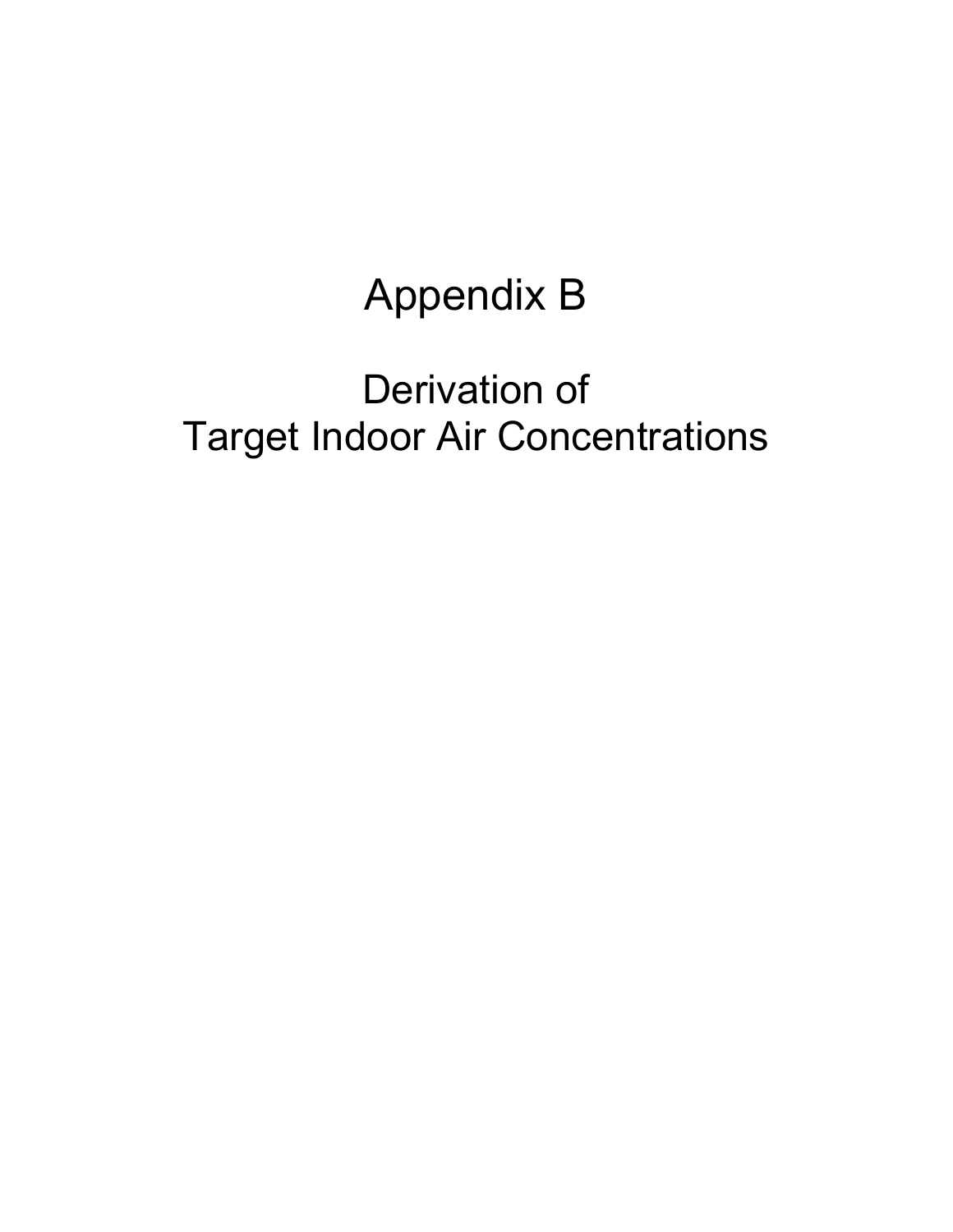# Appendix B

## Derivation of Target Indoor Air Concentrations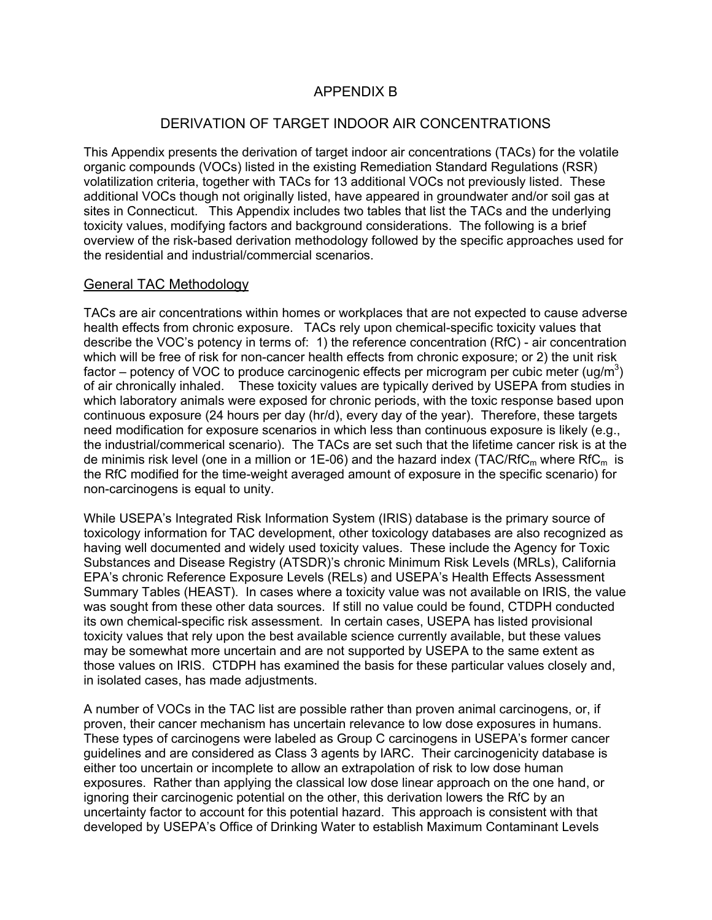# APPENDIX B

## DERIVATION OF TARGET INDOOR AIR CONCENTRATIONS

This Appendix presents the derivation of target indoor air concentrations (TACs) for the volatile organic compounds (VOCs) listed in the existing Remediation Standard Regulations (RSR) volatilization criteria, together with TACs for 13 additional VOCs not previously listed. These additional VOCs though not originally listed, have appeared in groundwater and/or soil gas at sites in Connecticut. This Appendix includes two tables that list the TACs and the underlying toxicity values, modifying factors and background considerations. The following is a brief overview of the risk-based derivation methodology followed by the specific approaches used for the residential and industrial/commercial scenarios.

### General TAC Methodology

TACs are air concentrations within homes or workplaces that are not expected to cause adverse health effects from chronic exposure. TACs rely upon chemical-specific toxicity values that describe the VOC's potency in terms of: 1) the reference concentration (RfC) - air concentration which will be free of risk for non-cancer health effects from chronic exposure; or 2) the unit risk factor – potency of VOC to produce carcinogenic effects per microgram per cubic meter (ug/m$^3$) of air chronically inhaled. These toxicity values are typically derived by USEPA from studies in which laboratory animals were exposed for chronic periods, with the toxic response based upon continuous exposure (24 hours per day (hr/d), every day of the year). Therefore, these targets need modification for exposure scenarios in which less than continuous exposure is likely (e.g., the industrial/commerical scenario). The TACs are set such that the lifetime cancer risk is at the de minimis risk level (one in a million or 1E-06) and the hazard index (TAC/RfC$_m$ where RfC$_m$ is the RfC modified for the time-weight averaged amount of exposure in the specific scenario) for non-carcinogens is equal to unity.

While USEPA's Integrated Risk Information System (IRIS) database is the primary source of toxicology information for TAC development, other toxicology databases are also recognized as having well documented and widely used toxicity values. These include the Agency for Toxic Substances and Disease Registry (ATSDR)'s chronic Minimum Risk Levels (MRLs), California EPA's chronic Reference Exposure Levels (RELs) and USEPA's Health Effects Assessment Summary Tables (HEAST). In cases where a toxicity value was not available on IRIS, the value was sought from these other data sources. If still no value could be found, CTDPH conducted its own chemical-specific risk assessment. In certain cases, USEPA has listed provisional toxicity values that rely upon the best available science currently available, but these values may be somewhat more uncertain and are not supported by USEPA to the same extent as those values on IRIS. CTDPH has examined the basis for these particular values closely and, in isolated cases, has made adjustments.

A number of VOCs in the TAC list are possible rather than proven animal carcinogens, or, if proven, their cancer mechanism has uncertain relevance to low dose exposures in humans. These types of carcinogens were labeled as Group C carcinogens in USEPA's former cancer guidelines and are considered as Class 3 agents by IARC. Their carcinogenicity database is either too uncertain or incomplete to allow an extrapolation of risk to low dose human exposures. Rather than applying the classical low dose linear approach on the one hand, or ignoring their carcinogenic potential on the other, this derivation lowers the RfC by an uncertainty factor to account for this potential hazard. This approach is consistent with that developed by USEPA's Office of Drinking Water to establish Maximum Contaminant Levels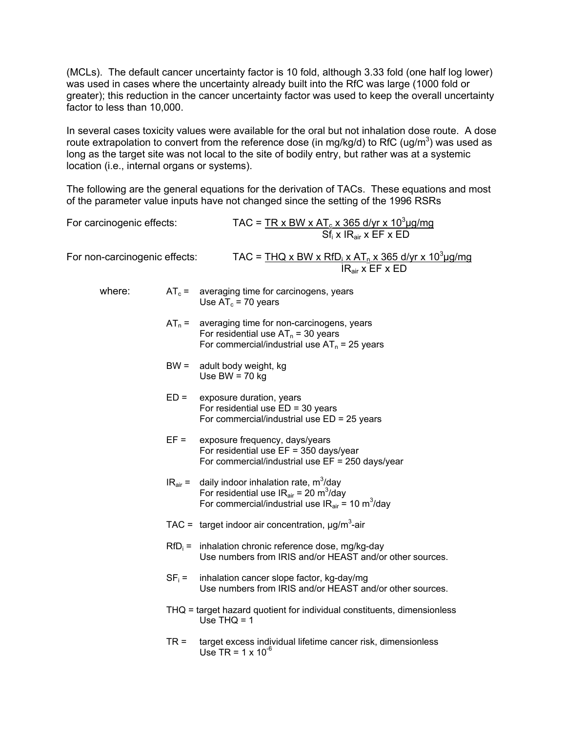(MCLs). The default cancer uncertainty factor is 10 fold, although 3.33 fold (one half log lower) was used in cases where the uncertainty already built into the RfC was large (1000 fold or greater); this reduction in the cancer uncertainty factor was used to keep the overall uncertainty factor to less than 10,000.

In several cases toxicity values were available for the oral but not inhalation dose route. A dose route extrapolation to convert from the reference dose (in mg/kg/d) to RfC (ug/m$^3$) was used as long as the target site was not local to the site of bodily entry, but rather was at a systemic location (i.e., internal organs or systems).

The following are the general equations for the derivation of TACs. These equations and most of the parameter value inputs have not changed since the setting of the 1996 RSRs

For carcinogenic effects:

$$TAC = \frac{TR \times BW \times AT_c \times 365 \text{ d/yr} \times 10^3 \mu g/mg}{Sf_i \times IR_{air} \times EF \times ED}$$

For non-carcinogenic effects:

$$TAC = \frac{THQ \times BW \times RfD_i \times AT_n \times 365 \text{ d/yr} \times 10^3 \mu g/mg}{IR_{air} \times EF \times ED}$$

where:

- $AT_c$ = averaging time for carcinogens, years
  Use $AT_c$ = 70 years
- $AT_n$ = averaging time for non-carcinogens, years
  For residential use $AT_n$ = 30 years
  For commercial/industrial use $AT_n$ = 25 years
- BW = adult body weight, kg
  Use BW = 70 kg
- ED = exposure duration, years
  For residential use ED = 30 years
  For commercial/industrial use ED = 25 years
- EF = exposure frequency, days/years
  For residential use EF = 350 days/year
  For commercial/industrial use EF = 250 days/year
- $IR_{air}$ = daily indoor inhalation rate, m$^3$/day
  For residential use $IR_{air}$ = 20 m$^3$/day
  For commercial/industrial use $IR_{air}$ = 10 m$^3$/day
- TAC = target indoor air concentration, μg/m$^3$-air
- $RfD_i$ = inhalation chronic reference dose, mg/kg-day
  Use numbers from IRIS and/or HEAST and/or other sources.
- $SF_i$ = inhalation cancer slope factor, kg-day/mg
  Use numbers from IRIS and/or HEAST and/or other sources.
- THQ = target hazard quotient for individual constituents, dimensionless
  Use THQ = 1
- TR = target excess individual lifetime cancer risk, dimensionless
  Use TR = 1 x 10$^{-6}$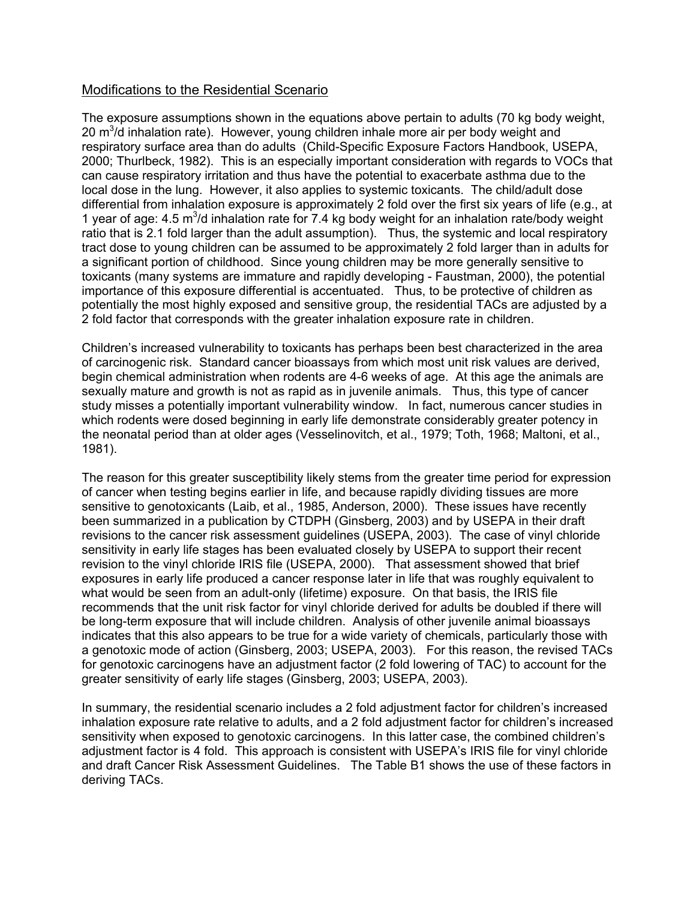## Modifications to the Residential Scenario

The exposure assumptions shown in the equations above pertain to adults (70 kg body weight, 20 $m^3$/d inhalation rate). However, young children inhale more air per body weight and respiratory surface area than do adults (Child-Specific Exposure Factors Handbook, USEPA, 2000; Thurlbeck, 1982). This is an especially important consideration with regards to VOCs that can cause respiratory irritation and thus have the potential to exacerbate asthma due to the local dose in the lung. However, it also applies to systemic toxicants. The child/adult dose differential from inhalation exposure is approximately 2 fold over the first six years of life (e.g., at 1 year of age: 4.5 $m^3$/d inhalation rate for 7.4 kg body weight for an inhalation rate/body weight ratio that is 2.1 fold larger than the adult assumption). Thus, the systemic and local respiratory tract dose to young children can be assumed to be approximately 2 fold larger than in adults for a significant portion of childhood. Since young children may be more generally sensitive to toxicants (many systems are immature and rapidly developing - Faustman, 2000), the potential importance of this exposure differential is accentuated. Thus, to be protective of children as potentially the most highly exposed and sensitive group, the residential TACs are adjusted by a 2 fold factor that corresponds with the greater inhalation exposure rate in children.

Children's increased vulnerability to toxicants has perhaps been best characterized in the area of carcinogenic risk. Standard cancer bioassays from which most unit risk values are derived, begin chemical administration when rodents are 4-6 weeks of age. At this age the animals are sexually mature and growth is not as rapid as in juvenile animals. Thus, this type of cancer study misses a potentially important vulnerability window. In fact, numerous cancer studies in which rodents were dosed beginning in early life demonstrate considerably greater potency in the neonatal period than at older ages (Vesselinovitch, et al., 1979; Toth, 1968; Maltoni, et al., 1981).

The reason for this greater susceptibility likely stems from the greater time period for expression of cancer when testing begins earlier in life, and because rapidly dividing tissues are more sensitive to genotoxicants (Laib, et al., 1985, Anderson, 2000). These issues have recently been summarized in a publication by CTDPH (Ginsberg, 2003) and by USEPA in their draft revisions to the cancer risk assessment guidelines (USEPA, 2003). The case of vinyl chloride sensitivity in early life stages has been evaluated closely by USEPA to support their recent revision to the vinyl chloride IRIS file (USEPA, 2000). That assessment showed that brief exposures in early life produced a cancer response later in life that was roughly equivalent to what would be seen from an adult-only (lifetime) exposure. On that basis, the IRIS file recommends that the unit risk factor for vinyl chloride derived for adults be doubled if there will be long-term exposure that will include children. Analysis of other juvenile animal bioassays indicates that this also appears to be true for a wide variety of chemicals, particularly those with a genotoxic mode of action (Ginsberg, 2003; USEPA, 2003). For this reason, the revised TACs for genotoxic carcinogens have an adjustment factor (2 fold lowering of TAC) to account for the greater sensitivity of early life stages (Ginsberg, 2003; USEPA, 2003).

In summary, the residential scenario includes a 2 fold adjustment factor for children's increased inhalation exposure rate relative to adults, and a 2 fold adjustment factor for children's increased sensitivity when exposed to genotoxic carcinogens. In this latter case, the combined children's adjustment factor is 4 fold. This approach is consistent with USEPA's IRIS file for vinyl chloride and draft Cancer Risk Assessment Guidelines. The Table B1 shows the use of these factors in deriving TACs.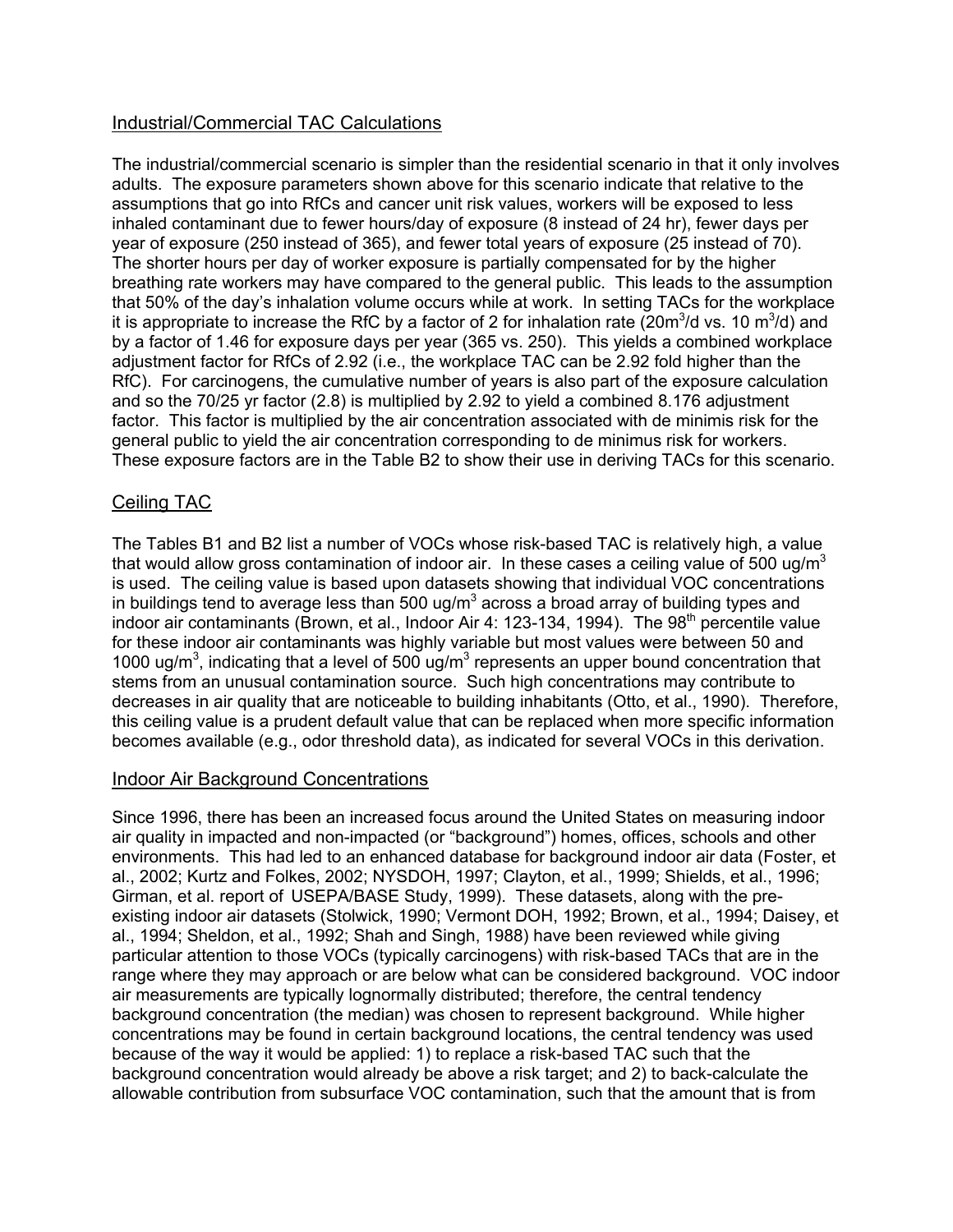## Industrial/Commercial TAC Calculations

The industrial/commercial scenario is simpler than the residential scenario in that it only involves adults. The exposure parameters shown above for this scenario indicate that relative to the assumptions that go into RfCs and cancer unit risk values, workers will be exposed to less inhaled contaminant due to fewer hours/day of exposure (8 instead of 24 hr), fewer days per year of exposure (250 instead of 365), and fewer total years of exposure (25 instead of 70). The shorter hours per day of worker exposure is partially compensated for by the higher breathing rate workers may have compared to the general public. This leads to the assumption that 50% of the day's inhalation volume occurs while at work. In setting TACs for the workplace it is appropriate to increase the RfC by a factor of 2 for inhalation rate ($20 m^3/d$ vs. $10 m^3/d$) and by a factor of 1.46 for exposure days per year (365 vs. 250). This yields a combined workplace adjustment factor for RfCs of 2.92 (i.e., the workplace TAC can be 2.92 fold higher than the RfC). For carcinogens, the cumulative number of years is also part of the exposure calculation and so the 70/25 yr factor (2.8) is multiplied by 2.92 to yield a combined 8.176 adjustment factor. This factor is multiplied by the air concentration associated with de minimis risk for the general public to yield the air concentration corresponding to de minimus risk for workers. These exposure factors are in the Table B2 to show their use in deriving TACs for this scenario.

## Ceiling TAC

The Tables B1 and B2 list a number of VOCs whose risk-based TAC is relatively high, a value that would allow gross contamination of indoor air. In these cases a ceiling value of 500 $ug/m^3$ is used. The ceiling value is based upon datasets showing that individual VOC concentrations in buildings tend to average less than 500 $ug/m^3$ across a broad array of building types and indoor air contaminants (Brown, et al., Indoor Air 4: 123-134, 1994). The 98$^{th}$ percentile value for these indoor air contaminants was highly variable but most values were between 50 and 1000 $ug/m^3$, indicating that a level of 500 $ug/m^3$ represents an upper bound concentration that stems from an unusual contamination source. Such high concentrations may contribute to decreases in air quality that are noticeable to building inhabitants (Otto, et al., 1990). Therefore, this ceiling value is a prudent default value that can be replaced when more specific information becomes available (e.g., odor threshold data), as indicated for several VOCs in this derivation.

## Indoor Air Background Concentrations

Since 1996, there has been an increased focus around the United States on measuring indoor air quality in impacted and non-impacted (or "background") homes, offices, schools and other environments. This had led to an enhanced database for background indoor air data (Foster, et al., 2002; Kurtz and Folkes, 2002; NYSDOH, 1997; Clayton, et al., 1999; Shields, et al., 1996; Girman, et al. report of USEPA/BASE Study, 1999). These datasets, along with the pre-existing indoor air datasets (Stolwick, 1990; Vermont DOH, 1992; Brown, et al., 1994; Daisey, et al., 1994; Sheldon, et al., 1992; Shah and Singh, 1988) have been reviewed while giving particular attention to those VOCs (typically carcinogens) with risk-based TACs that are in the range where they may approach or are below what can be considered background. VOC indoor air measurements are typically lognormally distributed; therefore, the central tendency background concentration (the median) was chosen to represent background. While higher concentrations may be found in certain background locations, the central tendency was used because of the way it would be applied: 1) to replace a risk-based TAC such that the background concentration would already be above a risk target; and 2) to back-calculate the allowable contribution from subsurface VOC contamination, such that the amount that is from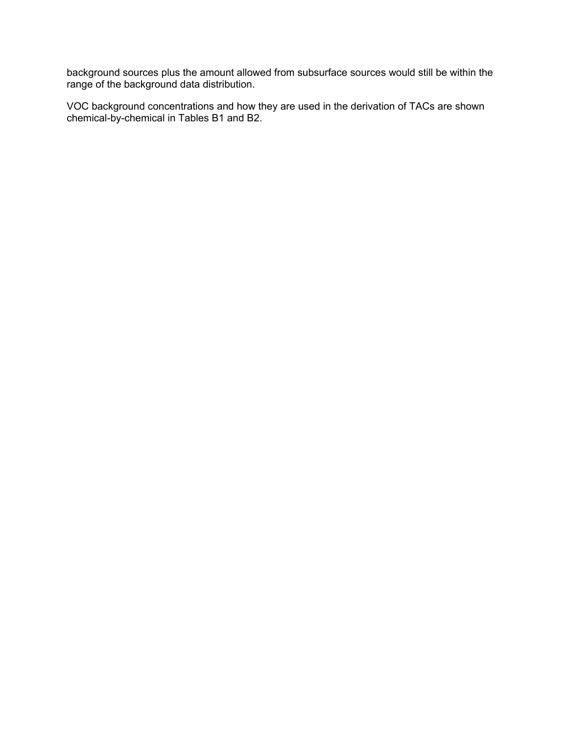background sources plus the amount allowed from subsurface sources would still be within the range of the background data distribution.

VOC background concentrations and how they are used in the derivation of TACs are shown chemical-by-chemical in Tables B1 and B2.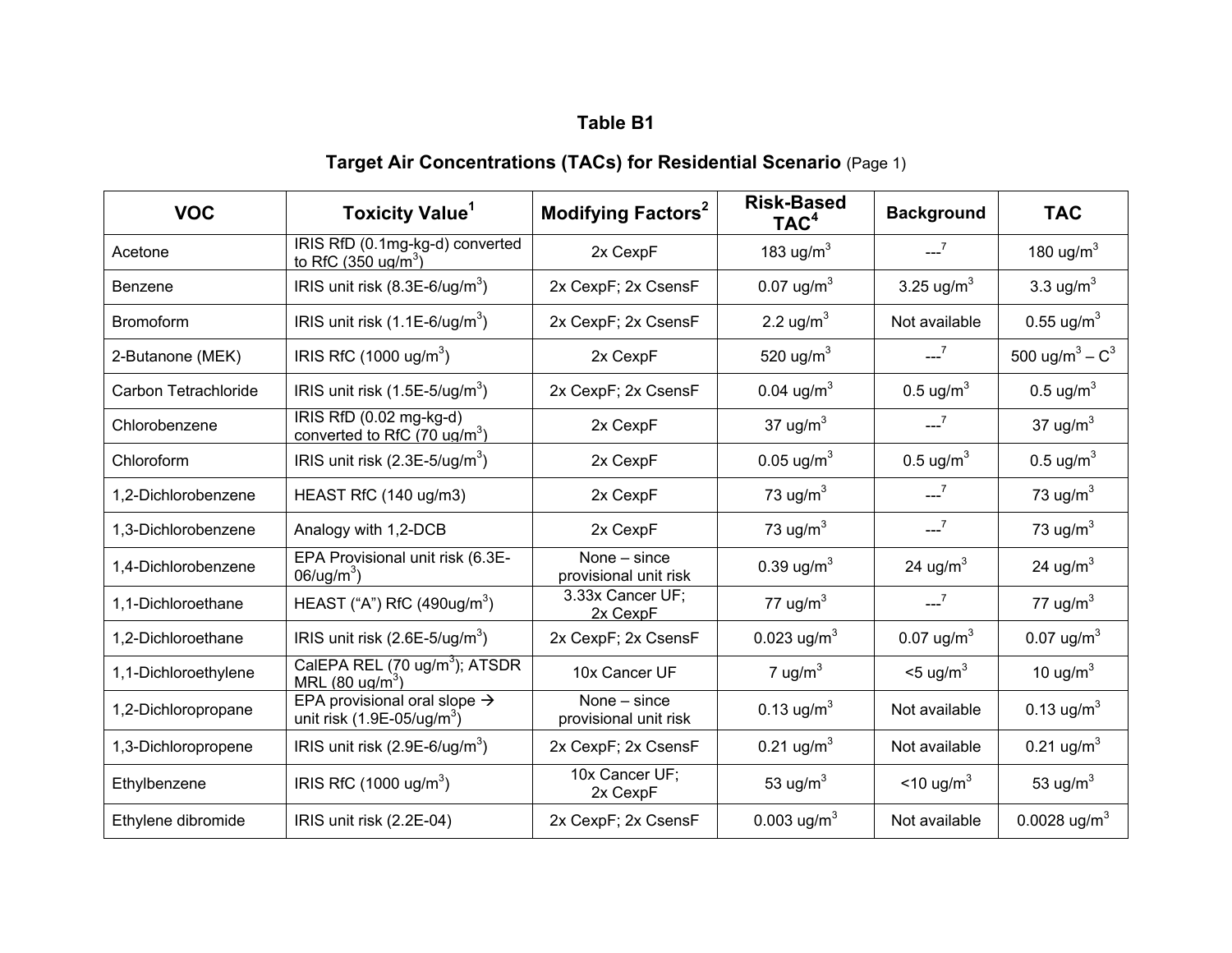# Table B1

## Target Air Concentrations (TACs) for Residential Scenario (Page 1)

| VOC | Toxicity Value[1] | Modifying Factors[2] | Risk-Based TAC[4] | Background | TAC |
|---|---|---|---|---|---|
| Acetone | IRIS RfD (0.1mg-kg-d) converted to RfC (350 ug/m$^3$) | 2x CexpF | 183 ug/m$^3$ | ---[7] | 180 ug/m$^3$ |
| Benzene | IRIS unit risk (8.3E-6/ug/m$^3$) | 2x CexpF; 2x CsensF | 0.07 ug/m$^3$ | 3.25 ug/m$^3$ | 3.3 ug/m$^3$ |
| Bromoform | IRIS unit risk (1.1E-6/ug/m$^3$) | 2x CexpF; 2x CsensF | 2.2 ug/m$^3$ | Not available | 0.55 ug/m$^3$ |
| 2-Butanone (MEK) | IRIS RfC (1000 ug/m$^3$) | 2x CexpF | 520 ug/m$^3$ | ---[7] | 500 ug/m$^3$ – C[3] |
| Carbon Tetrachloride | IRIS unit risk (1.5E-5/ug/m$^3$) | 2x CexpF; 2x CsensF | 0.04 ug/m$^3$ | 0.5 ug/m$^3$ | 0.5 ug/m$^3$ |
| Chlorobenzene | IRIS RfD (0.02 mg-kg-d) converted to RfC (70 ug/m$^3$) | 2x CexpF | 37 ug/m$^3$ | ---[7] | 37 ug/m$^3$ |
| Chloroform | IRIS unit risk (2.3E-5/ug/m$^3$) | 2x CexpF | 0.05 ug/m$^3$ | 0.5 ug/m$^3$ | 0.5 ug/m$^3$ |
| 1,2-Dichlorobenzene | HEAST RfC (140 ug/m3) | 2x CexpF | 73 ug/m$^3$ | ---[7] | 73 ug/m$^3$ |
| 1,3-Dichlorobenzene | Analogy with 1,2-DCB | 2x CexpF | 73 ug/m$^3$ | ---[7] | 73 ug/m$^3$ |
| 1,4-Dichlorobenzene | EPA Provisional unit risk (6.3E-06/ug/m$^3$) | None – since provisional unit risk | 0.39 ug/m$^3$ | 24 ug/m$^3$ | 24 ug/m$^3$ |
| 1,1-Dichloroethane | HEAST ("A") RfC (490ug/m$^3$) | 3.33x Cancer UF; 2x CexpF | 77 ug/m$^3$ | ---[7] | 77 ug/m$^3$ |
| 1,2-Dichloroethane | IRIS unit risk (2.6E-5/ug/m$^3$) | 2x CexpF; 2x CsensF | 0.023 ug/m$^3$ | 0.07 ug/m$^3$ | 0.07 ug/m$^3$ |
| 1,1-Dichloroethylene | CalEPA REL (70 ug/m$^3$); ATSDR MRL (80 ug/m$^3$) | 10x Cancer UF | 7 ug/m$^3$ | <5 ug/m$^3$ | 10 ug/m$^3$ |
| 1,2-Dichloropropane | EPA provisional oral slope → unit risk (1.9E-05/ug/m$^3$) | None – since provisional unit risk | 0.13 ug/m$^3$ | Not available | 0.13 ug/m$^3$ |
| 1,3-Dichloropropene | IRIS unit risk (2.9E-6/ug/m$^3$) | 2x CexpF; 2x CsensF | 0.21 ug/m$^3$ | Not available | 0.21 ug/m$^3$ |
| Ethylbenzene | IRIS RfC (1000 ug/m$^3$) | 10x Cancer UF; 2x CexpF | 53 ug/m$^3$ | <10 ug/m$^3$ | 53 ug/m$^3$ |
| Ethylene dibromide | IRIS unit risk (2.2E-04) | 2x CexpF; 2x CsensF | 0.003 ug/m$^3$ | Not available | 0.0028 ug/m$^3$ |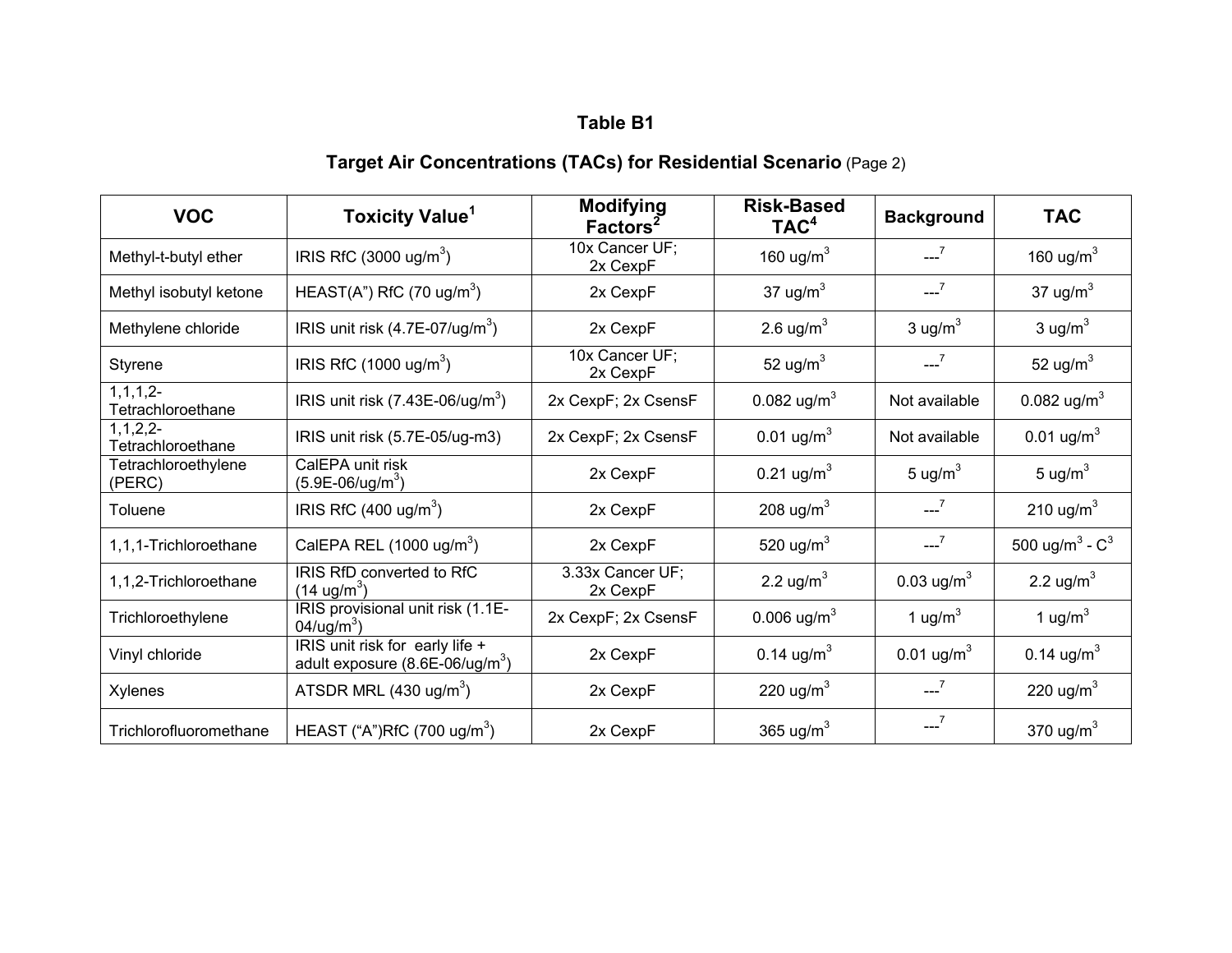## Table B1

### Target Air Concentrations (TACs) for Residential Scenario (Page 2)

| VOC | Toxicity Value[1] | Modifying Factors[2] | Risk-Based TAC[4] | Background | TAC |
|---|---|---|---|---|---|
| Methyl-t-butyl ether | IRIS RfC (3000 ug/m$^3$) | 10x Cancer UF; 2x CexpF | 160 ug/m$^3$ | ---[7] | 160 ug/m$^3$ |
| Methyl isobutyl ketone | HEAST(A") RfC (70 ug/m$^3$) | 2x CexpF | 37 ug/m$^3$ | ---[7] | 37 ug/m$^3$ |
| Methylene chloride | IRIS unit risk (4.7E-07/ug/m$^3$) | 2x CexpF | 2.6 ug/m$^3$ | 3 ug/m$^3$ | 3 ug/m$^3$ |
| Styrene | IRIS RfC (1000 ug/m$^3$) | 10x Cancer UF; 2x CexpF | 52 ug/m$^3$ | ---[7] | 52 ug/m$^3$ |
| 1,1,1,2-Tetrachloroethane | IRIS unit risk (7.43E-06/ug/m$^3$) | 2x CexpF; 2x CsensF | 0.082 ug/m$^3$ | Not available | 0.082 ug/m$^3$ |
| 1,1,2,2-Tetrachloroethane | IRIS unit risk (5.7E-05/ug-m3) | 2x CexpF; 2x CsensF | 0.01 ug/m$^3$ | Not available | 0.01 ug/m$^3$ |
| Tetrachloroethylene (PERC) | CalEPA unit risk (5.9E-06/ug/m$^3$) | 2x CexpF | 0.21 ug/m$^3$ | 5 ug/m$^3$ | 5 ug/m$^3$ |
| Toluene | IRIS RfC (400 ug/m$^3$) | 2x CexpF | 208 ug/m$^3$ | ---[7] | 210 ug/m$^3$ |
| 1,1,1-Trichloroethane | CalEPA REL (1000 ug/m$^3$) | 2x CexpF | 520 ug/m$^3$ | ---[7] | 500 ug/m$^3$ - C[3] |
| 1,1,2-Trichloroethane | IRIS RfD converted to RfC (14 ug/m$^3$) | 3.33x Cancer UF; 2x CexpF | 2.2 ug/m$^3$ | 0.03 ug/m$^3$ | 2.2 ug/m$^3$ |
| Trichloroethylene | IRIS provisional unit risk (1.1E-04/ug/m$^3$) | 2x CexpF; 2x CsensF | 0.006 ug/m$^3$ | 1 ug/m$^3$ | 1 ug/m$^3$ |
| Vinyl chloride | IRIS unit risk for early life + adult exposure (8.6E-06/ug/m$^3$) | 2x CexpF | 0.14 ug/m$^3$ | 0.01 ug/m$^3$ | 0.14 ug/m$^3$ |
| Xylenes | ATSDR MRL (430 ug/m$^3$) | 2x CexpF | 220 ug/m$^3$ | ---[7] | 220 ug/m$^3$ |
| Trichlorofluoromethane | HEAST ("A")RfC (700 ug/m$^3$) | 2x CexpF | 365 ug/m$^3$ | ---[7] | 370 ug/m$^3$ |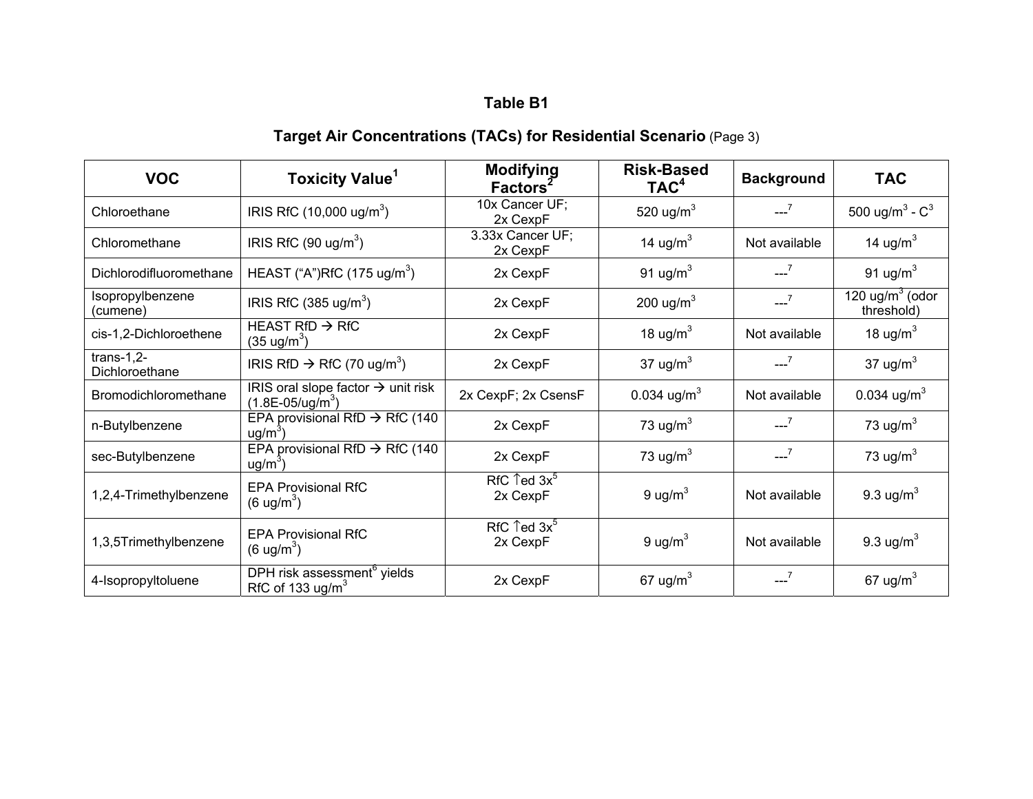## Table B1

### Target Air Concentrations (TACs) for Residential Scenario (Page 3)

| VOC | Toxicity Value[1] | Modifying Factors[2] | Risk-Based TAC[4] | Background | TAC |
|---|---|---|---|---|---|
| Chloroethane | IRIS RfC (10,000 ug/m$^3$) | 10x Cancer UF; 2x CexpF | 520 ug/m$^3$ | ---[7] | 500 ug/m$^3$ - C[3] |
| Chloromethane | IRIS RfC (90 ug/m$^3$) | 3.33x Cancer UF; 2x CexpF | 14 ug/m$^3$ | Not available | 14 ug/m$^3$ |
| Dichlorodifluoromethane | HEAST (“A”)RfC (175 ug/m$^3$) | 2x CexpF | 91 ug/m$^3$ | ---[7] | 91 ug/m$^3$ |
| Isopropylbenzene (cumene) | IRIS RfC (385 ug/m$^3$) | 2x CexpF | 200 ug/m$^3$ | ---[7] | 120 ug/m$^3$ (odor threshold) |
| cis-1,2-Dichloroethene | HEAST RfD → RfC (35 ug/m$^3$) | 2x CexpF | 18 ug/m$^3$ | Not available | 18 ug/m$^3$ |
| trans-1,2-Dichloroethane | IRIS RfD → RfC (70 ug/m$^3$) | 2x CexpF | 37 ug/m$^3$ | ---[7] | 37 ug/m$^3$ |
| Bromodichloromethane | IRIS oral slope factor → unit risk (1.8E-05/ug/m$^3$) | 2x CexpF; 2x CsensF | 0.034 ug/m$^3$ | Not available | 0.034 ug/m$^3$ |
| n-Butylbenzene | EPA provisional RfD → RfC (140 ug/m$^3$) | 2x CexpF | 73 ug/m$^3$ | ---[7] | 73 ug/m$^3$ |
| sec-Butylbenzene | EPA provisional RfD → RfC (140 ug/m$^3$) | 2x CexpF | 73 ug/m$^3$ | ---[7] | 73 ug/m$^3$ |
| 1,2,4-Trimethylbenzene | EPA Provisional RfC (6 ug/m$^3$) | RfC ↑ed 3x[5] 2x CexpF | 9 ug/m$^3$ | Not available | 9.3 ug/m$^3$ |
| 1,3,5Trimethylbenzene | EPA Provisional RfC (6 ug/m$^3$) | RfC ↑ed 3x[5] 2x CexpF | 9 ug/m$^3$ | Not available | 9.3 ug/m$^3$ |
| 4-Isopropyltoluene | DPH risk assessment[6] yields RfC of 133 ug/m$^3$ | 2x CexpF | 67 ug/m$^3$ | ---[7] | 67 ug/m$^3$ |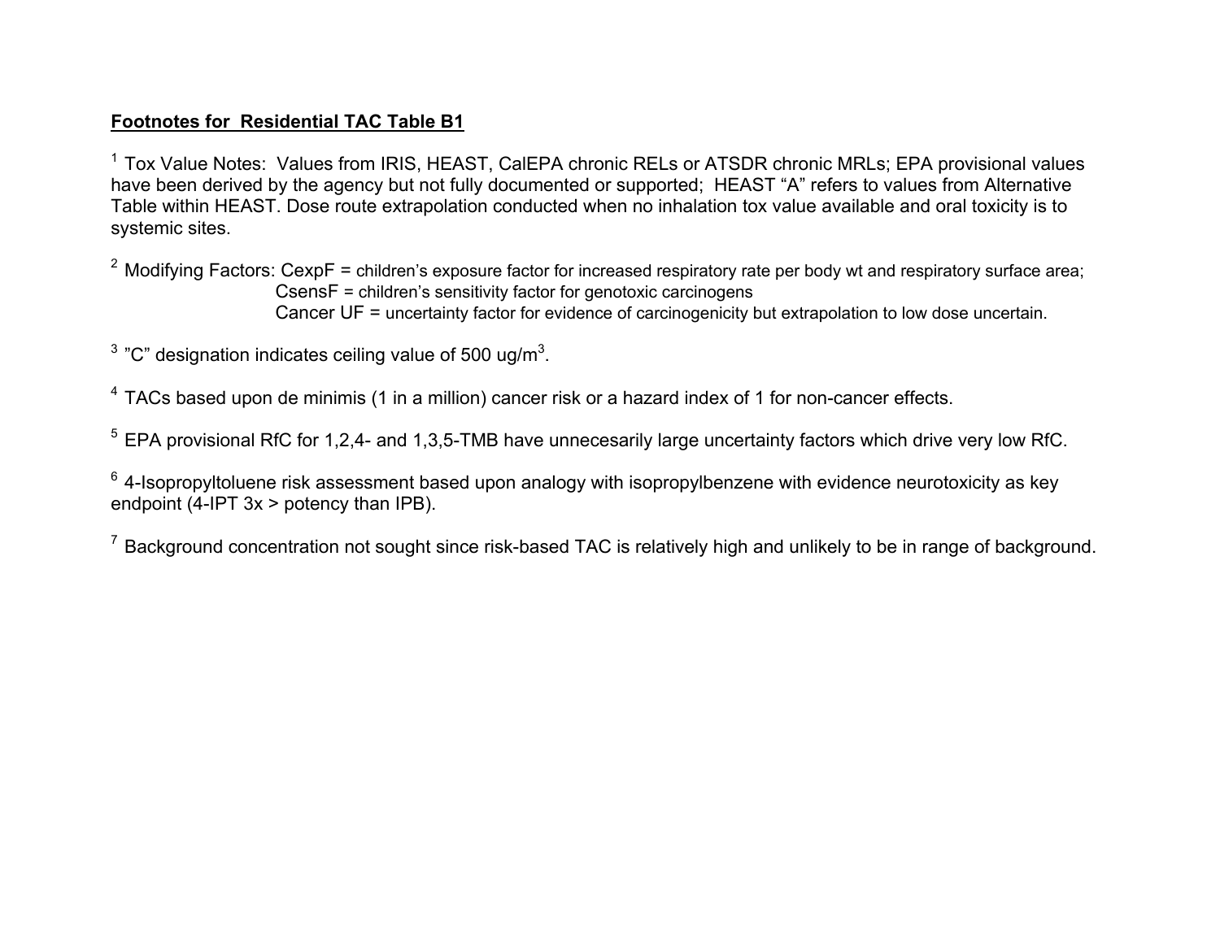**Footnotes for Residential TAC Table B1**

[1] Tox Value Notes: Values from IRIS, HEAST, CalEPA chronic RELs or ATSDR chronic MRLs; EPA provisional values have been derived by the agency but not fully documented or supported; HEAST "A" refers to values from Alternative Table within HEAST. Dose route extrapolation conducted when no inhalation tox value available and oral toxicity is to systemic sites.

[2] Modifying Factors: CexpF = children's exposure factor for increased respiratory rate per body wt and respiratory surface area;
CsensF = children's sensitivity factor for genotoxic carcinogens
Cancer UF = uncertainty factor for evidence of carcinogenicity but extrapolation to low dose uncertain.

[3] "C" designation indicates ceiling value of 500 ug/$m^3$.

[4] TACs based upon de minimis (1 in a million) cancer risk or a hazard index of 1 for non-cancer effects.

[5] EPA provisional RfC for 1,2,4- and 1,3,5-TMB have unnecesarily large uncertainty factors which drive very low RfC.

[6] 4-Isopropyltoluene risk assessment based upon analogy with isopropylbenzene with evidence neurotoxicity as key endpoint (4-IPT 3x > potency than IPB).

[7] Background concentration not sought since risk-based TAC is relatively high and unlikely to be in range of background.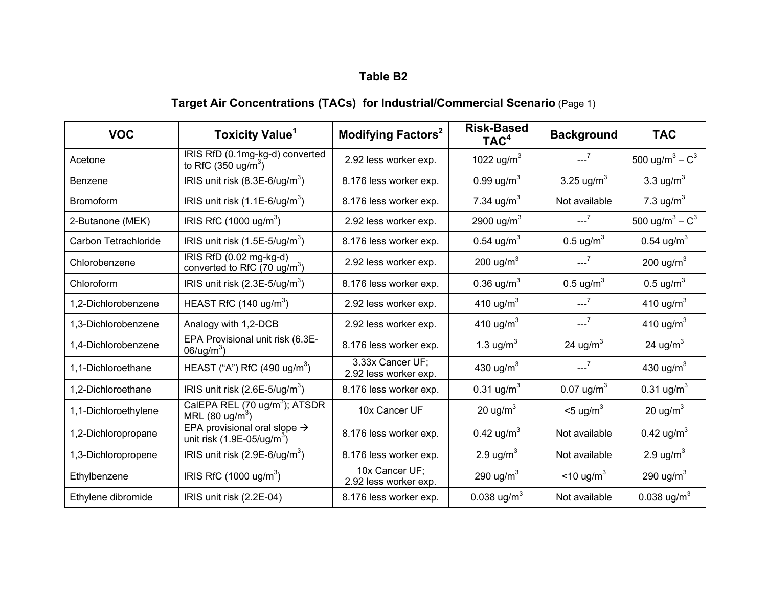## Table B2

### Target Air Concentrations (TACs) for Industrial/Commercial Scenario (Page 1)

| VOC | Toxicity Value[1] | Modifying Factors[2] | Risk-Based TAC[4] | Background | TAC |
|---|---|---|---|---|---|
| Acetone | IRIS RfD (0.1mg-kg-d) converted to RfC (350 ug/m$^3$) | 2.92 less worker exp. | 1022 ug/m$^3$ | ---[7] | 500 ug/m$^3$ – C[3] |
| Benzene | IRIS unit risk (8.3E-6/ug/m$^3$) | 8.176 less worker exp. | 0.99 ug/m$^3$ | 3.25 ug/m$^3$ | 3.3 ug/m$^3$ |
| Bromoform | IRIS unit risk (1.1E-6/ug/m$^3$) | 8.176 less worker exp. | 7.34 ug/m$^3$ | Not available | 7.3 ug/m$^3$ |
| 2-Butanone (MEK) | IRIS RfC (1000 ug/m$^3$) | 2.92 less worker exp. | 2900 ug/m$^3$ | ---[7] | 500 ug/m$^3$ – C[3] |
| Carbon Tetrachloride | IRIS unit risk (1.5E-5/ug/m$^3$) | 8.176 less worker exp. | 0.54 ug/m$^3$ | 0.5 ug/m$^3$ | 0.54 ug/m$^3$ |
| Chlorobenzene | IRIS RfD (0.02 mg-kg-d) converted to RfC (70 ug/m$^3$) | 2.92 less worker exp. | 200 ug/m$^3$ | ---[7] | 200 ug/m$^3$ |
| Chloroform | IRIS unit risk (2.3E-5/ug/m$^3$) | 8.176 less worker exp. | 0.36 ug/m$^3$ | 0.5 ug/m$^3$ | 0.5 ug/m$^3$ |
| 1,2-Dichlorobenzene | HEAST RfC (140 ug/m$^3$) | 2.92 less worker exp. | 410 ug/m$^3$ | ---[7] | 410 ug/m$^3$ |
| 1,3-Dichlorobenzene | Analogy with 1,2-DCB | 2.92 less worker exp. | 410 ug/m$^3$ | ---[7] | 410 ug/m$^3$ |
| 1,4-Dichlorobenzene | EPA Provisional unit risk (6.3E-06/ug/m$^3$) | 8.176 less worker exp. | 1.3 ug/m$^3$ | 24 ug/m$^3$ | 24 ug/m$^3$ |
| 1,1-Dichloroethane | HEAST ("A") RfC (490 ug/m$^3$) | 3.33x Cancer UF; 2.92 less worker exp. | 430 ug/m$^3$ | ---[7] | 430 ug/m$^3$ |
| 1,2-Dichloroethane | IRIS unit risk (2.6E-5/ug/m$^3$) | 8.176 less worker exp. | 0.31 ug/m$^3$ | 0.07 ug/m$^3$ | 0.31 ug/m$^3$ |
| 1,1-Dichloroethylene | CalEPA REL (70 ug/m$^3$); ATSDR MRL (80 ug/m$^3$) | 10x Cancer UF | 20 ug/m$^3$ | <5 ug/m$^3$ | 20 ug/m$^3$ |
| 1,2-Dichloropropane | EPA provisional oral slope → unit risk (1.9E-05/ug/m$^3$) | 8.176 less worker exp. | 0.42 ug/m$^3$ | Not available | 0.42 ug/m$^3$ |
| 1,3-Dichloropropene | IRIS unit risk (2.9E-6/ug/m$^3$) | 8.176 less worker exp. | 2.9 ug/m$^3$ | Not available | 2.9 ug/m$^3$ |
| Ethylbenzene | IRIS RfC (1000 ug/m$^3$) | 10x Cancer UF; 2.92 less worker exp. | 290 ug/m$^3$ | <10 ug/m$^3$ | 290 ug/m$^3$ |
| Ethylene dibromide | IRIS unit risk (2.2E-04) | 8.176 less worker exp. | 0.038 ug/m$^3$ | Not available | 0.038 ug/m$^3$ |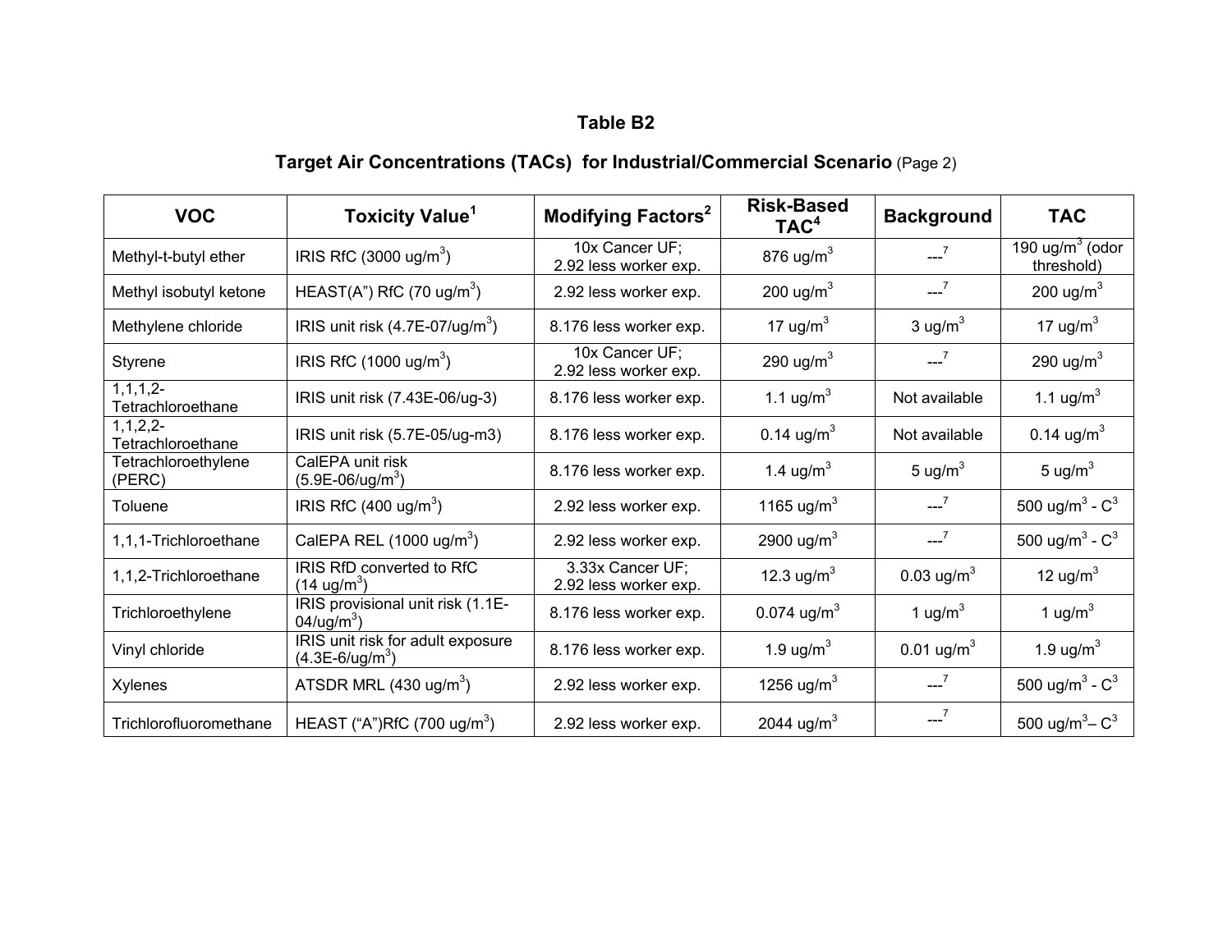## Table B2

### Target Air Concentrations (TACs) for Industrial/Commercial Scenario (Page 2)

| VOC | Toxicity Value[1] | Modifying Factors[2] | Risk-Based TAC[4] | Background | TAC |
|---|---|---|---|---|---|
| Methyl-t-butyl ether | IRIS RfC (3000 ug/m$^3$) | 10x Cancer UF; 2.92 less worker exp. | 876 ug/m$^3$ | ---[7] | 190 ug/m$^3$ (odor threshold) |
| Methyl isobutyl ketone | HEAST(A") RfC (70 ug/m$^3$) | 2.92 less worker exp. | 200 ug/m$^3$ | ---[7] | 200 ug/m$^3$ |
| Methylene chloride | IRIS unit risk (4.7E-07/ug/m$^3$) | 8.176 less worker exp. | 17 ug/m$^3$ | 3 ug/m$^3$ | 17 ug/m$^3$ |
| Styrene | IRIS RfC (1000 ug/m$^3$) | 10x Cancer UF; 2.92 less worker exp. | 290 ug/m$^3$ | ---[7] | 290 ug/m$^3$ |
| 1,1,1,2-Tetrachloroethane | IRIS unit risk (7.43E-06/ug-3) | 8.176 less worker exp. | 1.1 ug/m$^3$ | Not available | 1.1 ug/m$^3$ |
| 1,1,2,2-Tetrachloroethane | IRIS unit risk (5.7E-05/ug-m3) | 8.176 less worker exp. | 0.14 ug/m$^3$ | Not available | 0.14 ug/m$^3$ |
| Tetrachloroethylene (PERC) | CalEPA unit risk (5.9E-06/ug/m$^3$) | 8.176 less worker exp. | 1.4 ug/m$^3$ | 5 ug/m$^3$ | 5 ug/m$^3$ |
| Toluene | IRIS RfC (400 ug/m$^3$) | 2.92 less worker exp. | 1165 ug/m$^3$ | ---[7] | 500 ug/m$^3$ - C[3] |
| 1,1,1-Trichloroethane | CalEPA REL (1000 ug/m$^3$) | 2.92 less worker exp. | 2900 ug/m$^3$ | ---[7] | 500 ug/m$^3$ - C[3] |
| 1,1,2-Trichloroethane | IRIS RfD converted to RfC (14 ug/m$^3$) | 3.33x Cancer UF; 2.92 less worker exp. | 12.3 ug/m$^3$ | 0.03 ug/m$^3$ | 12 ug/m$^3$ |
| Trichloroethylene | IRIS provisional unit risk (1.1E-04/ug/m$^3$) | 8.176 less worker exp. | 0.074 ug/m$^3$ | 1 ug/m$^3$ | 1 ug/m$^3$ |
| Vinyl chloride | IRIS unit risk for adult exposure (4.3E-6/ug/m$^3$) | 8.176 less worker exp. | 1.9 ug/m$^3$ | 0.01 ug/m$^3$ | 1.9 ug/m$^3$ |
| Xylenes | ATSDR MRL (430 ug/m$^3$) | 2.92 less worker exp. | 1256 ug/m$^3$ | ---[7] | 500 ug/m$^3$ - C[3] |
| Trichlorofluoromethane | HEAST ("A")RfC (700 ug/m$^3$) | 2.92 less worker exp. | 2044 ug/m$^3$ | ---[7] | 500 ug/m$^3$– C[3] |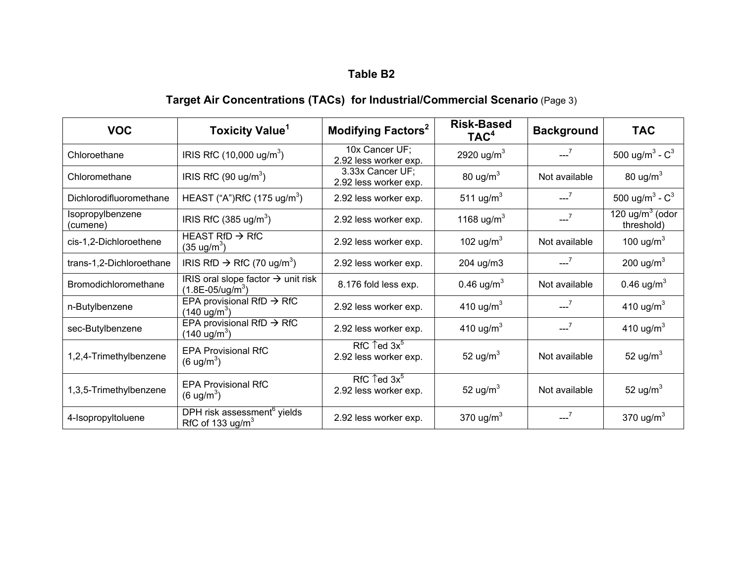# Table B2

## Target Air Concentrations (TACs) for Industrial/Commercial Scenario (Page 3)

| VOC | Toxicity Value[1] | Modifying Factors[2] | Risk-Based TAC[4] | Background | TAC |
|---|---|---|---|---|---|
| Chloroethane | IRIS RfC (10,000 ug/m$^3$) | 10x Cancer UF; 2.92 less worker exp. | 2920 ug/m$^3$ | ---[7] | 500 ug/m$^3$ - C[3] |
| Chloromethane | IRIS RfC (90 ug/m$^3$) | 3.33x Cancer UF; 2.92 less worker exp. | 80 ug/m$^3$ | Not available | 80 ug/m$^3$ |
| Dichlorodifluoromethane | HEAST ("A")RfC (175 ug/m$^3$) | 2.92 less worker exp. | 511 ug/m$^3$ | ---[7] | 500 ug/m$^3$ - C[3] |
| Isopropylbenzene (cumene) | IRIS RfC (385 ug/m$^3$) | 2.92 less worker exp. | 1168 ug/m$^3$ | ---[7] | 120 ug/m$^3$ (odor threshold) |
| cis-1,2-Dichloroethene | HEAST RfD → RfC (35 ug/m$^3$) | 2.92 less worker exp. | 102 ug/m$^3$ | Not available | 100 ug/m$^3$ |
| trans-1,2-Dichloroethane | IRIS RfD → RfC (70 ug/m$^3$) | 2.92 less worker exp. | 204 ug/m3 | ---[7] | 200 ug/m$^3$ |
| Bromodichloromethane | IRIS oral slope factor → unit risk (1.8E-05/ug/m$^3$) | 8.176 fold less exp. | 0.46 ug/m$^3$ | Not available | 0.46 ug/m$^3$ |
| n-Butylbenzene | EPA provisional RfD → RfC (140 ug/m$^3$) | 2.92 less worker exp. | 410 ug/m$^3$ | ---[7] | 410 ug/m$^3$ |
| sec-Butylbenzene | EPA provisional RfD → RfC (140 ug/m$^3$) | 2.92 less worker exp. | 410 ug/m$^3$ | ---[7] | 410 ug/m$^3$ |
| 1,2,4-Trimethylbenzene | EPA Provisional RfC (6 ug/m$^3$) | RfC ↑ed 3x[5] 2.92 less worker exp. | 52 ug/m$^3$ | Not available | 52 ug/m$^3$ |
| 1,3,5-Trimethylbenzene | EPA Provisional RfC (6 ug/m$^3$) | RfC ↑ed 3x[5] 2.92 less worker exp. | 52 ug/m$^3$ | Not available | 52 ug/m$^3$ |
| 4-Isopropyltoluene | DPH risk assessment[6] yields RfC of 133 ug/m$^3$ | 2.92 less worker exp. | 370 ug/m$^3$ | ---[7] | 370 ug/m$^3$ |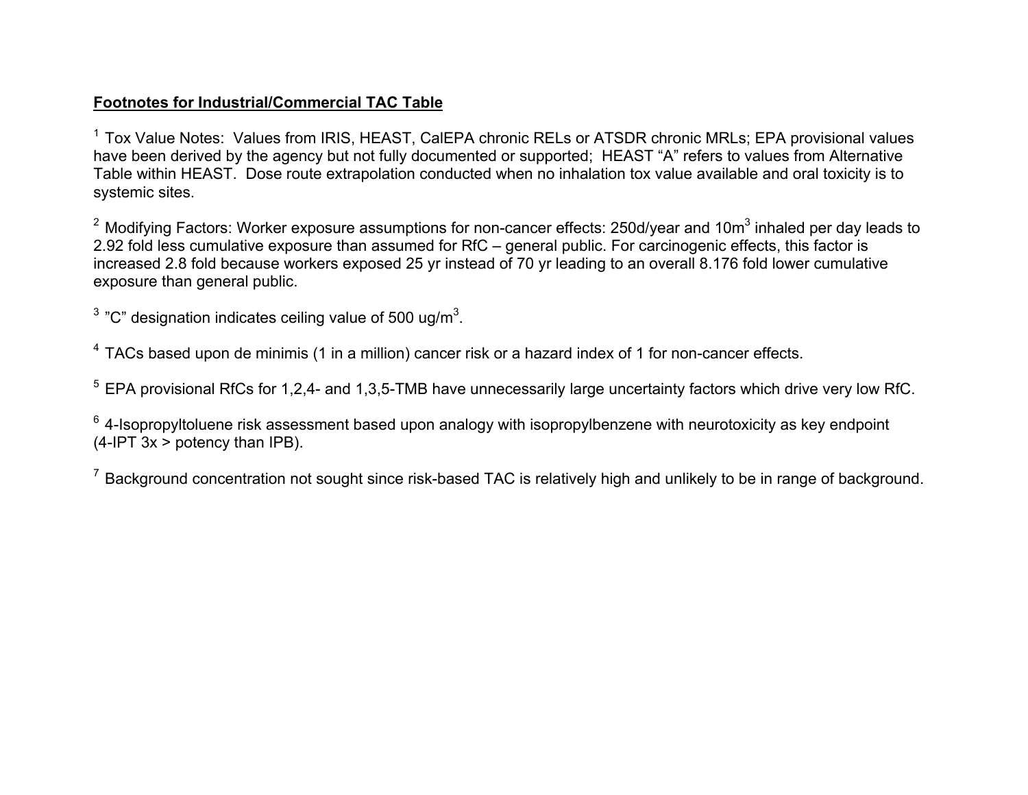**Footnotes for Industrial/Commercial TAC Table**

[1] Tox Value Notes: Values from IRIS, HEAST, CalEPA chronic RELs or ATSDR chronic MRLs; EPA provisional values have been derived by the agency but not fully documented or supported; HEAST "A" refers to values from Alternative Table within HEAST. Dose route extrapolation conducted when no inhalation tox value available and oral toxicity is to systemic sites.

[2] Modifying Factors: Worker exposure assumptions for non-cancer effects: 250d/year and $10m^3$ inhaled per day leads to 2.92 fold less cumulative exposure than assumed for RfC – general public. For carcinogenic effects, this factor is increased 2.8 fold because workers exposed 25 yr instead of 70 yr leading to an overall 8.176 fold lower cumulative exposure than general public.

[3] "C" designation indicates ceiling value of 500 $ug/m^3$.

[4] TACs based upon de minimis (1 in a million) cancer risk or a hazard index of 1 for non-cancer effects.

[5] EPA provisional RfCs for 1,2,4- and 1,3,5-TMB have unnecessarily large uncertainty factors which drive very low RfC.

[6] 4-Isopropyltoluene risk assessment based upon analogy with isopropylbenzene with neurotoxicity as key endpoint (4-IPT 3x > potency than IPB).

[7] Background concentration not sought since risk-based TAC is relatively high and unlikely to be in range of background.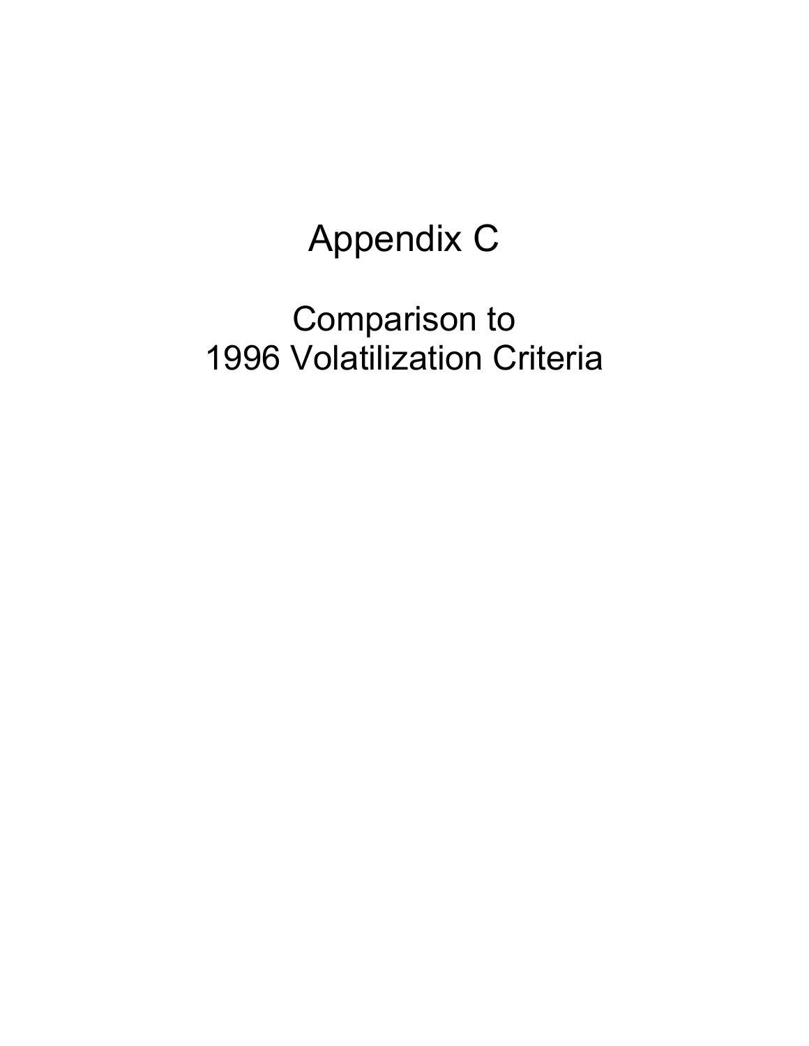# Appendix C

## Comparison to 1996 Volatilization Criteria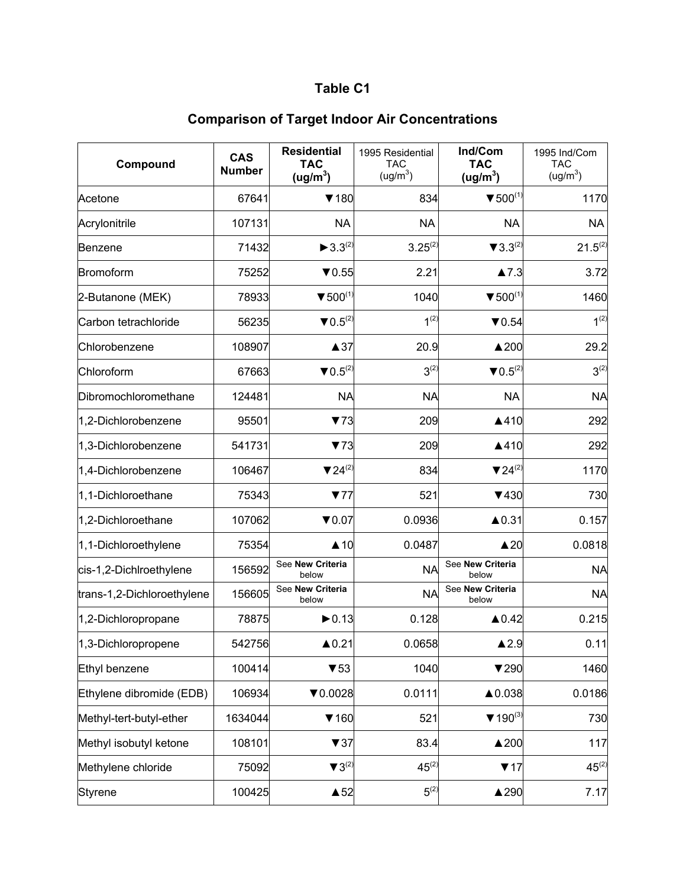# Table C1

## Comparison of Target Indoor Air Concentrations

| Compound | CAS Number | Residential TAC (ug/m$^3$) | 1995 Residential TAC (ug/m$^3$) | Ind/Com TAC (ug/m$^3$) | 1995 Ind/Com TAC (ug/m$^3$) |
|---|---|---|---|---|---|
| Acetone | 67641 | ▼180 | 834 | ▼500[(1)] | 1170 |
| Acrylonitrile | 107131 | NA | NA | NA | NA |
| Benzene | 71432 | ►3.3[(2)] | 3.25[(2)] | ▼3.3[(2)] | 21.5[(2)] |
| Bromoform | 75252 | ▼0.55 | 2.21 | ▲7.3 | 3.72 |
| 2-Butanone (MEK) | 78933 | ▼500[(1)] | 1040 | ▼500[(1)] | 1460 |
| Carbon tetrachloride | 56235 | ▼0.5[(2)] | 1[(2)] | ▼0.54 | 1[(2)] |
| Chlorobenzene | 108907 | ▲37 | 20.9 | ▲200 | 29.2 |
| Chloroform | 67663 | ▼0.5[(2)] | 3[(2)] | ▼0.5[(2)] | 3[(2)] |
| Dibromochloromethane | 124481 | NA | NA | NA | NA |
| 1,2-Dichlorobenzene | 95501 | ▼73 | 209 | ▲410 | 292 |
| 1,3-Dichlorobenzene | 541731 | ▼73 | 209 | ▲410 | 292 |
| 1,4-Dichlorobenzene | 106467 | ▼24[(2)] | 834 | ▼24[(2)] | 1170 |
| 1,1-Dichloroethane | 75343 | ▼77 | 521 | ▼430 | 730 |
| 1,2-Dichloroethane | 107062 | ▼0.07 | 0.0936 | ▲0.31 | 0.157 |
| 1,1-Dichloroethylene | 75354 | ▲10 | 0.0487 | ▲20 | 0.0818 |
| cis-1,2-Dichlroethylene | 156592 | See **New Criteria** below | NA | See **New Criteria** below | NA |
| trans-1,2-Dichloroethylene | 156605 | See **New Criteria** below | NA | See **New Criteria** below | NA |
| 1,2-Dichloropropane | 78875 | ►0.13 | 0.128 | ▲0.42 | 0.215 |
| 1,3-Dichloropropene | 542756 | ▲0.21 | 0.0658 | ▲2.9 | 0.11 |
| Ethyl benzene | 100414 | ▼53 | 1040 | ▼290 | 1460 |
| Ethylene dibromide (EDB) | 106934 | ▼0.0028 | 0.0111 | ▲0.038 | 0.0186 |
| Methyl-tert-butyl-ether | 1634044 | ▼160 | 521 | ▼190[(3)] | 730 |
| Methyl isobutyl ketone | 108101 | ▼37 | 83.4 | ▲200 | 117 |
| Methylene chloride | 75092 | ▼3[(2)] | 45[(2)] | ▼17 | 45[(2)] |
| Styrene | 100425 | ▲52 | 5[(2)] | ▲290 | 7.17 |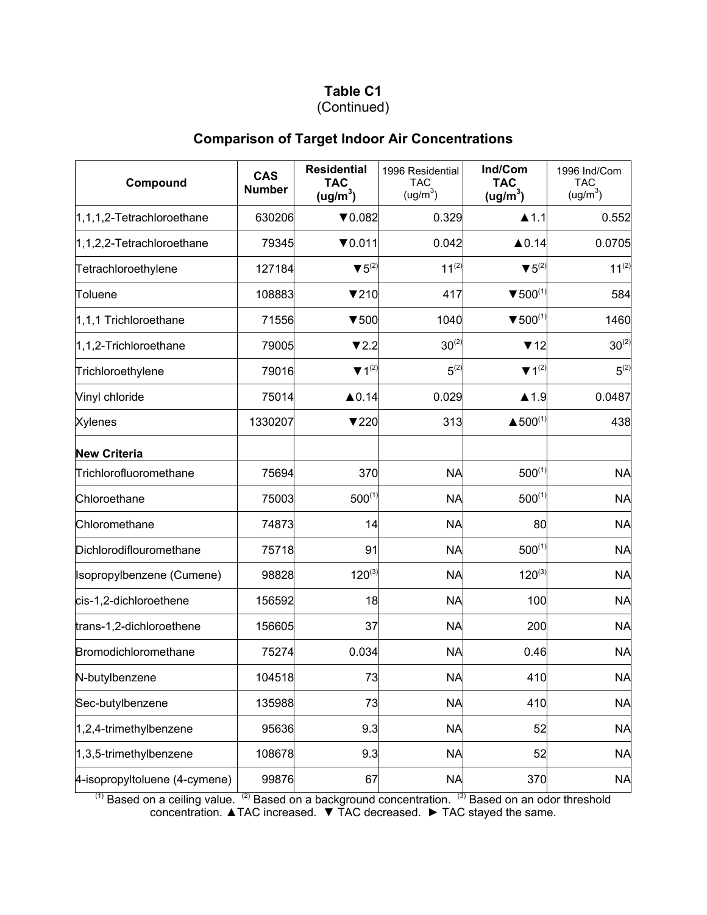# Table C1

(Continued)

## Comparison of Target Indoor Air Concentrations

| Compound | CAS Number | Residential TAC (ug/m$^3$) | 1996 Residential TAC (ug/m$^3$) | Ind/Com TAC (ug/m$^3$) | 1996 Ind/Com TAC (ug/m$^3$) |
|---|---|---|---|---|---|
| 1,1,1,2-Tetrachloroethane | 630206 | ▼0.082 | 0.329 | ▲1.1 | 0.552 |
| 1,1,2,2-Tetrachloroethane | 79345 | ▼0.011 | 0.042 | ▲0.14 | 0.0705 |
| Tetrachloroethylene | 127184 | ▼5(2) | 11(2) | ▼5(2) | 11(2) |
| Toluene | 108883 | ▼210 | 417 | ▼500(1) | 584 |
| 1,1,1 Trichloroethane | 71556 | ▼500 | 1040 | ▼500(1) | 1460 |
| 1,1,2-Trichloroethane | 79005 | ▼2.2 | 30(2) | ▼12 | 30(2) |
| Trichloroethylene | 79016 | ▼1(2) | 5(2) | ▼1(2) | 5(2) |
| Vinyl chloride | 75014 | ▲0.14 | 0.029 | ▲1.9 | 0.0487 |
| Xylenes | 1330207 | ▼220 | 313 | ▲500(1) | 438 |
| **New Criteria** | | | | | |
| Trichlorofluoromethane | 75694 | 370 | NA | 500(1) | NA |
| Chloroethane | 75003 | 500(1) | NA | 500(1) | NA |
| Chloromethane | 74873 | 14 | NA | 80 | NA |
| Dichlorodiflouromethane | 75718 | 91 | NA | 500(1) | NA |
| Isopropylbenzene (Cumene) | 98828 | 120(3) | NA | 120(3) | NA |
| cis-1,2-dichloroethene | 156592 | 18 | NA | 100 | NA |
| trans-1,2-dichloroethene | 156605 | 37 | NA | 200 | NA |
| Bromodichloromethane | 75274 | 0.034 | NA | 0.46 | NA |
| N-butylbenzene | 104518 | 73 | NA | 410 | NA |
| Sec-butylbenzene | 135988 | 73 | NA | 410 | NA |
| 1,2,4-trimethylbenzene | 95636 | 9.3 | NA | 52 | NA |
| 1,3,5-trimethylbenzene | 108678 | 9.3 | NA | 52 | NA |
| 4-isopropyltoluene (4-cymene) | 99876 | 67 | NA | 370 | NA |

(1) Based on a ceiling value. (2) Based on a background concentration. (3) Based on an odor threshold concentration. ▲TAC increased. ▼ TAC decreased. ► TAC stayed the same.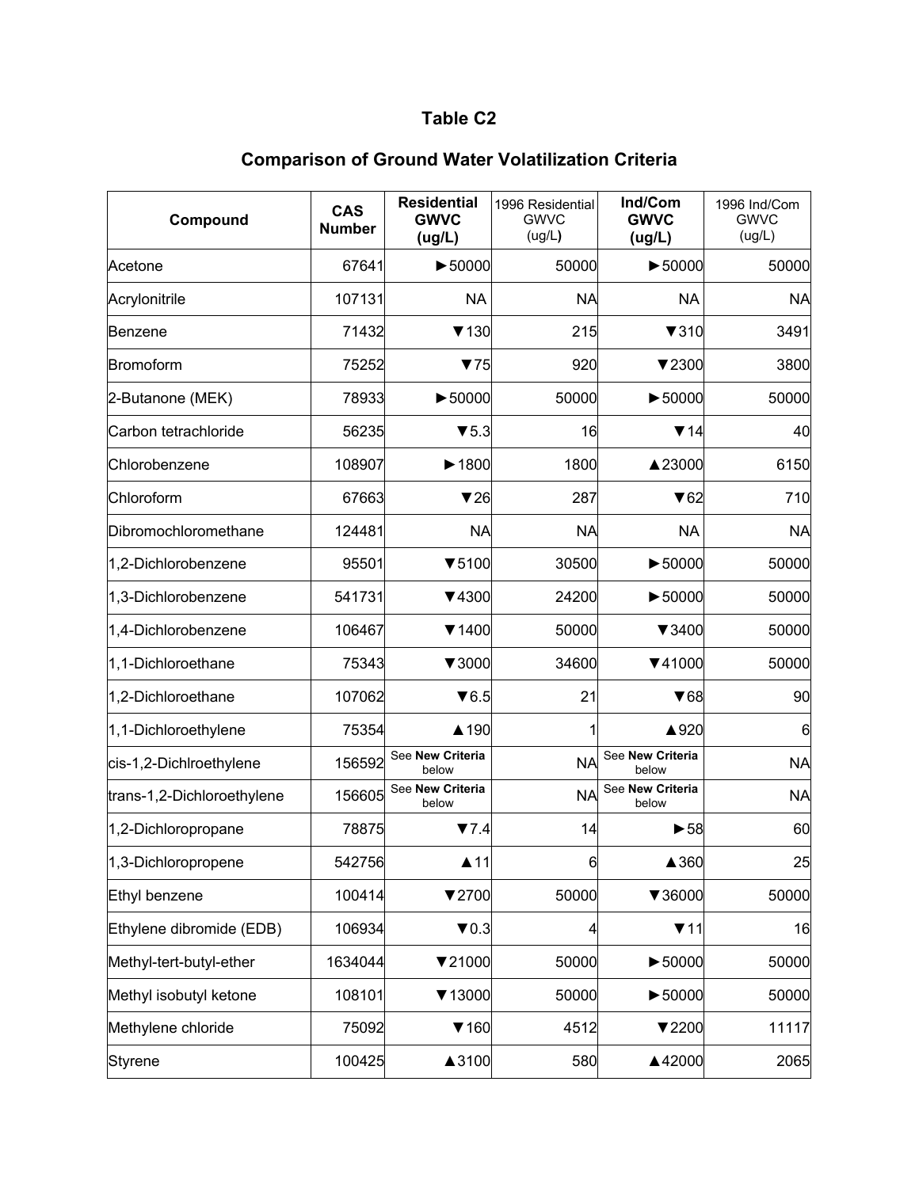# Table C2

## Comparison of Ground Water Volatilization Criteria

| Compound | CAS Number | Residential GWVC (ug/L) | 1996 Residential GWVC (ug/L) | Ind/Com GWVC (ug/L) | 1996 Ind/Com GWVC (ug/L) |
|---|---|---|---|---|---|
| Acetone | 67641 | ►50000 | 50000 | ►50000 | 50000 |
| Acrylonitrile | 107131 | NA | NA | NA | NA |
| Benzene | 71432 | ▼130 | 215 | ▼310 | 3491 |
| Bromoform | 75252 | ▼75 | 920 | ▼2300 | 3800 |
| 2-Butanone (MEK) | 78933 | ►50000 | 50000 | ►50000 | 50000 |
| Carbon tetrachloride | 56235 | ▼5.3 | 16 | ▼14 | 40 |
| Chlorobenzene | 108907 | ►1800 | 1800 | ▲23000 | 6150 |
| Chloroform | 67663 | ▼26 | 287 | ▼62 | 710 |
| Dibromochloromethane | 124481 | NA | NA | NA | NA |
| 1,2-Dichlorobenzene | 95501 | ▼5100 | 30500 | ►50000 | 50000 |
| 1,3-Dichlorobenzene | 541731 | ▼4300 | 24200 | ►50000 | 50000 |
| 1,4-Dichlorobenzene | 106467 | ▼1400 | 50000 | ▼3400 | 50000 |
| 1,1-Dichloroethane | 75343 | ▼3000 | 34600 | ▼41000 | 50000 |
| 1,2-Dichloroethane | 107062 | ▼6.5 | 21 | ▼68 | 90 |
| 1,1-Dichloroethylene | 75354 | ▲190 | 1 | ▲920 | 6 |
| cis-1,2-Dichlroethylene | 156592 | See **New Criteria** below | NA | See **New Criteria** below | NA |
| trans-1,2-Dichloroethylene | 156605 | See **New Criteria** below | NA | See **New Criteria** below | NA |
| 1,2-Dichloropropane | 78875 | ▼7.4 | 14 | ►58 | 60 |
| 1,3-Dichloropropene | 542756 | ▲11 | 6 | ▲360 | 25 |
| Ethyl benzene | 100414 | ▼2700 | 50000 | ▼36000 | 50000 |
| Ethylene dibromide (EDB) | 106934 | ▼0.3 | 4 | ▼11 | 16 |
| Methyl-tert-butyl-ether | 1634044 | ▼21000 | 50000 | ►50000 | 50000 |
| Methyl isobutyl ketone | 108101 | ▼13000 | 50000 | ►50000 | 50000 |
| Methylene chloride | 75092 | ▼160 | 4512 | ▼2200 | 11117 |
| Styrene | 100425 | ▲3100 | 580 | ▲42000 | 2065 |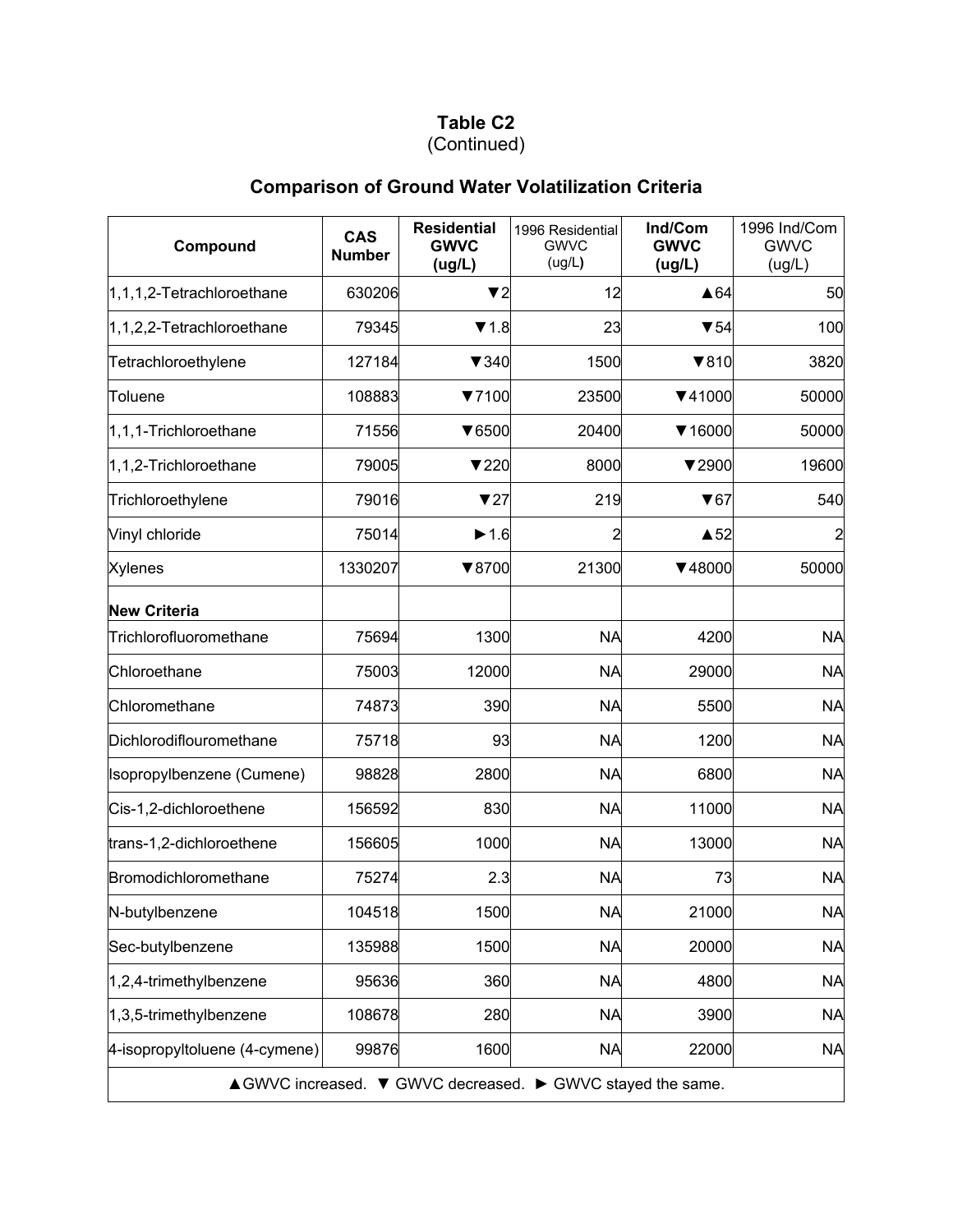# Table C2
(Continued)

## Comparison of Ground Water Volatilization Criteria

| Compound | CAS Number | Residential GWVC (ug/L) | 1996 Residential GWVC (ug/L) | Ind/Com GWVC (ug/L) | 1996 Ind/Com GWVC (ug/L) |
|---|---|---|---|---|---|
| 1,1,1,2-Tetrachloroethane | 630206 | ▼2 | 12 | ▲64 | 50 |
| 1,1,2,2-Tetrachloroethane | 79345 | ▼1.8 | 23 | ▼54 | 100 |
| Tetrachloroethylene | 127184 | ▼340 | 1500 | ▼810 | 3820 |
| Toluene | 108883 | ▼7100 | 23500 | ▼41000 | 50000 |
| 1,1,1-Trichloroethane | 71556 | ▼6500 | 20400 | ▼16000 | 50000 |
| 1,1,2-Trichloroethane | 79005 | ▼220 | 8000 | ▼2900 | 19600 |
| Trichloroethylene | 79016 | ▼27 | 219 | ▼67 | 540 |
| Vinyl chloride | 75014 | ►1.6 | 2 | ▲52 | 2 |
| Xylenes | 1330207 | ▼8700 | 21300 | ▼48000 | 50000 |
| **New Criteria** | | | | | |
| Trichlorofluoromethane | 75694 | 1300 | NA | 4200 | NA |
| Chloroethane | 75003 | 12000 | NA | 29000 | NA |
| Chloromethane | 74873 | 390 | NA | 5500 | NA |
| Dichlorodiflouromethane | 75718 | 93 | NA | 1200 | NA |
| Isopropylbenzene (Cumene) | 98828 | 2800 | NA | 6800 | NA |
| Cis-1,2-dichloroethene | 156592 | 830 | NA | 11000 | NA |
| trans-1,2-dichloroethene | 156605 | 1000 | NA | 13000 | NA |
| Bromodichloromethane | 75274 | 2.3 | NA | 73 | NA |
| N-butylbenzene | 104518 | 1500 | NA | 21000 | NA |
| Sec-butylbenzene | 135988 | 1500 | NA | 20000 | NA |
| 1,2,4-trimethylbenzene | 95636 | 360 | NA | 4800 | NA |
| 1,3,5-trimethylbenzene | 108678 | 280 | NA | 3900 | NA |
| 4-isopropyltoluene (4-cymene) | 99876 | 1600 | NA | 22000 | NA |

▲GWVC increased. ▼ GWVC decreased. ► GWVC stayed the same.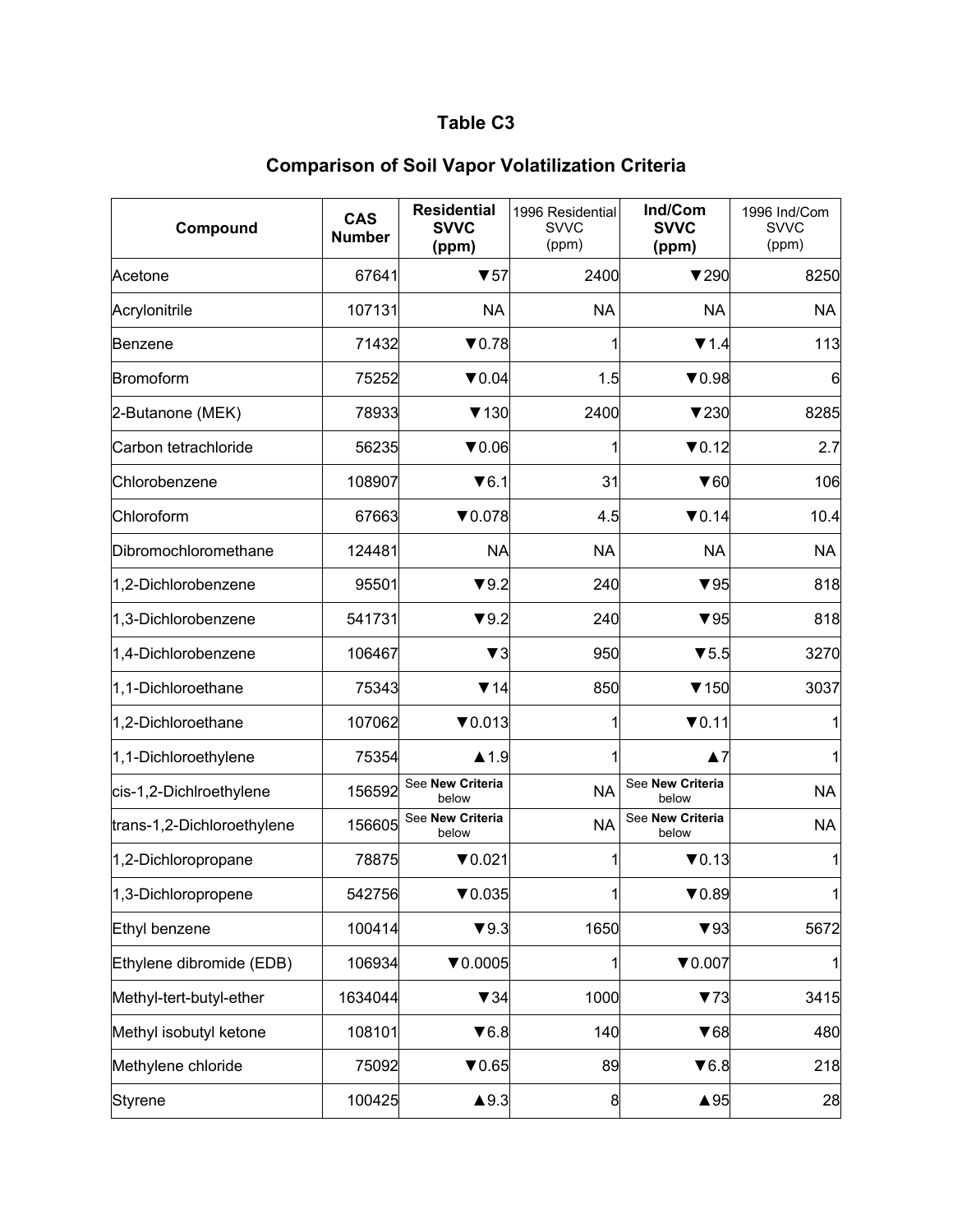# Table C3

## Comparison of Soil Vapor Volatilization Criteria

| Compound | CAS Number | Residential SVVC (ppm) | 1996 Residential SVVC (ppm) | Ind/Com SVVC (ppm) | 1996 Ind/Com SVVC (ppm) |
|---|---|---|---|---|---|
| Acetone | 67641 | ▼57 | 2400 | ▼290 | 8250 |
| Acrylonitrile | 107131 | NA | NA | NA | NA |
| Benzene | 71432 | ▼0.78 | 1 | ▼1.4 | 113 |
| Bromoform | 75252 | ▼0.04 | 1.5 | ▼0.98 | 6 |
| 2-Butanone (MEK) | 78933 | ▼130 | 2400 | ▼230 | 8285 |
| Carbon tetrachloride | 56235 | ▼0.06 | 1 | ▼0.12 | 2.7 |
| Chlorobenzene | 108907 | ▼6.1 | 31 | ▼60 | 106 |
| Chloroform | 67663 | ▼0.078 | 4.5 | ▼0.14 | 10.4 |
| Dibromochloromethane | 124481 | NA | NA | NA | NA |
| 1,2-Dichlorobenzene | 95501 | ▼9.2 | 240 | ▼95 | 818 |
| 1,3-Dichlorobenzene | 541731 | ▼9.2 | 240 | ▼95 | 818 |
| 1,4-Dichlorobenzene | 106467 | ▼3 | 950 | ▼5.5 | 3270 |
| 1,1-Dichloroethane | 75343 | ▼14 | 850 | ▼150 | 3037 |
| 1,2-Dichloroethane | 107062 | ▼0.013 | 1 | ▼0.11 | 1 |
| 1,1-Dichloroethylene | 75354 | ▲1.9 | 1 | ▲7 | 1 |
| cis-1,2-Dichlroethylene | 156592 | See **New Criteria** below | NA | See **New Criteria** below | NA |
| trans-1,2-Dichloroethylene | 156605 | See **New Criteria** below | NA | See **New Criteria** below | NA |
| 1,2-Dichloropropane | 78875 | ▼0.021 | 1 | ▼0.13 | 1 |
| 1,3-Dichloropropene | 542756 | ▼0.035 | 1 | ▼0.89 | 1 |
| Ethyl benzene | 100414 | ▼9.3 | 1650 | ▼93 | 5672 |
| Ethylene dibromide (EDB) | 106934 | ▼0.0005 | 1 | ▼0.007 | 1 |
| Methyl-tert-butyl-ether | 1634044 | ▼34 | 1000 | ▼73 | 3415 |
| Methyl isobutyl ketone | 108101 | ▼6.8 | 140 | ▼68 | 480 |
| Methylene chloride | 75092 | ▼0.65 | 89 | ▼6.8 | 218 |
| Styrene | 100425 | ▲9.3 | 8 | ▲95 | 28 |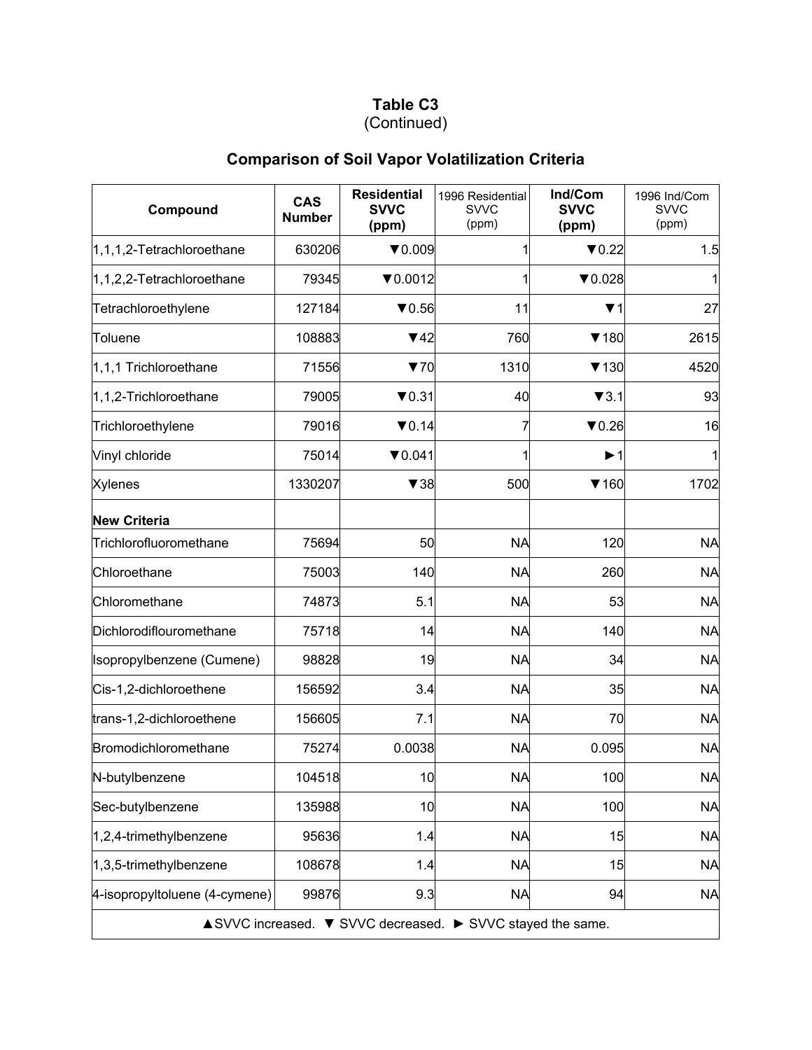**Table C3**
(Continued)

## Comparison of Soil Vapor Volatilization Criteria

| Compound | CAS Number | Residential SVVC (ppm) | 1996 Residential SVVC (ppm) | Ind/Com SVVC (ppm) | 1996 Ind/Com SVVC (ppm) |
|---|---|---|---|---|---|
| 1,1,1,2-Tetrachloroethane | 630206 | ▼0.009 | 1 | ▼0.22 | 1.5 |
| 1,1,2,2-Tetrachloroethane | 79345 | ▼0.0012 | 1 | ▼0.028 | 1 |
| Tetrachloroethylene | 127184 | ▼0.56 | 11 | ▼1 | 27 |
| Toluene | 108883 | ▼42 | 760 | ▼180 | 2615 |
| 1,1,1 Trichloroethane | 71556 | ▼70 | 1310 | ▼130 | 4520 |
| 1,1,2-Trichloroethane | 79005 | ▼0.31 | 40 | ▼3.1 | 93 |
| Trichloroethylene | 79016 | ▼0.14 | 7 | ▼0.26 | 16 |
| Vinyl chloride | 75014 | ▼0.041 | 1 | ►1 | 1 |
| Xylenes | 1330207 | ▼38 | 500 | ▼160 | 1702 |
| **New Criteria** | | | | | |
| Trichlorofluoromethane | 75694 | 50 | NA | 120 | NA |
| Chloroethane | 75003 | 140 | NA | 260 | NA |
| Chloromethane | 74873 | 5.1 | NA | 53 | NA |
| Dichlorodiflouromethane | 75718 | 14 | NA | 140 | NA |
| Isopropylbenzene (Cumene) | 98828 | 19 | NA | 34 | NA |
| Cis-1,2-dichloroethene | 156592 | 3.4 | NA | 35 | NA |
| trans-1,2-dichloroethene | 156605 | 7.1 | NA | 70 | NA |
| Bromodichloromethane | 75274 | 0.0038 | NA | 0.095 | NA |
| N-butylbenzene | 104518 | 10 | NA | 100 | NA |
| Sec-butylbenzene | 135988 | 10 | NA | 100 | NA |
| 1,2,4-trimethylbenzene | 95636 | 1.4 | NA | 15 | NA |
| 1,3,5-trimethylbenzene | 108678 | 1.4 | NA | 15 | NA |
| 4-isopropyltoluene (4-cymene) | 99876 | 9.3 | NA | 94 | NA |

▲SVVC increased. ▼ SVVC decreased. ► SVVC stayed the same.